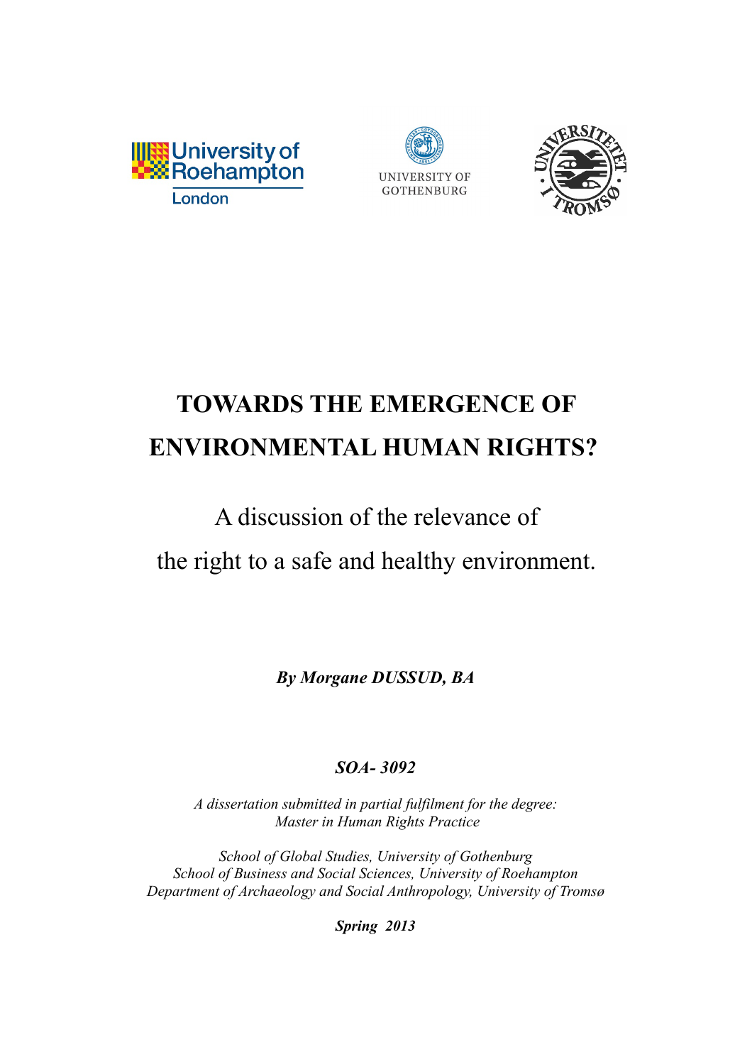University of Roehampton
London

UNIVERSITY OF GOTHENBURG

# TOWARDS THE EMERGENCE OF ENVIRONMENTAL HUMAN RIGHTS?

## A discussion of the relevance of the right to a safe and healthy environment.

***By Morgane DUSSUD, BA***

***SOA- 3092***

*A dissertation submitted in partial fulfilment for the degree:*
*Master in Human Rights Practice*

*School of Global Studies, University of Gothenburg*
*School of Business and Social Sciences, University of Roehampton*
*Department of Archaeology and Social Anthropology, University of Tromsø*

***Spring 2013***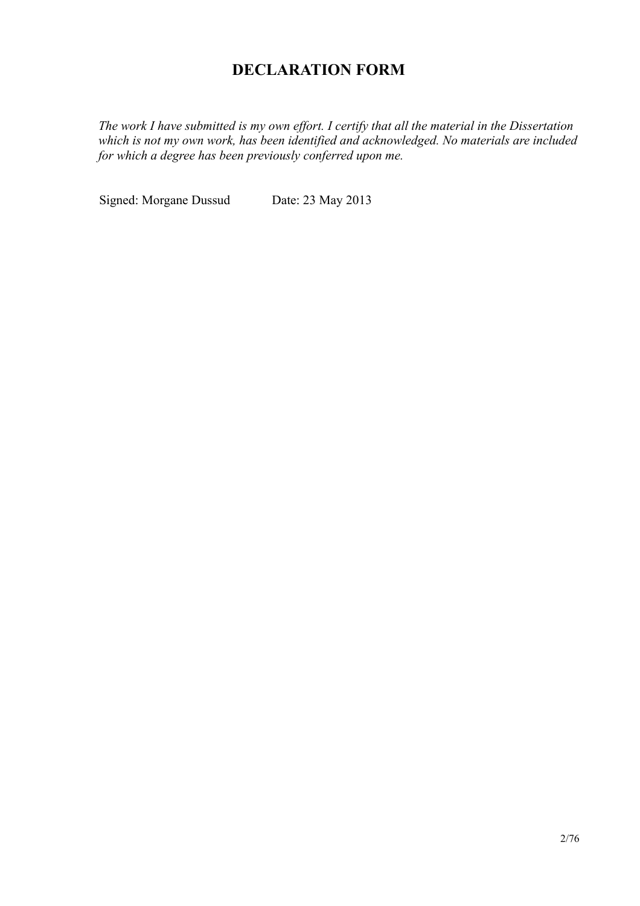# DECLARATION FORM

*The work I have submitted is my own effort. I certify that all the material in the Dissertation which is not my own work, has been identified and acknowledged. No materials are included for which a degree has been previously conferred upon me.*

Signed: Morgane Dussud Date: 23 May 2013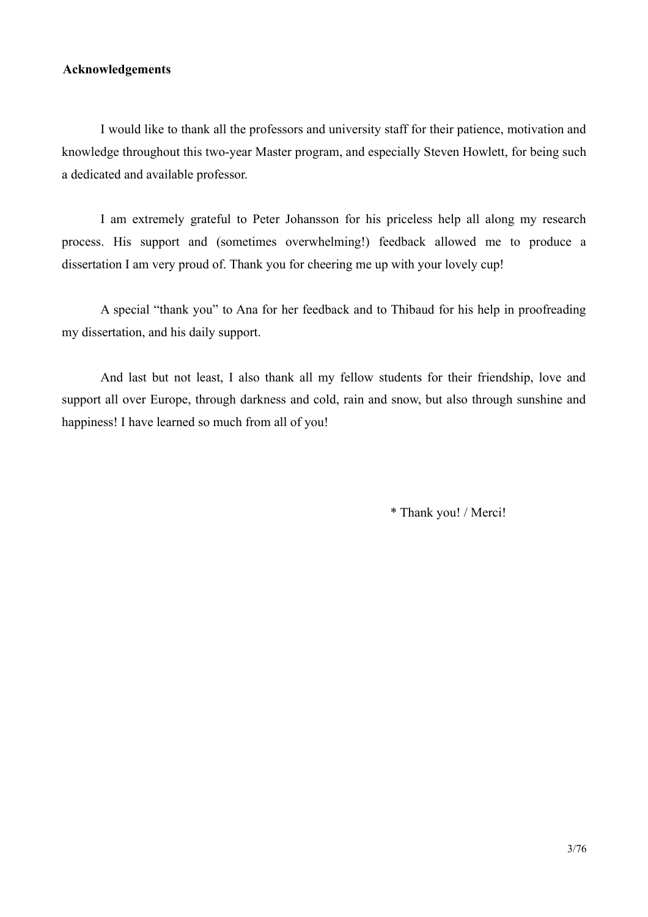## Acknowledgements

I would like to thank all the professors and university staff for their patience, motivation and knowledge throughout this two-year Master program, and especially Steven Howlett, for being such a dedicated and available professor.

I am extremely grateful to Peter Johansson for his priceless help all along my research process. His support and (sometimes overwhelming!) feedback allowed me to produce a dissertation I am very proud of. Thank you for cheering me up with your lovely cup!

A special "thank you" to Ana for her feedback and to Thibaud for his help in proofreading my dissertation, and his daily support.

And last but not least, I also thank all my fellow students for their friendship, love and support all over Europe, through darkness and cold, rain and snow, but also through sunshine and happiness! I have learned so much from all of you!

\* Thank you! / Merci!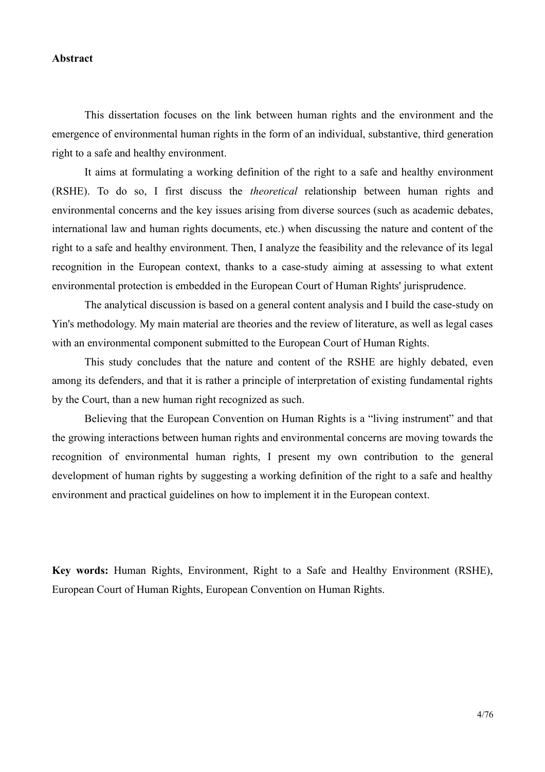**Abstract**

This dissertation focuses on the link between human rights and the environment and the emergence of environmental human rights in the form of an individual, substantive, third generation right to a safe and healthy environment.

It aims at formulating a working definition of the right to a safe and healthy environment (RSHE). To do so, I first discuss the *theoretical* relationship between human rights and environmental concerns and the key issues arising from diverse sources (such as academic debates, international law and human rights documents, etc.) when discussing the nature and content of the right to a safe and healthy environment. Then, I analyze the feasibility and the relevance of its legal recognition in the European context, thanks to a case-study aiming at assessing to what extent environmental protection is embedded in the European Court of Human Rights' jurisprudence.

The analytical discussion is based on a general content analysis and I build the case-study on Yin's methodology. My main material are theories and the review of literature, as well as legal cases with an environmental component submitted to the European Court of Human Rights.

This study concludes that the nature and content of the RSHE are highly debated, even among its defenders, and that it is rather a principle of interpretation of existing fundamental rights by the Court, than a new human right recognized as such.

Believing that the European Convention on Human Rights is a "living instrument" and that the growing interactions between human rights and environmental concerns are moving towards the recognition of environmental human rights, I present my own contribution to the general development of human rights by suggesting a working definition of the right to a safe and healthy environment and practical guidelines on how to implement it in the European context.

**Key words:** Human Rights, Environment, Right to a Safe and Healthy Environment (RSHE), European Court of Human Rights, European Convention on Human Rights.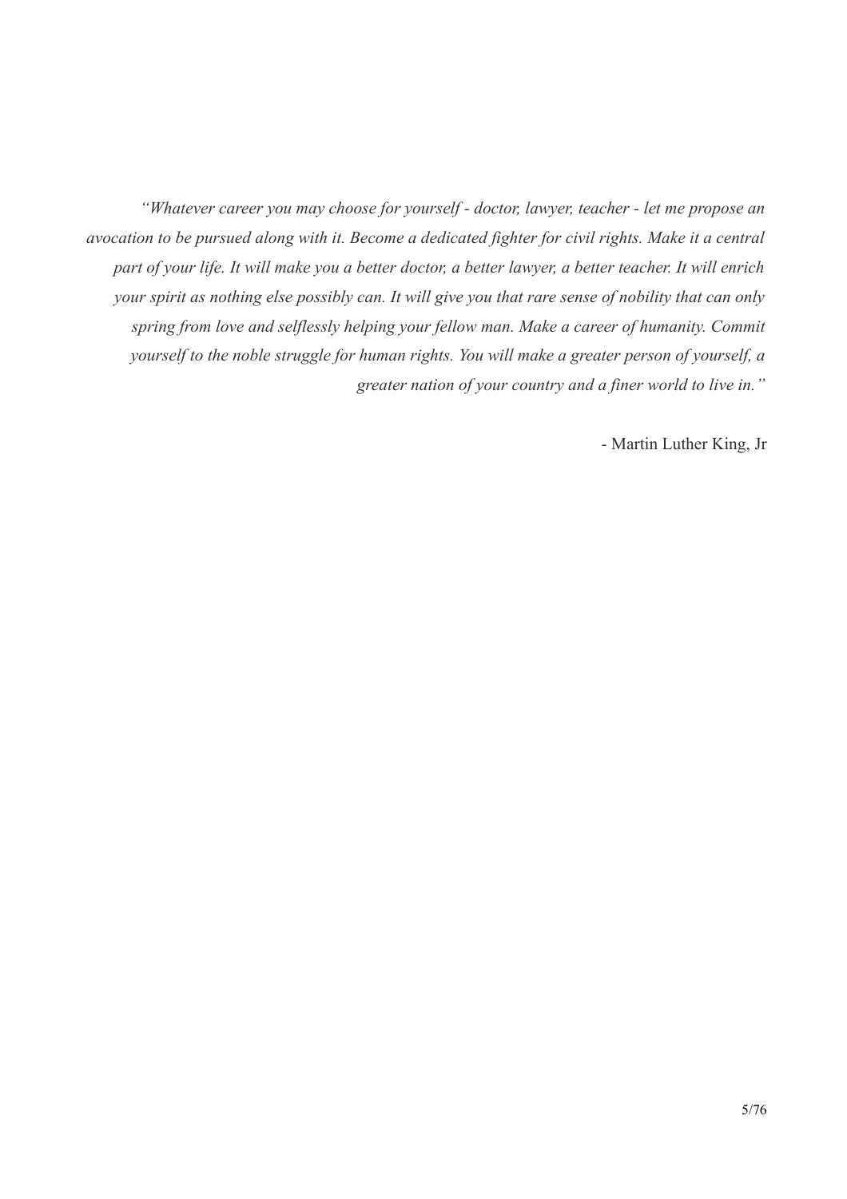*"Whatever career you may choose for yourself - doctor, lawyer, teacher - let me propose an avocation to be pursued along with it. Become a dedicated fighter for civil rights. Make it a central part of your life. It will make you a better doctor, a better lawyer, a better teacher. It will enrich your spirit as nothing else possibly can. It will give you that rare sense of nobility that can only spring from love and selflessly helping your fellow man. Make a career of humanity. Commit yourself to the noble struggle for human rights. You will make a greater person of yourself, a greater nation of your country and a finer world to live in."*

- Martin Luther King, Jr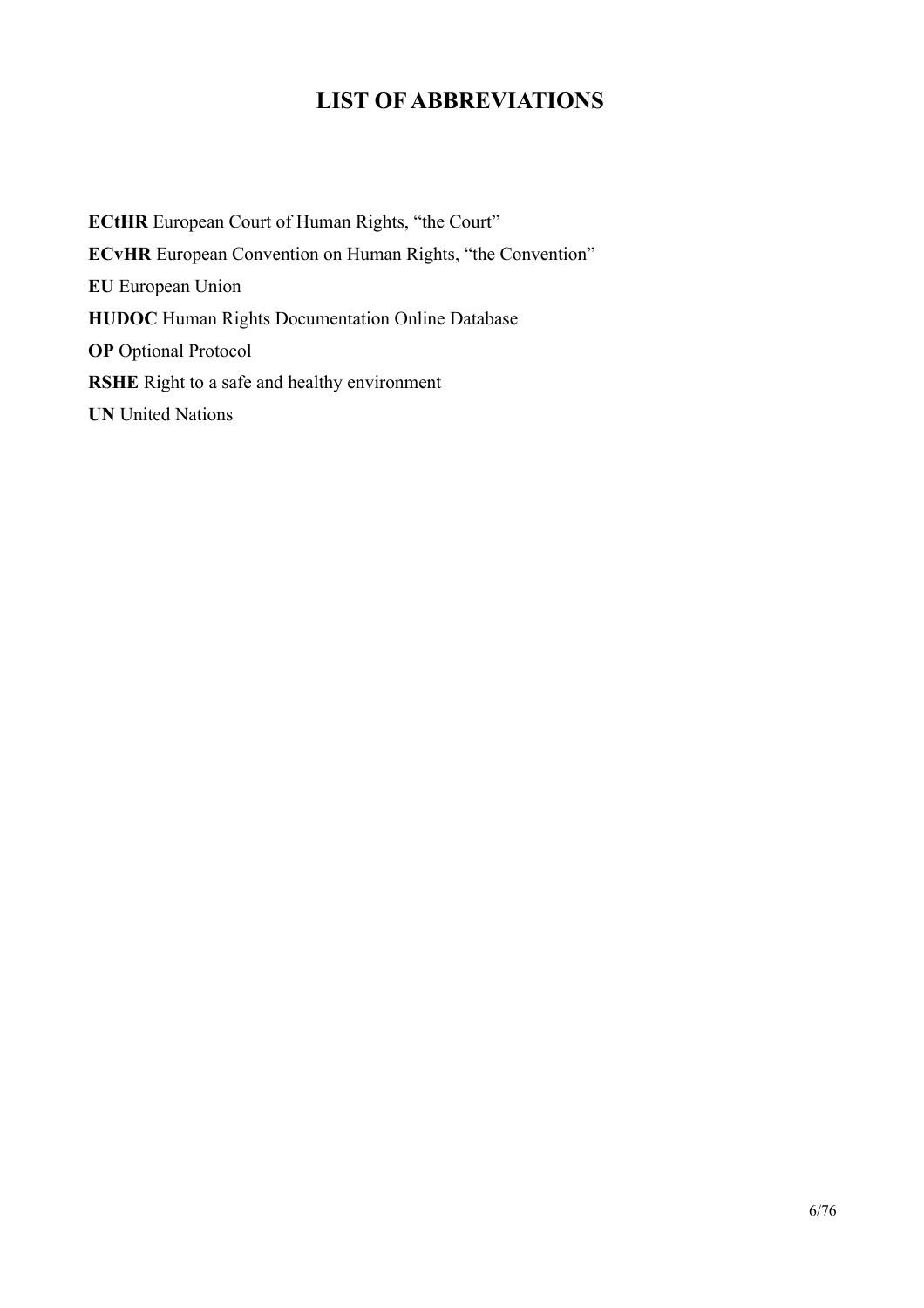# LIST OF ABBREVIATIONS

**ECtHR** European Court of Human Rights, “the Court”

**ECvHR** European Convention on Human Rights, “the Convention”

**EU** European Union

**HUDOC** Human Rights Documentation Online Database

**OP** Optional Protocol

**RSHE** Right to a safe and healthy environment

**UN** United Nations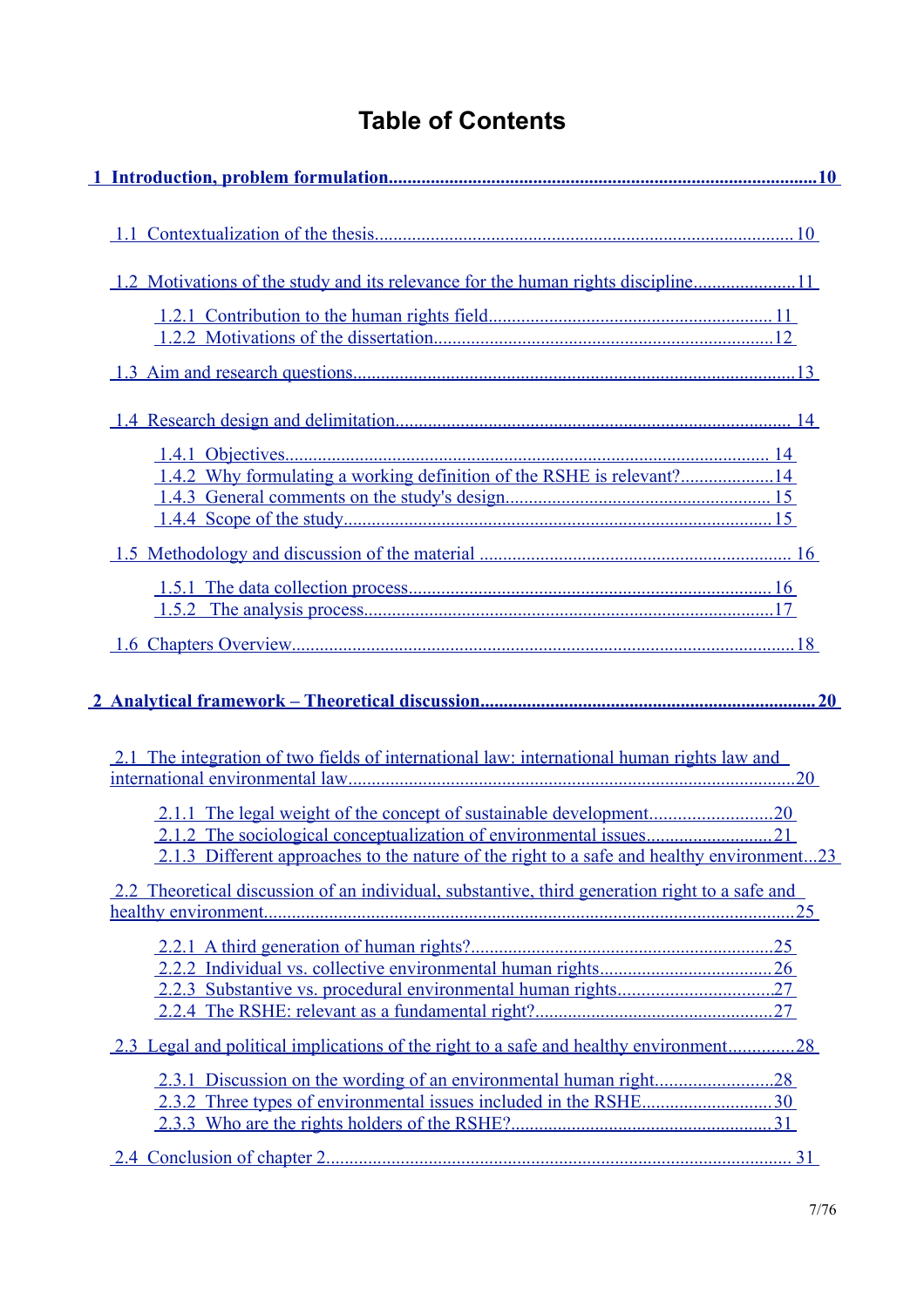# Table of Contents

**1 Introduction, problem formulation..........................................................................................10**

1.1 Contextualization of the thesis.......................................................................................... 10

1.2 Motivations of the study and its relevance for the human rights discipline......................11

- 1.2.1 Contribution to the human rights field............................................................. 11
- 1.2.2 Motivations of the dissertation..........................................................................12

1.3 Aim and research questions...............................................................................................13

1.4 Research design and delimitation..................................................................................... 14

- 1.4.1 Objectives......................................................................................................... 14
- 1.4.2 Why formulating a working definition of the RSHE is relevant?....................14
- 1.4.3 General comments on the study's design.......................................................... 15
- 1.4.4 Scope of the study............................................................................................. 15

1.5 Methodology and discussion of the material ................................................................... 16

- 1.5.1 The data collection process.............................................................................. 16
- 1.5.2 The analysis process.........................................................................................17

1.6 Chapters Overview............................................................................................................18

**2 Analytical framework – Theoretical discussion....................................................................... 20**

2.1 The integration of two fields of international law: international human rights law and international environmental law...........................................................................................20

- 2.1.1 The legal weight of the concept of sustainable development...........................20
- 2.1.2 The sociological conceptualization of environmental issues........................... 21
- 2.1.3 Different approaches to the nature of the right to a safe and healthy environment...23

2.2 Theoretical discussion of an individual, substantive, third generation right to a safe and healthy environment...................................................................................................25

- 2.2.1 A third generation of human rights?.................................................................25
- 2.2.2 Individual vs. collective environmental human rights.....................................26
- 2.2.3 Substantive vs. procedural environmental human rights..................................27
- 2.2.4 The RSHE: relevant as a fundamental right?....................................................27

2.3 Legal and political implications of the right to a safe and healthy environment..............28

- 2.3.1 Discussion on the wording of an environmental human right.........................28
- 2.3.2 Three types of environmental issues included in the RSHE............................30
- 2.3.3 Who are the rights holders of the RSHE?........................................................ 31

2.4 Conclusion of chapter 2.................................................................................................... 31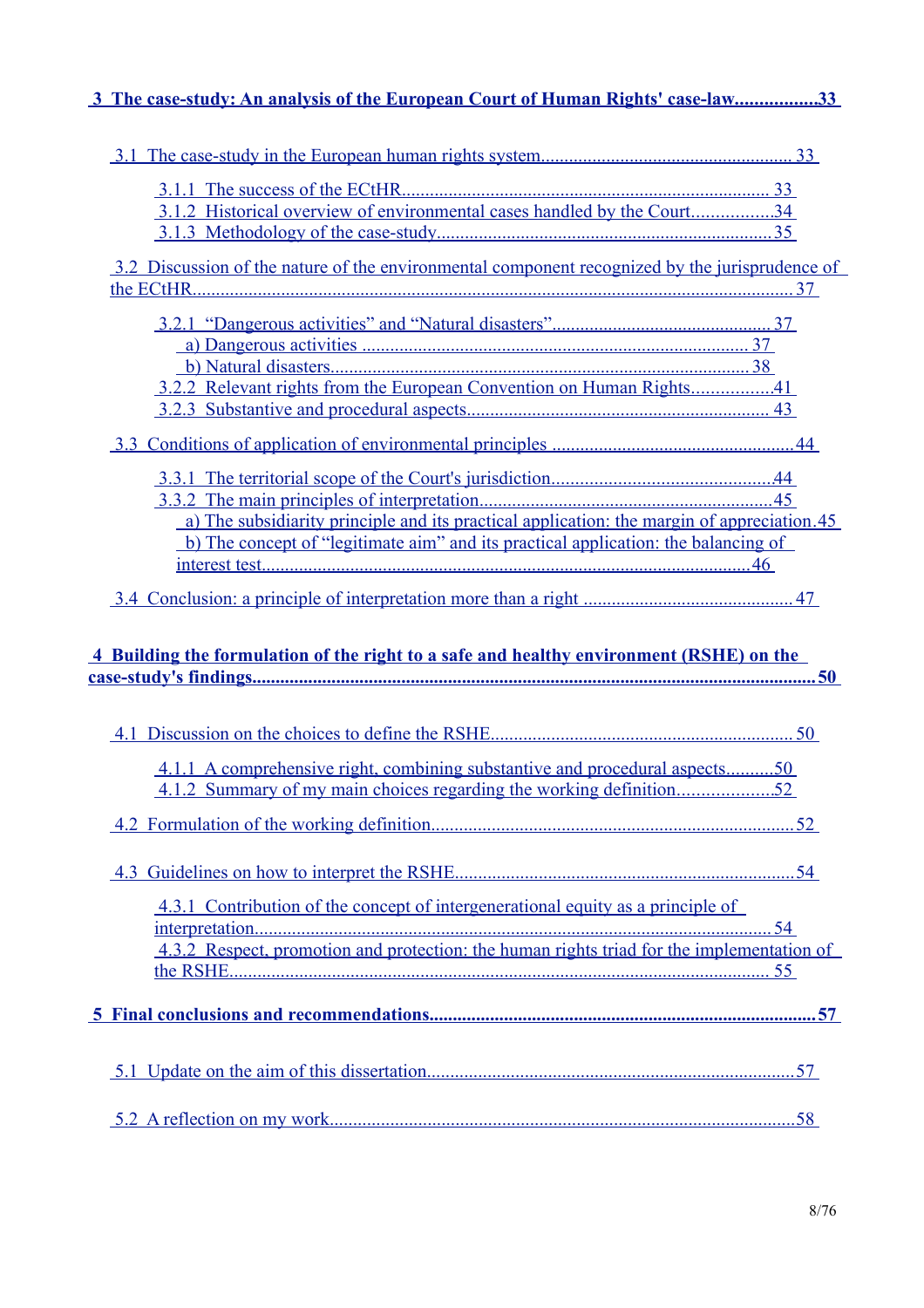**3 The case-study: An analysis of the European Court of Human Rights' case-law.................33**

3.1 The case-study in the European human rights system...................................................... 33

3.1.1 The success of the ECtHR............................................................................... 33
3.1.2 Historical overview of environmental cases handled by the Court.................34
3.1.3 Methodology of the case-study........................................................................35

3.2 Discussion of the nature of the environmental component recognized by the jurisprudence of the ECtHR.................................................................................................................................. 37

3.2.1 "Dangerous activities" and "Natural disasters".............................................. 37
a) Dangerous activities ................................................................................... 37
b) Natural disasters.......................................................................................... 38
3.2.2 Relevant rights from the European Convention on Human Rights.................41
3.2.3 Substantive and procedural aspects................................................................. 43

3.3 Conditions of application of environmental principles .....................................................44

3.3.1 The territorial scope of the Court's jurisdiction...............................................44
3.3.2 The main principles of interpretation...............................................................45
a) The subsidiarity principle and its practical application: the margin of appreciation.45
b) The concept of "legitimate aim" and its practical application: the balancing of interest test.........................................................................................................46

3.4 Conclusion: a principle of interpretation more than a right ............................................ 47

**4 Building the formulation of the right to a safe and healthy environment (RSHE) on the case-study's findings..........................................................................................................................50**

4.1 Discussion on the choices to define the RSHE................................................................. 50

4.1.1 A comprehensive right, combining substantive and procedural aspects..........50
4.1.2 Summary of my main choices regarding the working definition....................52

4.2 Formulation of the working definition..............................................................................52

4.3 Guidelines on how to interpret the RSHE.........................................................................54

4.3.1 Contribution of the concept of intergenerational equity as a principle of interpretation................................................................................................................ 54
4.3.2 Respect, promotion and protection: the human rights triad for the implementation of the RSHE.................................................................................................................... 55

**5 Final conclusions and recommendations.................................................................................57**

5.1 Update on the aim of this dissertation...............................................................................57

5.2 A reflection on my work....................................................................................................58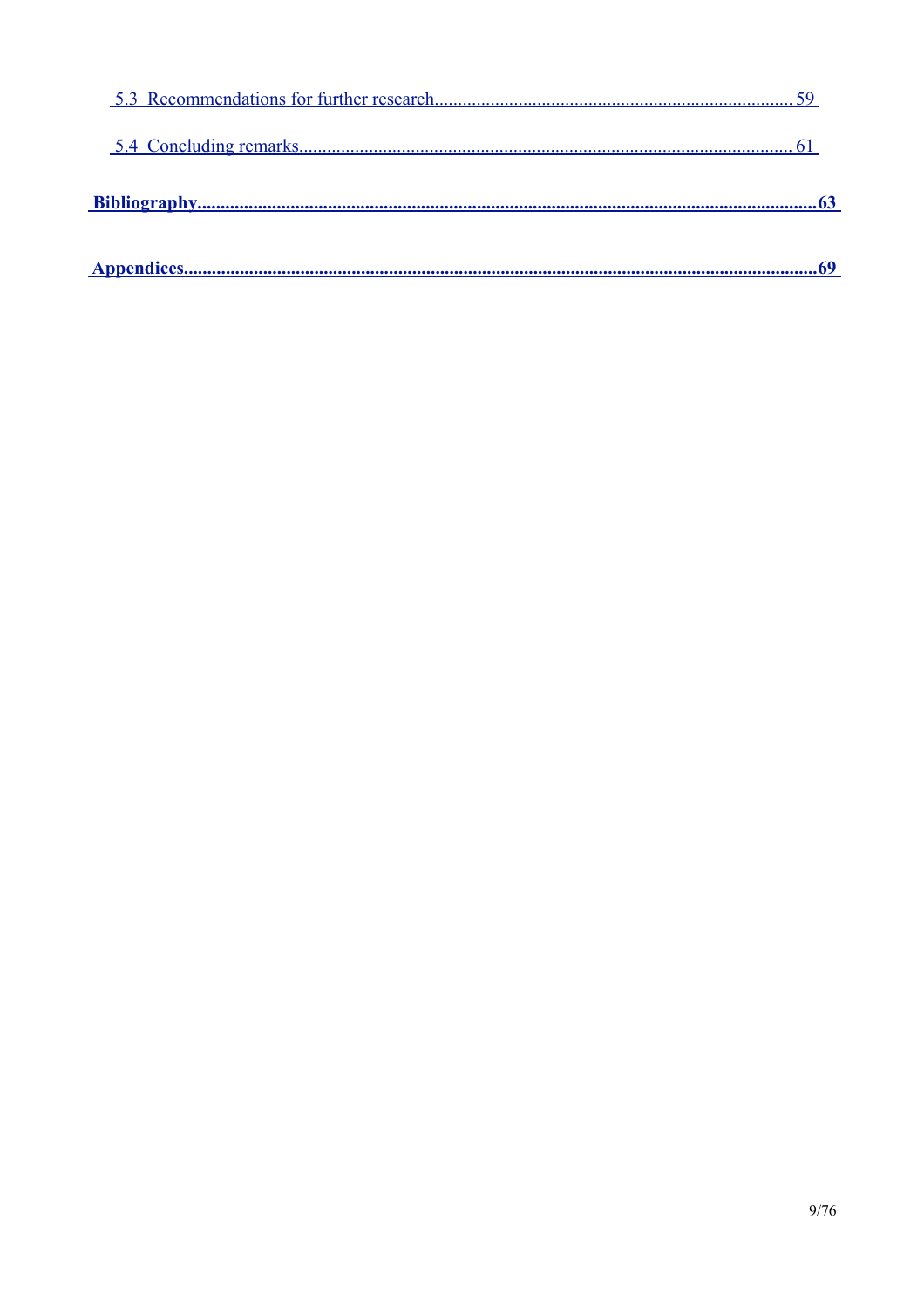5.3 Recommendations for further research.......................................................................... 59

5.4 Concluding remarks........................................................................................................ 61

**Bibliography.....................................................................................................................................63**

**Appendices.......................................................................................................................................69**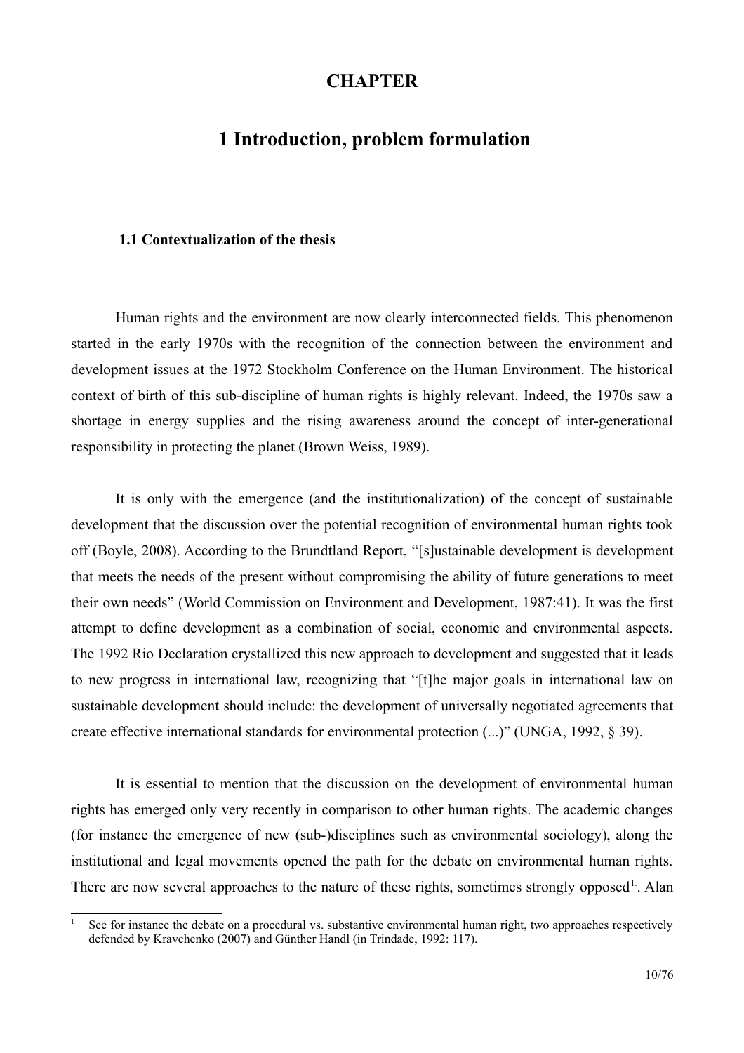# CHAPTER

# 1 Introduction, problem formulation

### 1.1 Contextualization of the thesis

Human rights and the environment are now clearly interconnected fields. This phenomenon started in the early 1970s with the recognition of the connection between the environment and development issues at the 1972 Stockholm Conference on the Human Environment. The historical context of birth of this sub-discipline of human rights is highly relevant. Indeed, the 1970s saw a shortage in energy supplies and the rising awareness around the concept of inter-generational responsibility in protecting the planet (Brown Weiss, 1989).

It is only with the emergence (and the institutionalization) of the concept of sustainable development that the discussion over the potential recognition of environmental human rights took off (Boyle, 2008). According to the Brundtland Report, "[s]ustainable development is development that meets the needs of the present without compromising the ability of future generations to meet their own needs" (World Commission on Environment and Development, 1987:41). It was the first attempt to define development as a combination of social, economic and environmental aspects. The 1992 Rio Declaration crystallized this new approach to development and suggested that it leads to new progress in international law, recognizing that "[t]he major goals in international law on sustainable development should include: the development of universally negotiated agreements that create effective international standards for environmental protection (...)" (UNGA, 1992, § 39).

It is essential to mention that the discussion on the development of environmental human rights has emerged only very recently in comparison to other human rights. The academic changes (for instance the emergence of new (sub-)disciplines such as environmental sociology), along the institutional and legal movements opened the path for the debate on environmental human rights. There are now several approaches to the nature of these rights, sometimes strongly opposed[1]. Alan

[1] See for instance the debate on a procedural vs. substantive environmental human right, two approaches respectively defended by Kravchenko (2007) and Günther Handl (in Trindade, 1992: 117).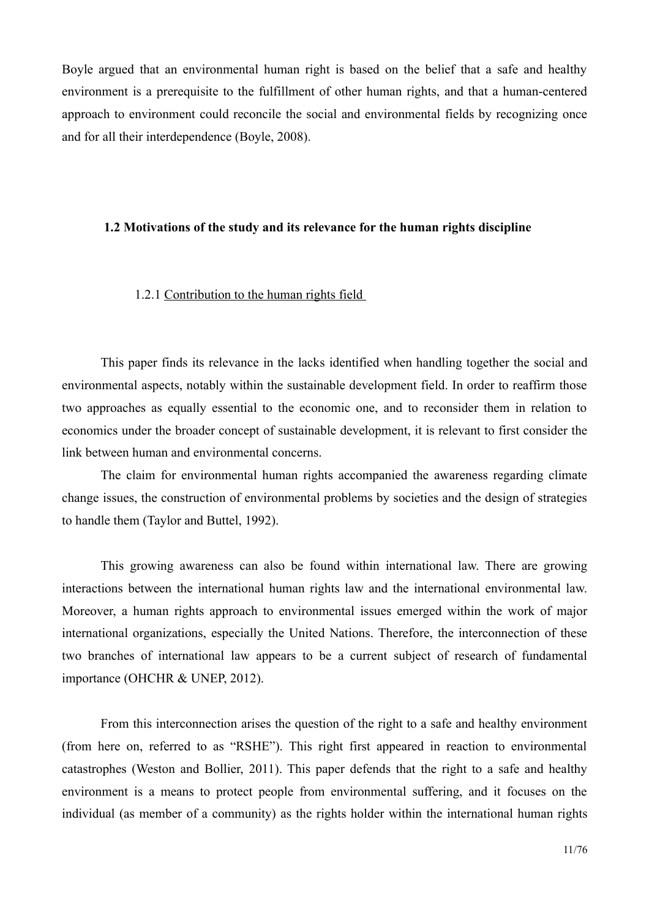Boyle argued that an environmental human right is based on the belief that a safe and healthy environment is a prerequisite to the fulfillment of other human rights, and that a human-centered approach to environment could reconcile the social and environmental fields by recognizing once and for all their interdependence (Boyle, 2008).

## 1.2 Motivations of the study and its relevance for the human rights discipline

### 1.2.1 Contribution to the human rights field

This paper finds its relevance in the lacks identified when handling together the social and environmental aspects, notably within the sustainable development field. In order to reaffirm those two approaches as equally essential to the economic one, and to reconsider them in relation to economics under the broader concept of sustainable development, it is relevant to first consider the link between human and environmental concerns.

The claim for environmental human rights accompanied the awareness regarding climate change issues, the construction of environmental problems by societies and the design of strategies to handle them (Taylor and Buttel, 1992).

This growing awareness can also be found within international law. There are growing interactions between the international human rights law and the international environmental law. Moreover, a human rights approach to environmental issues emerged within the work of major international organizations, especially the United Nations. Therefore, the interconnection of these two branches of international law appears to be a current subject of research of fundamental importance (OHCHR & UNEP, 2012).

From this interconnection arises the question of the right to a safe and healthy environment (from here on, referred to as "RSHE"). This right first appeared in reaction to environmental catastrophes (Weston and Bollier, 2011). This paper defends that the right to a safe and healthy environment is a means to protect people from environmental suffering, and it focuses on the individual (as member of a community) as the rights holder within the international human rights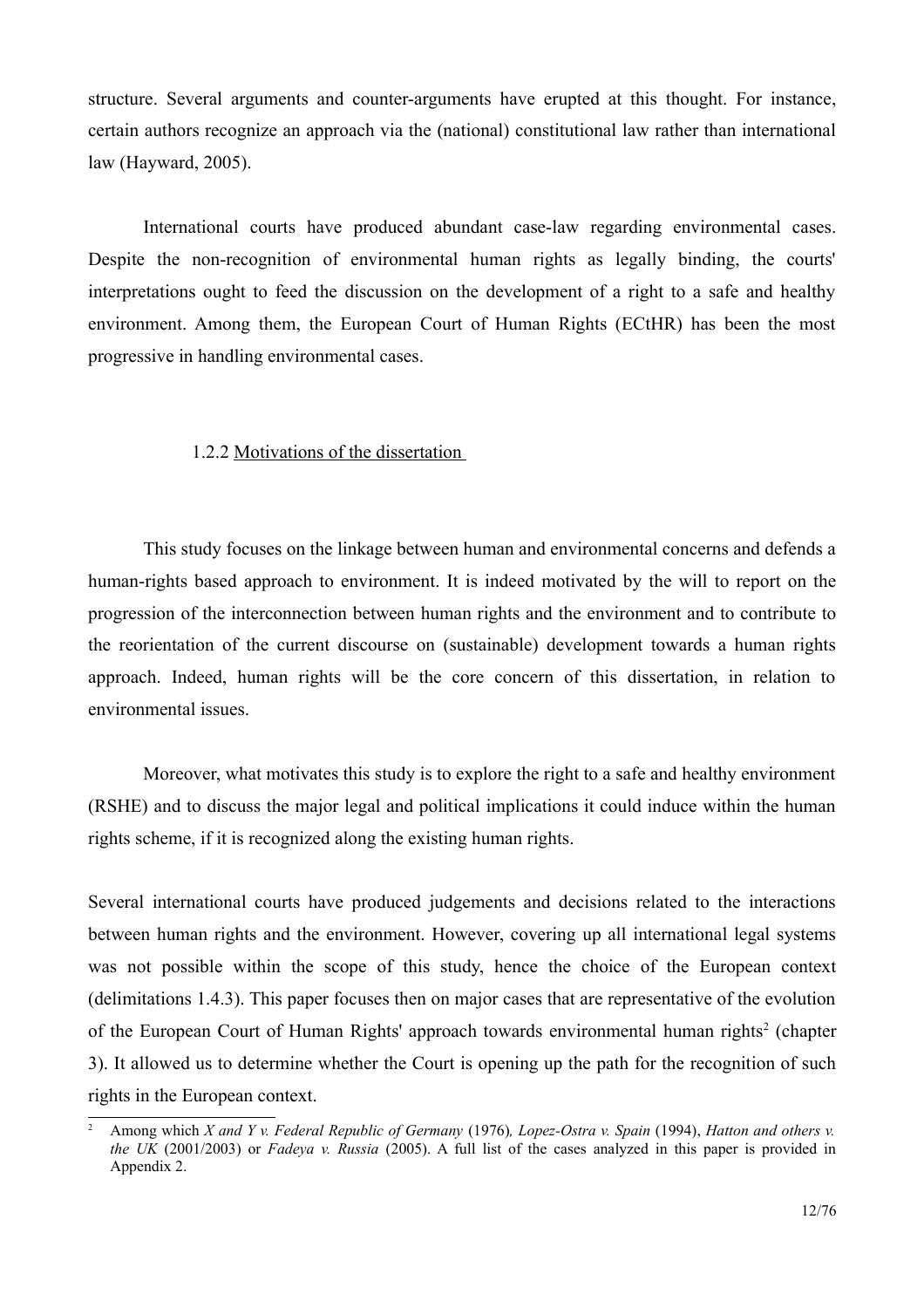structure. Several arguments and counter-arguments have erupted at this thought. For instance, certain authors recognize an approach via the (national) constitutional law rather than international law (Hayward, 2005).

International courts have produced abundant case-law regarding environmental cases. Despite the non-recognition of environmental human rights as legally binding, the courts' interpretations ought to feed the discussion on the development of a right to a safe and healthy environment. Among them, the European Court of Human Rights (ECtHR) has been the most progressive in handling environmental cases.

### 1.2.2 Motivations of the dissertation

This study focuses on the linkage between human and environmental concerns and defends a human-rights based approach to environment. It is indeed motivated by the will to report on the progression of the interconnection between human rights and the environment and to contribute to the reorientation of the current discourse on (sustainable) development towards a human rights approach. Indeed, human rights will be the core concern of this dissertation, in relation to environmental issues.

Moreover, what motivates this study is to explore the right to a safe and healthy environment (RSHE) and to discuss the major legal and political implications it could induce within the human rights scheme, if it is recognized along the existing human rights.

Several international courts have produced judgements and decisions related to the interactions between human rights and the environment. However, covering up all international legal systems was not possible within the scope of this study, hence the choice of the European context (delimitations 1.4.3). This paper focuses then on major cases that are representative of the evolution of the European Court of Human Rights' approach towards environmental human rights[2] (chapter 3). It allowed us to determine whether the Court is opening up the path for the recognition of such rights in the European context.

---

[2] Among which *X and Y v. Federal Republic of Germany* (1976), *Lopez-Ostra v. Spain* (1994), *Hatton and others v. the UK* (2001/2003) or *Fadeya v. Russia* (2005). A full list of the cases analyzed in this paper is provided in Appendix 2.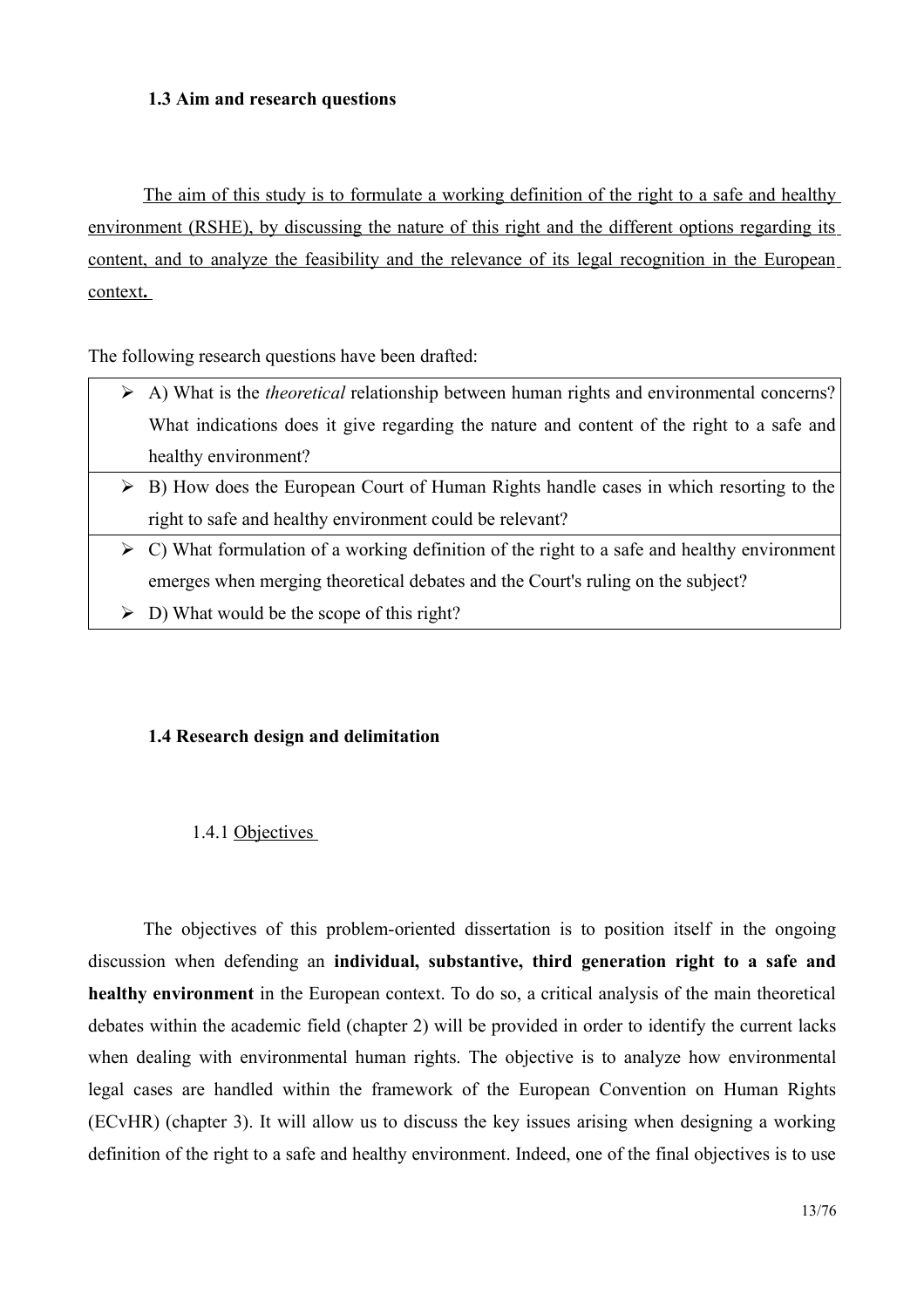### 1.3 Aim and research questions

The aim of this study is to formulate a working definition of the right to a safe and healthy environment (RSHE), by discussing the nature of this right and the different options regarding its content, and to analyze the feasibility and the relevance of its legal recognition in the European context.

The following research questions have been drafted:

- A) What is the *theoretical* relationship between human rights and environmental concerns? What indications does it give regarding the nature and content of the right to a safe and healthy environment?
- B) How does the European Court of Human Rights handle cases in which resorting to the right to safe and healthy environment could be relevant?
- C) What formulation of a working definition of the right to a safe and healthy environment emerges when merging theoretical debates and the Court's ruling on the subject?
- D) What would be the scope of this right?

### 1.4 Research design and delimitation

#### 1.4.1 Objectives

The objectives of this problem-oriented dissertation is to position itself in the ongoing discussion when defending an **individual, substantive, third generation right to a safe and healthy environment** in the European context. To do so, a critical analysis of the main theoretical debates within the academic field (chapter 2) will be provided in order to identify the current lacks when dealing with environmental human rights. The objective is to analyze how environmental legal cases are handled within the framework of the European Convention on Human Rights (ECvHR) (chapter 3). It will allow us to discuss the key issues arising when designing a working definition of the right to a safe and healthy environment. Indeed, one of the final objectives is to use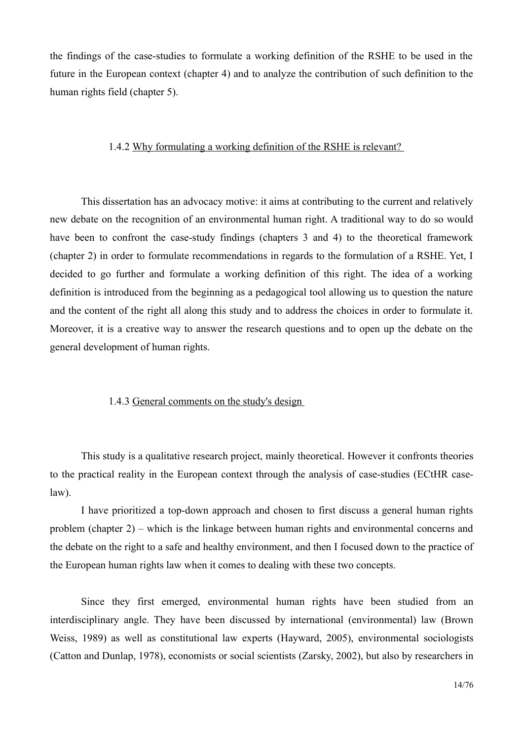the findings of the case-studies to formulate a working definition of the RSHE to be used in the future in the European context (chapter 4) and to analyze the contribution of such definition to the human rights field (chapter 5).

### 1.4.2 Why formulating a working definition of the RSHE is relevant?

This dissertation has an advocacy motive: it aims at contributing to the current and relatively new debate on the recognition of an environmental human right. A traditional way to do so would have been to confront the case-study findings (chapters 3 and 4) to the theoretical framework (chapter 2) in order to formulate recommendations in regards to the formulation of a RSHE. Yet, I decided to go further and formulate a working definition of this right. The idea of a working definition is introduced from the beginning as a pedagogical tool allowing us to question the nature and the content of the right all along this study and to address the choices in order to formulate it. Moreover, it is a creative way to answer the research questions and to open up the debate on the general development of human rights.

### 1.4.3 General comments on the study's design

This study is a qualitative research project, mainly theoretical. However it confronts theories to the practical reality in the European context through the analysis of case-studies (ECtHR case-law).

I have prioritized a top-down approach and chosen to first discuss a general human rights problem (chapter 2) – which is the linkage between human rights and environmental concerns and the debate on the right to a safe and healthy environment, and then I focused down to the practice of the European human rights law when it comes to dealing with these two concepts.

Since they first emerged, environmental human rights have been studied from an interdisciplinary angle. They have been discussed by international (environmental) law (Brown Weiss, 1989) as well as constitutional law experts (Hayward, 2005), environmental sociologists (Catton and Dunlap, 1978), economists or social scientists (Zarsky, 2002), but also by researchers in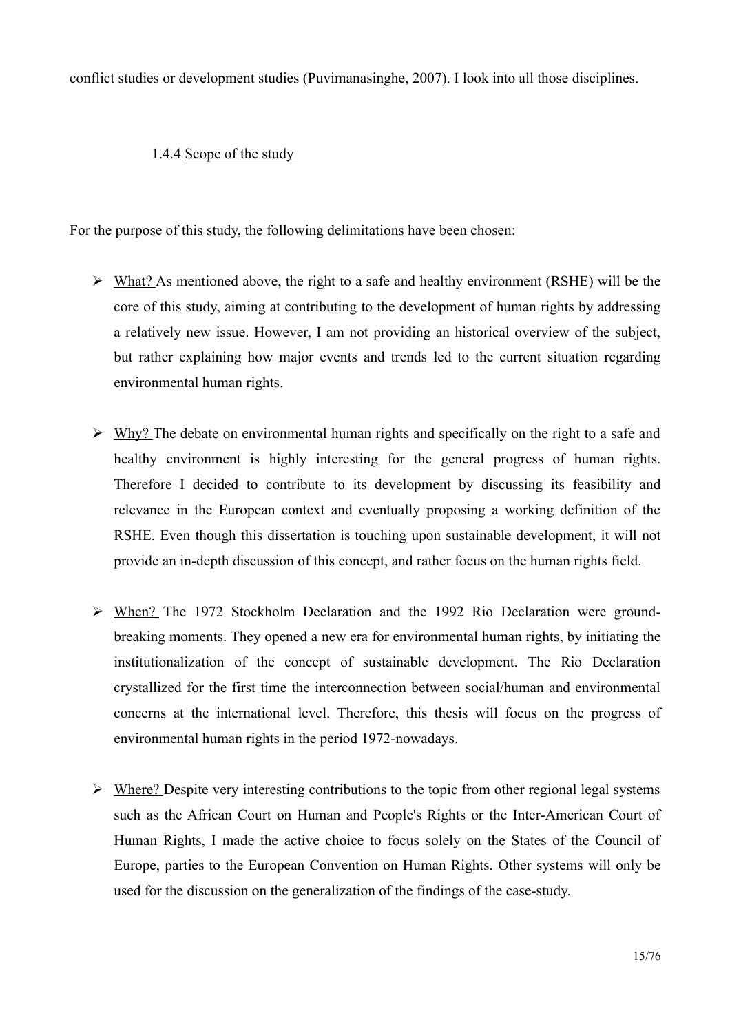conflict studies or development studies (Puvimanasinghe, 2007). I look into all those disciplines.

#### 1.4.4 Scope of the study

For the purpose of this study, the following delimitations have been chosen:

- What? As mentioned above, the right to a safe and healthy environment (RSHE) will be the core of this study, aiming at contributing to the development of human rights by addressing a relatively new issue. However, I am not providing an historical overview of the subject, but rather explaining how major events and trends led to the current situation regarding environmental human rights.

- Why? The debate on environmental human rights and specifically on the right to a safe and healthy environment is highly interesting for the general progress of human rights. Therefore I decided to contribute to its development by discussing its feasibility and relevance in the European context and eventually proposing a working definition of the RSHE. Even though this dissertation is touching upon sustainable development, it will not provide an in-depth discussion of this concept, and rather focus on the human rights field.

- When? The 1972 Stockholm Declaration and the 1992 Rio Declaration were ground-breaking moments. They opened a new era for environmental human rights, by initiating the institutionalization of the concept of sustainable development. The Rio Declaration crystallized for the first time the interconnection between social/human and environmental concerns at the international level. Therefore, this thesis will focus on the progress of environmental human rights in the period 1972-nowadays.

- Where? Despite very interesting contributions to the topic from other regional legal systems such as the African Court on Human and People's Rights or the Inter-American Court of Human Rights, I made the active choice to focus solely on the States of the Council of Europe, parties to the European Convention on Human Rights. Other systems will only be used for the discussion on the generalization of the findings of the case-study.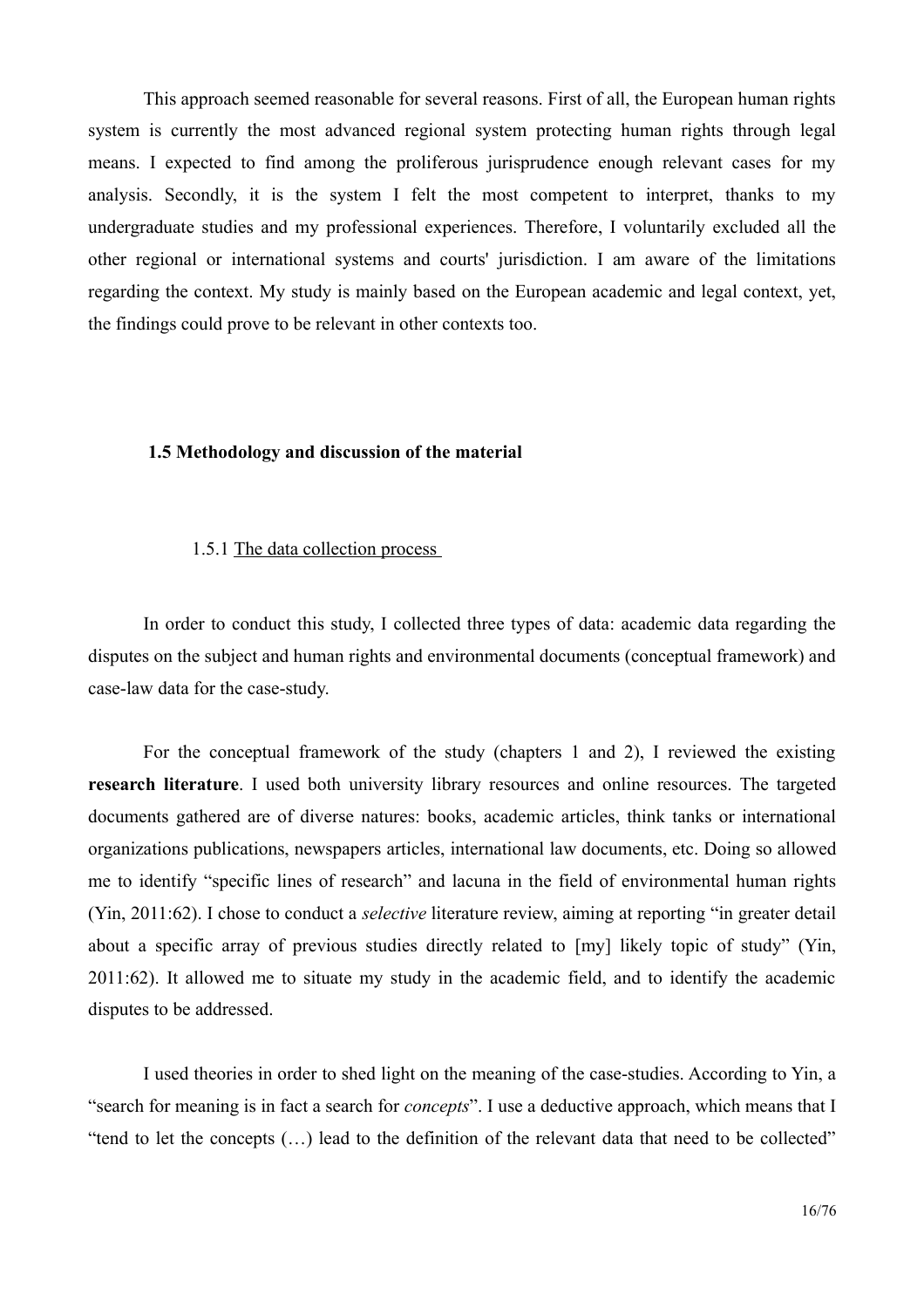This approach seemed reasonable for several reasons. First of all, the European human rights system is currently the most advanced regional system protecting human rights through legal means. I expected to find among the proliferous jurisprudence enough relevant cases for my analysis. Secondly, it is the system I felt the most competent to interpret, thanks to my undergraduate studies and my professional experiences. Therefore, I voluntarily excluded all the other regional or international systems and courts' jurisdiction. I am aware of the limitations regarding the context. My study is mainly based on the European academic and legal context, yet, the findings could prove to be relevant in other contexts too.

### 1.5 Methodology and discussion of the material

#### 1.5.1 The data collection process

In order to conduct this study, I collected three types of data: academic data regarding the disputes on the subject and human rights and environmental documents (conceptual framework) and case-law data for the case-study.

For the conceptual framework of the study (chapters 1 and 2), I reviewed the existing **research literature**. I used both university library resources and online resources. The targeted documents gathered are of diverse natures: books, academic articles, think tanks or international organizations publications, newspapers articles, international law documents, etc. Doing so allowed me to identify "specific lines of research" and lacuna in the field of environmental human rights (Yin, 2011:62). I chose to conduct a *selective* literature review, aiming at reporting "in greater detail about a specific array of previous studies directly related to [my] likely topic of study" (Yin, 2011:62). It allowed me to situate my study in the academic field, and to identify the academic disputes to be addressed.

I used theories in order to shed light on the meaning of the case-studies. According to Yin, a "search for meaning is in fact a search for *concepts*". I use a deductive approach, which means that I "tend to let the concepts (…) lead to the definition of the relevant data that need to be collected"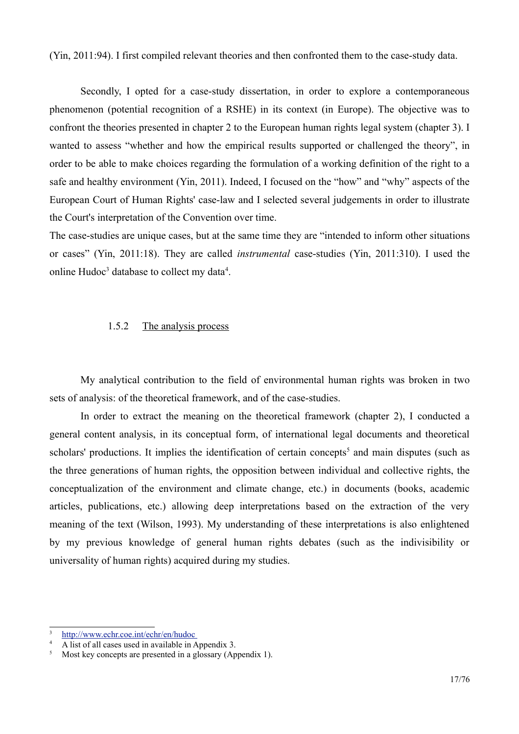(Yin, 2011:94). I first compiled relevant theories and then confronted them to the case-study data.

Secondly, I opted for a case-study dissertation, in order to explore a contemporaneous phenomenon (potential recognition of a RSHE) in its context (in Europe). The objective was to confront the theories presented in chapter 2 to the European human rights legal system (chapter 3). I wanted to assess "whether and how the empirical results supported or challenged the theory", in order to be able to make choices regarding the formulation of a working definition of the right to a safe and healthy environment (Yin, 2011). Indeed, I focused on the "how" and "why" aspects of the European Court of Human Rights' case-law and I selected several judgements in order to illustrate the Court's interpretation of the Convention over time.

The case-studies are unique cases, but at the same time they are "intended to inform other situations or cases" (Yin, 2011:18). They are called *instrumental* case-studies (Yin, 2011:310). I used the online Hudoc[3] database to collect my data[4].

### 1.5.2 The analysis process

My analytical contribution to the field of environmental human rights was broken in two sets of analysis: of the theoretical framework, and of the case-studies.

In order to extract the meaning on the theoretical framework (chapter 2), I conducted a general content analysis, in its conceptual form, of international legal documents and theoretical scholars' productions. It implies the identification of certain concepts[5] and main disputes (such as the three generations of human rights, the opposition between individual and collective rights, the conceptualization of the environment and climate change, etc.) in documents (books, academic articles, publications, etc.) allowing deep interpretations based on the extraction of the very meaning of the text (Wilson, 1993). My understanding of these interpretations is also enlightened by my previous knowledge of general human rights debates (such as the indivisibility or universality of human rights) acquired during my studies.

---

[3] http://www.echr.coe.int/echr/en/hudoc

[4] A list of all cases used in available in Appendix 3.

[5] Most key concepts are presented in a glossary (Appendix 1).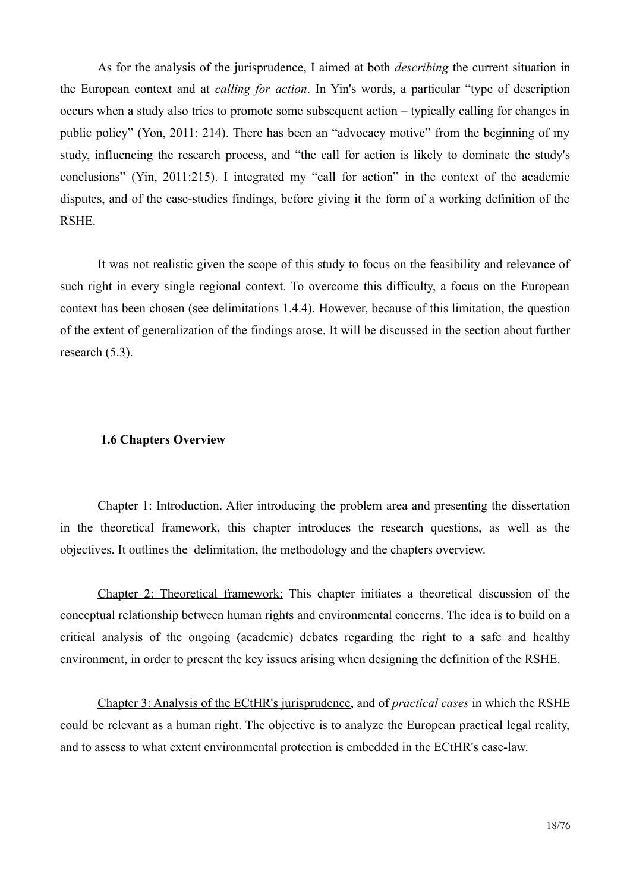As for the analysis of the jurisprudence, I aimed at both *describing* the current situation in the European context and at *calling for action*. In Yin's words, a particular "type of description occurs when a study also tries to promote some subsequent action – typically calling for changes in public policy" (Yon, 2011: 214). There has been an "advocacy motive" from the beginning of my study, influencing the research process, and "the call for action is likely to dominate the study's conclusions" (Yin, 2011:215). I integrated my "call for action" in the context of the academic disputes, and of the case-studies findings, before giving it the form of a working definition of the RSHE.

It was not realistic given the scope of this study to focus on the feasibility and relevance of such right in every single regional context. To overcome this difficulty, a focus on the European context has been chosen (see delimitations 1.4.4). However, because of this limitation, the question of the extent of generalization of the findings arose. It will be discussed in the section about further research (5.3).

### 1.6 Chapters Overview

Chapter 1: Introduction. After introducing the problem area and presenting the dissertation in the theoretical framework, this chapter introduces the research questions, as well as the objectives. It outlines the delimitation, the methodology and the chapters overview.

Chapter 2: Theoretical framework: This chapter initiates a theoretical discussion of the conceptual relationship between human rights and environmental concerns. The idea is to build on a critical analysis of the ongoing (academic) debates regarding the right to a safe and healthy environment, in order to present the key issues arising when designing the definition of the RSHE.

Chapter 3: Analysis of the ECtHR's jurisprudence, and of *practical cases* in which the RSHE could be relevant as a human right. The objective is to analyze the European practical legal reality, and to assess to what extent environmental protection is embedded in the ECtHR's case-law.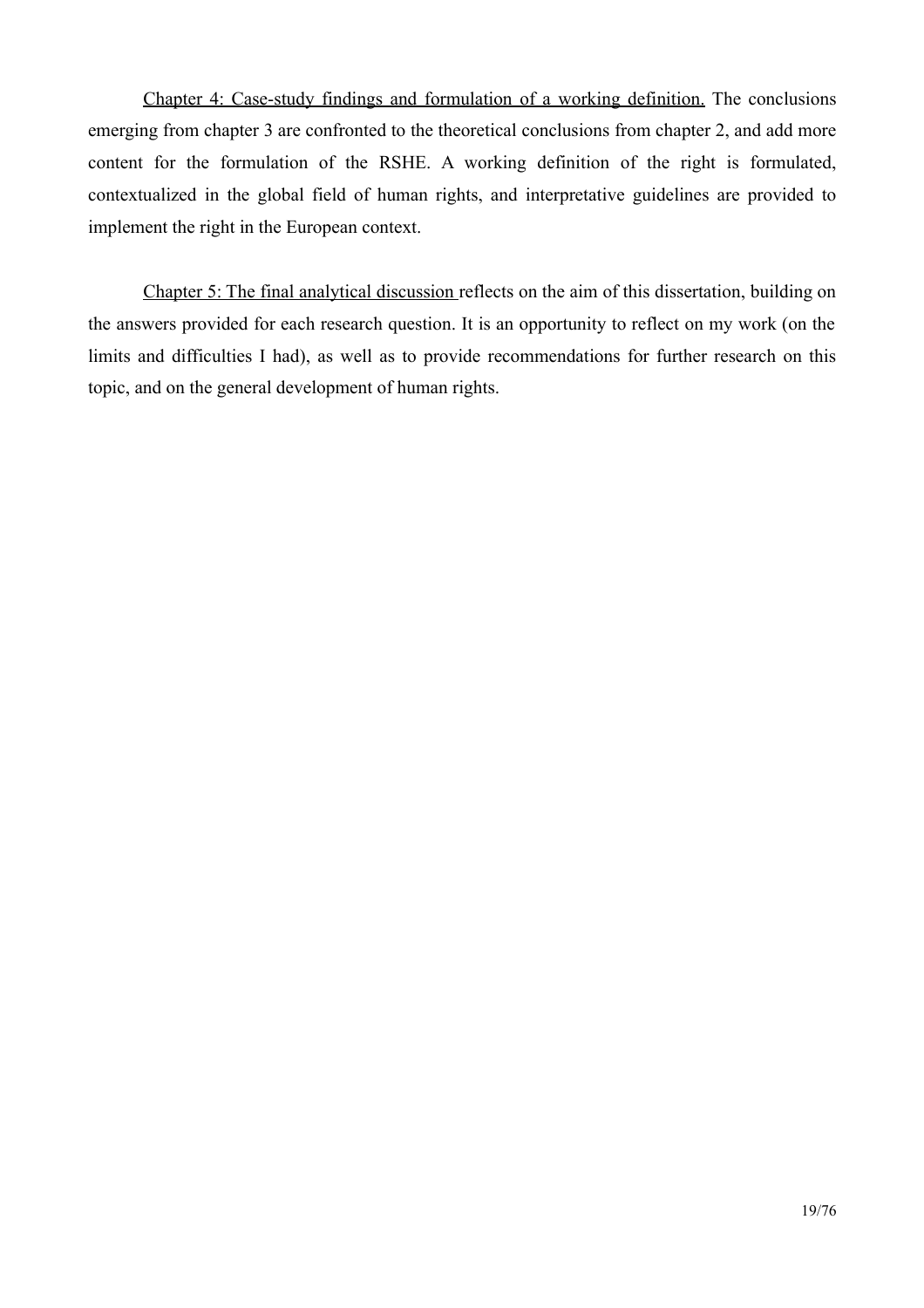<u>Chapter 4: Case-study findings and formulation of a working definition.</u> The conclusions emerging from chapter 3 are confronted to the theoretical conclusions from chapter 2, and add more content for the formulation of the RSHE. A working definition of the right is formulated, contextualized in the global field of human rights, and interpretative guidelines are provided to implement the right in the European context.

<u>Chapter 5: The final analytical discussion</u> reflects on the aim of this dissertation, building on the answers provided for each research question. It is an opportunity to reflect on my work (on the limits and difficulties I had), as well as to provide recommendations for further research on this topic, and on the general development of human rights.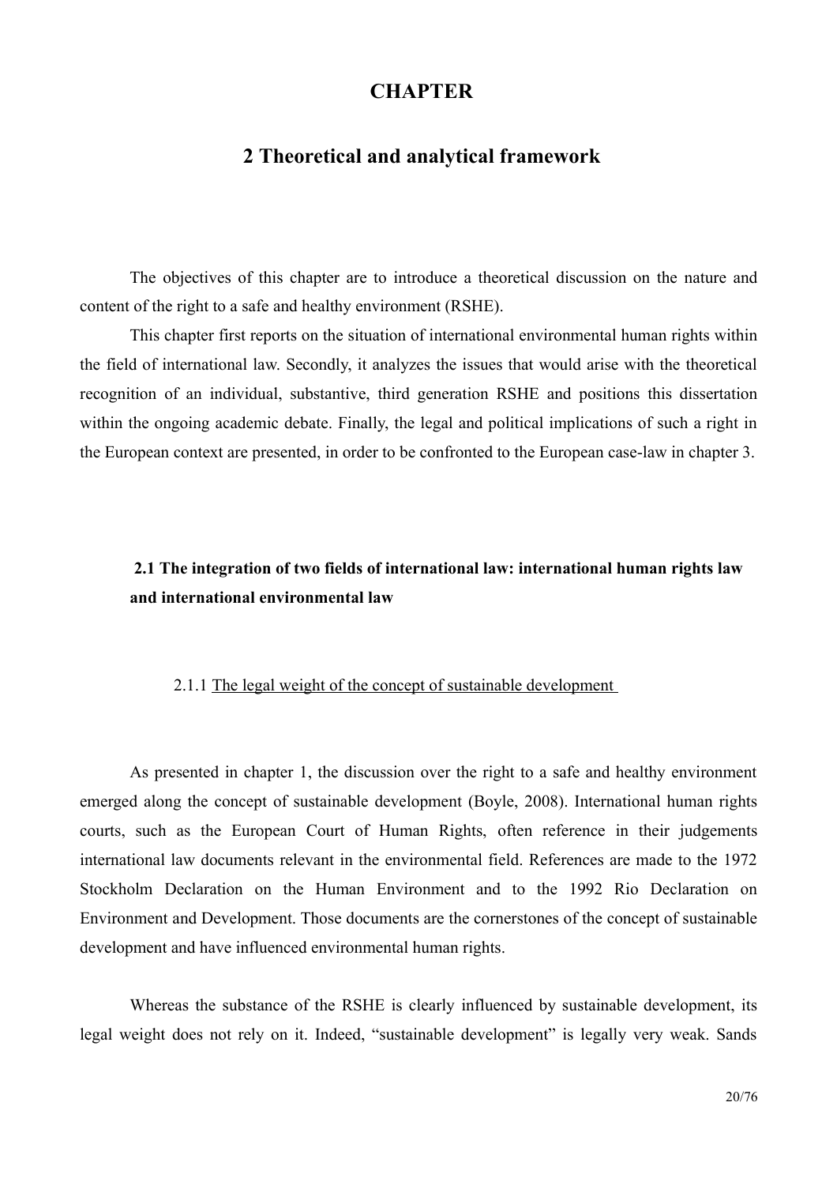# CHAPTER

# 2 Theoretical and analytical framework

The objectives of this chapter are to introduce a theoretical discussion on the nature and content of the right to a safe and healthy environment (RSHE).

This chapter first reports on the situation of international environmental human rights within the field of international law. Secondly, it analyzes the issues that would arise with the theoretical recognition of an individual, substantive, third generation RSHE and positions this dissertation within the ongoing academic debate. Finally, the legal and political implications of such a right in the European context are presented, in order to be confronted to the European case-law in chapter 3.

## 2.1 The integration of two fields of international law: international human rights law and international environmental law

### 2.1.1 The legal weight of the concept of sustainable development

As presented in chapter 1, the discussion over the right to a safe and healthy environment emerged along the concept of sustainable development (Boyle, 2008). International human rights courts, such as the European Court of Human Rights, often reference in their judgements international law documents relevant in the environmental field. References are made to the 1972 Stockholm Declaration on the Human Environment and to the 1992 Rio Declaration on Environment and Development. Those documents are the cornerstones of the concept of sustainable development and have influenced environmental human rights.

Whereas the substance of the RSHE is clearly influenced by sustainable development, its legal weight does not rely on it. Indeed, "sustainable development" is legally very weak. Sands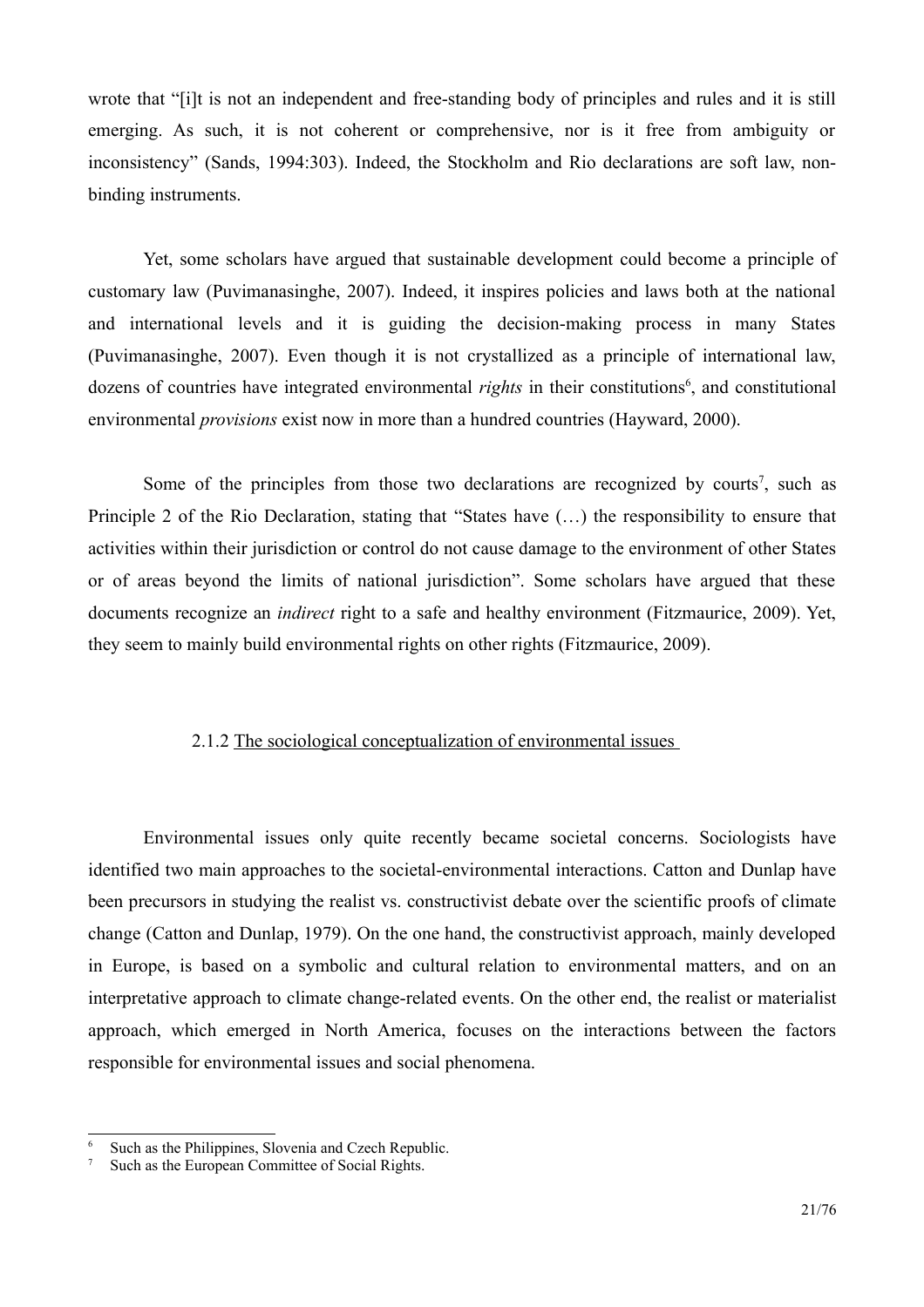wrote that "[i]t is not an independent and free-standing body of principles and rules and it is still emerging. As such, it is not coherent or comprehensive, nor is it free from ambiguity or inconsistency" (Sands, 1994:303). Indeed, the Stockholm and Rio declarations are soft law, non-binding instruments.

Yet, some scholars have argued that sustainable development could become a principle of customary law (Puvimanasinghe, 2007). Indeed, it inspires policies and laws both at the national and international levels and it is guiding the decision-making process in many States (Puvimanasinghe, 2007). Even though it is not crystallized as a principle of international law, dozens of countries have integrated environmental *rights* in their constitutions[6], and constitutional environmental *provisions* exist now in more than a hundred countries (Hayward, 2000).

Some of the principles from those two declarations are recognized by courts[7], such as Principle 2 of the Rio Declaration, stating that "States have (…) the responsibility to ensure that activities within their jurisdiction or control do not cause damage to the environment of other States or of areas beyond the limits of national jurisdiction". Some scholars have argued that these documents recognize an *indirect* right to a safe and healthy environment (Fitzmaurice, 2009). Yet, they seem to mainly build environmental rights on other rights (Fitzmaurice, 2009).

### 2.1.2 The sociological conceptualization of environmental issues

Environmental issues only quite recently became societal concerns. Sociologists have identified two main approaches to the societal-environmental interactions. Catton and Dunlap have been precursors in studying the realist vs. constructivist debate over the scientific proofs of climate change (Catton and Dunlap, 1979). On the one hand, the constructivist approach, mainly developed in Europe, is based on a symbolic and cultural relation to environmental matters, and on an interpretative approach to climate change-related events. On the other end, the realist or materialist approach, which emerged in North America, focuses on the interactions between the factors responsible for environmental issues and social phenomena.

---

[6] Such as the Philippines, Slovenia and Czech Republic.

[7] Such as the European Committee of Social Rights.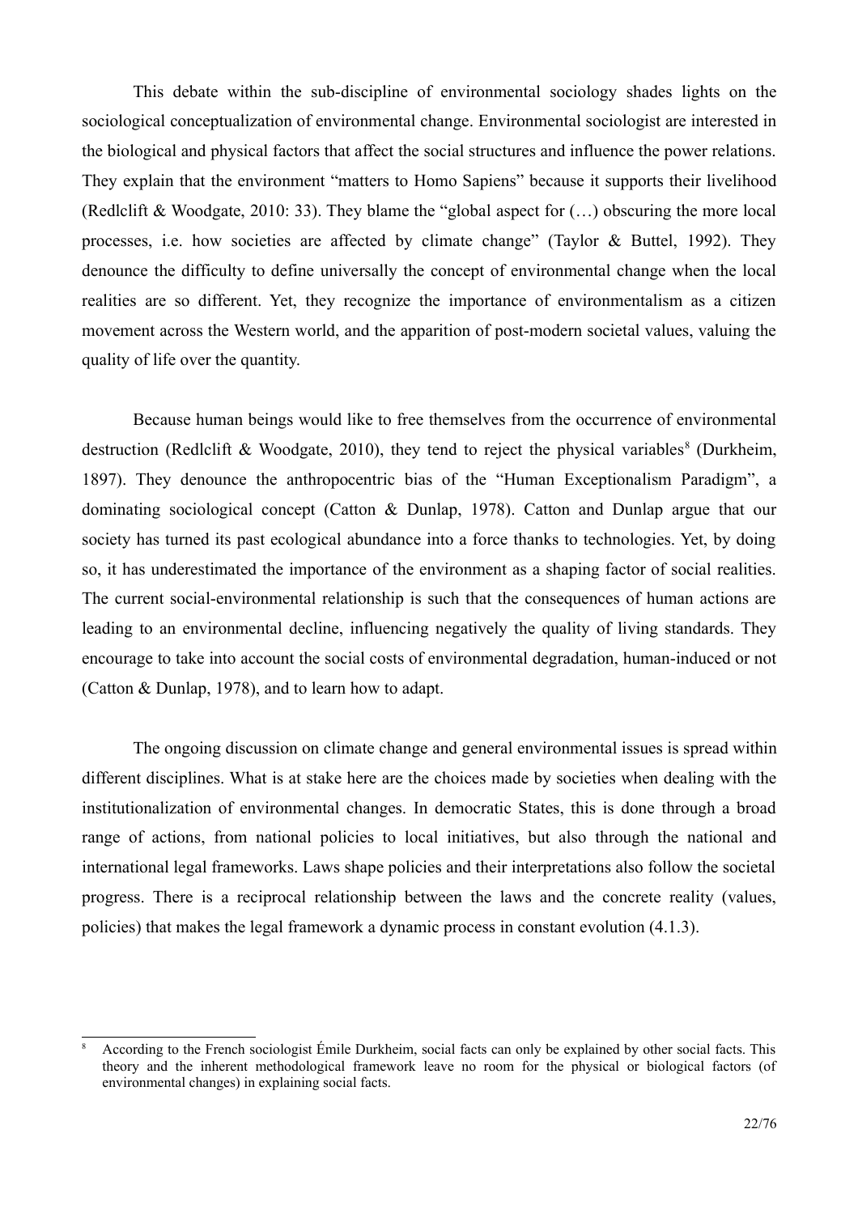This debate within the sub-discipline of environmental sociology shades lights on the sociological conceptualization of environmental change. Environmental sociologist are interested in the biological and physical factors that affect the social structures and influence the power relations. They explain that the environment "matters to Homo Sapiens" because it supports their livelihood (Redlclift & Woodgate, 2010: 33). They blame the "global aspect for (…) obscuring the more local processes, i.e. how societies are affected by climate change" (Taylor & Buttel, 1992). They denounce the difficulty to define universally the concept of environmental change when the local realities are so different. Yet, they recognize the importance of environmentalism as a citizen movement across the Western world, and the apparition of post-modern societal values, valuing the quality of life over the quantity.

Because human beings would like to free themselves from the occurrence of environmental destruction (Redlclift & Woodgate, 2010), they tend to reject the physical variables[8] (Durkheim, 1897). They denounce the anthropocentric bias of the "Human Exceptionalism Paradigm", a dominating sociological concept (Catton & Dunlap, 1978). Catton and Dunlap argue that our society has turned its past ecological abundance into a force thanks to technologies. Yet, by doing so, it has underestimated the importance of the environment as a shaping factor of social realities. The current social-environmental relationship is such that the consequences of human actions are leading to an environmental decline, influencing negatively the quality of living standards. They encourage to take into account the social costs of environmental degradation, human-induced or not (Catton & Dunlap, 1978), and to learn how to adapt.

The ongoing discussion on climate change and general environmental issues is spread within different disciplines. What is at stake here are the choices made by societies when dealing with the institutionalization of environmental changes. In democratic States, this is done through a broad range of actions, from national policies to local initiatives, but also through the national and international legal frameworks. Laws shape policies and their interpretations also follow the societal progress. There is a reciprocal relationship between the laws and the concrete reality (values, policies) that makes the legal framework a dynamic process in constant evolution (4.1.3).

[8] According to the French sociologist Émile Durkheim, social facts can only be explained by other social facts. This theory and the inherent methodological framework leave no room for the physical or biological factors (of environmental changes) in explaining social facts.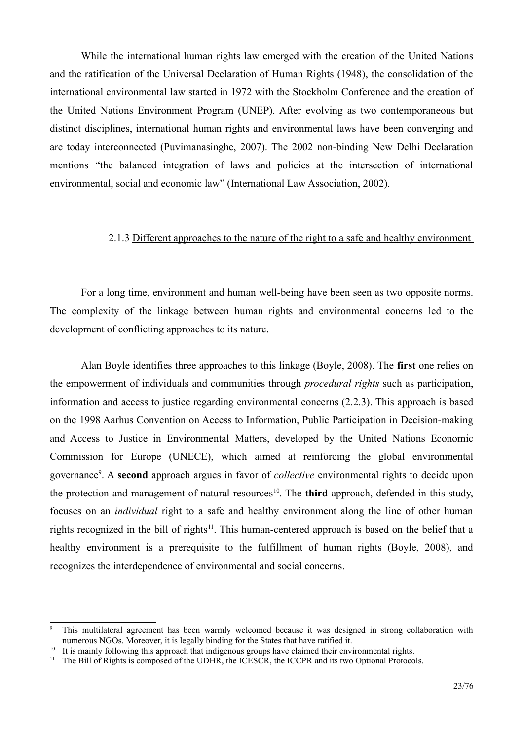While the international human rights law emerged with the creation of the United Nations and the ratification of the Universal Declaration of Human Rights (1948), the consolidation of the international environmental law started in 1972 with the Stockholm Conference and the creation of the United Nations Environment Program (UNEP). After evolving as two contemporaneous but distinct disciplines, international human rights and environmental laws have been converging and are today interconnected (Puvimanasinghe, 2007). The 2002 non-binding New Delhi Declaration mentions "the balanced integration of laws and policies at the intersection of international environmental, social and economic law" (International Law Association, 2002).

### 2.1.3 Different approaches to the nature of the right to a safe and healthy environment

For a long time, environment and human well-being have been seen as two opposite norms. The complexity of the linkage between human rights and environmental concerns led to the development of conflicting approaches to its nature.

Alan Boyle identifies three approaches to this linkage (Boyle, 2008). The **first** one relies on the empowerment of individuals and communities through *procedural rights* such as participation, information and access to justice regarding environmental concerns (2.2.3). This approach is based on the 1998 Aarhus Convention on Access to Information, Public Participation in Decision-making and Access to Justice in Environmental Matters, developed by the United Nations Economic Commission for Europe (UNECE), which aimed at reinforcing the global environmental governance[9]. A **second** approach argues in favor of *collective* environmental rights to decide upon the protection and management of natural resources[10]. The **third** approach, defended in this study, focuses on an *individual* right to a safe and healthy environment along the line of other human rights recognized in the bill of rights[11]. This human-centered approach is based on the belief that a healthy environment is a prerequisite to the fulfillment of human rights (Boyle, 2008), and recognizes the interdependence of environmental and social concerns.

---

[9] This multilateral agreement has been warmly welcomed because it was designed in strong collaboration with numerous NGOs. Moreover, it is legally binding for the States that have ratified it.

[10] It is mainly following this approach that indigenous groups have claimed their environmental rights.

[11] The Bill of Rights is composed of the UDHR, the ICESCR, the ICCPR and its two Optional Protocols.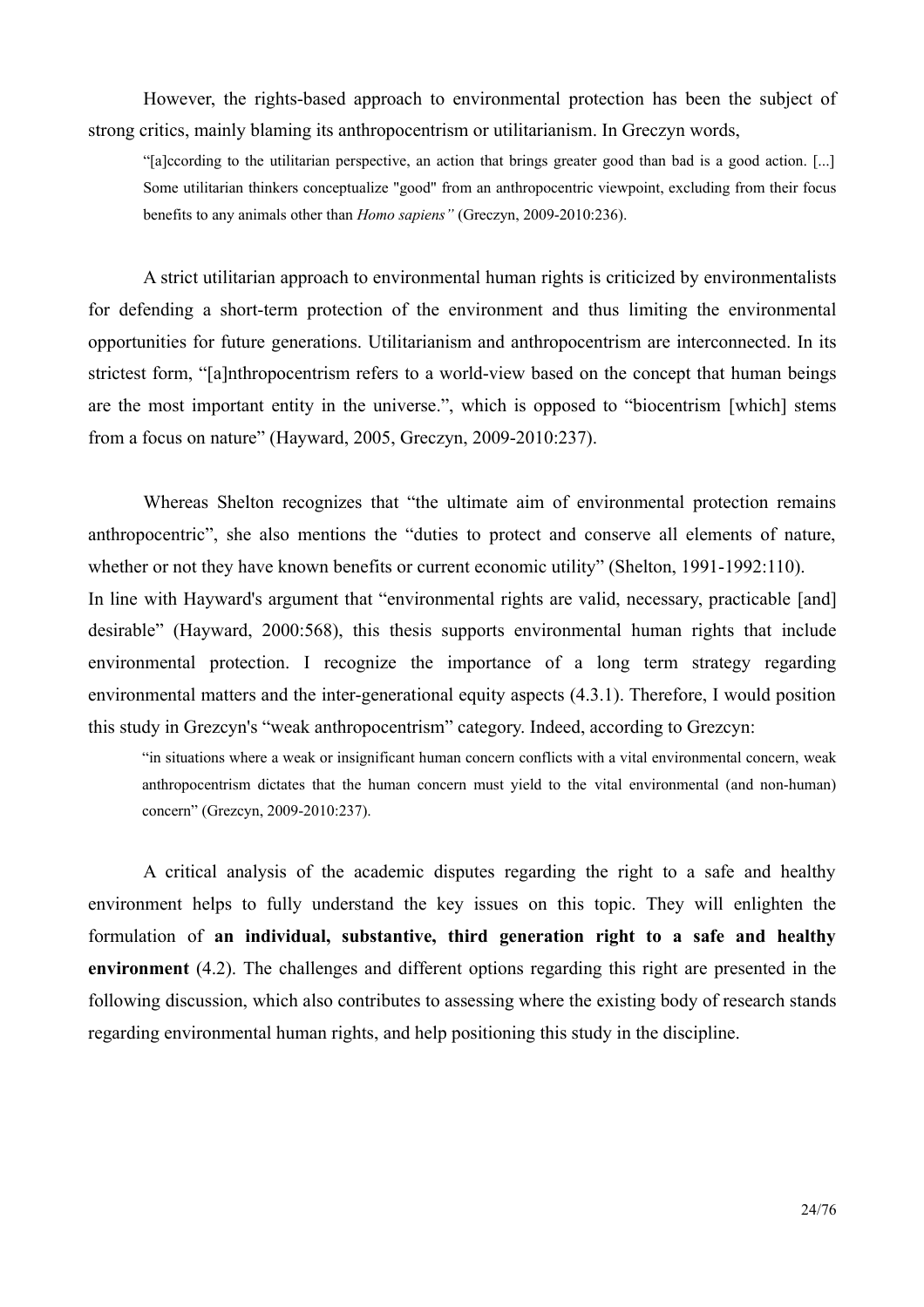However, the rights-based approach to environmental protection has been the subject of strong critics, mainly blaming its anthropocentrism or utilitarianism. In Greczyn words,

> "[a]ccording to the utilitarian perspective, an action that brings greater good than bad is a good action. [...] Some utilitarian thinkers conceptualize "good" from an anthropocentric viewpoint, excluding from their focus benefits to any animals other than *Homo sapiens"* (Greczyn, 2009-2010:236).

A strict utilitarian approach to environmental human rights is criticized by environmentalists for defending a short-term protection of the environment and thus limiting the environmental opportunities for future generations. Utilitarianism and anthropocentrism are interconnected. In its strictest form, "[a]nthropocentrism refers to a world-view based on the concept that human beings are the most important entity in the universe.", which is opposed to "biocentrism [which] stems from a focus on nature" (Hayward, 2005, Greczyn, 2009-2010:237).

Whereas Shelton recognizes that "the ultimate aim of environmental protection remains anthropocentric", she also mentions the "duties to protect and conserve all elements of nature, whether or not they have known benefits or current economic utility" (Shelton, 1991-1992:110).
In line with Hayward's argument that "environmental rights are valid, necessary, practicable [and] desirable" (Hayward, 2000:568), this thesis supports environmental human rights that include environmental protection. I recognize the importance of a long term strategy regarding environmental matters and the inter-generational equity aspects (4.3.1). Therefore, I would position this study in Grezcyn's "weak anthropocentrism" category. Indeed, according to Grezcyn:

> "in situations where a weak or insignificant human concern conflicts with a vital environmental concern, weak anthropocentrism dictates that the human concern must yield to the vital environmental (and non-human) concern" (Grezcyn, 2009-2010:237).

A critical analysis of the academic disputes regarding the right to a safe and healthy environment helps to fully understand the key issues on this topic. They will enlighten the formulation of **an individual, substantive, third generation right to a safe and healthy environment** (4.2). The challenges and different options regarding this right are presented in the following discussion, which also contributes to assessing where the existing body of research stands regarding environmental human rights, and help positioning this study in the discipline.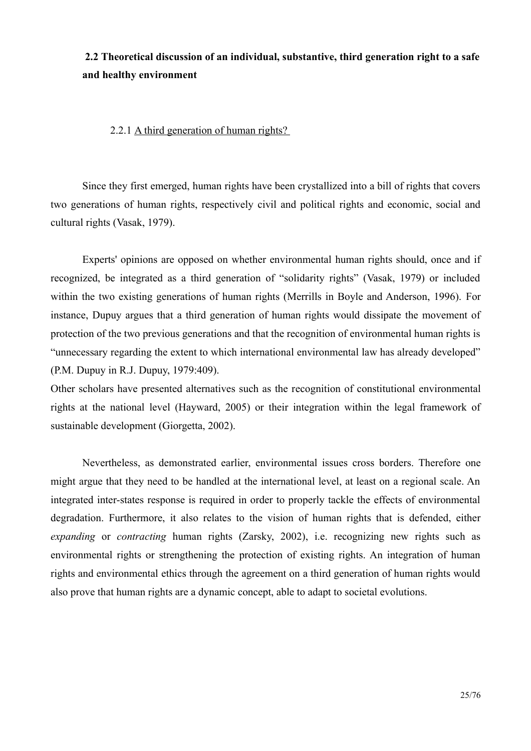## 2.2 Theoretical discussion of an individual, substantive, third generation right to a safe and healthy environment

### 2.2.1 A third generation of human rights?

Since they first emerged, human rights have been crystallized into a bill of rights that covers two generations of human rights, respectively civil and political rights and economic, social and cultural rights (Vasak, 1979).

Experts' opinions are opposed on whether environmental human rights should, once and if recognized, be integrated as a third generation of "solidarity rights" (Vasak, 1979) or included within the two existing generations of human rights (Merrills in Boyle and Anderson, 1996). For instance, Dupuy argues that a third generation of human rights would dissipate the movement of protection of the two previous generations and that the recognition of environmental human rights is "unnecessary regarding the extent to which international environmental law has already developed" (P.M. Dupuy in R.J. Dupuy, 1979:409).

Other scholars have presented alternatives such as the recognition of constitutional environmental rights at the national level (Hayward, 2005) or their integration within the legal framework of sustainable development (Giorgetta, 2002).

Nevertheless, as demonstrated earlier, environmental issues cross borders. Therefore one might argue that they need to be handled at the international level, at least on a regional scale. An integrated inter-states response is required in order to properly tackle the effects of environmental degradation. Furthermore, it also relates to the vision of human rights that is defended, either *expanding* or *contracting* human rights (Zarsky, 2002), i.e. recognizing new rights such as environmental rights or strengthening the protection of existing rights. An integration of human rights and environmental ethics through the agreement on a third generation of human rights would also prove that human rights are a dynamic concept, able to adapt to societal evolutions.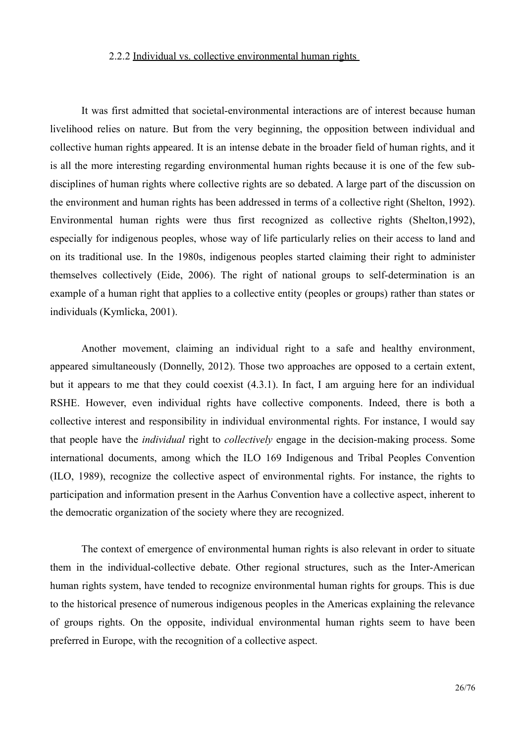### 2.2.2 Individual vs. collective environmental human rights

It was first admitted that societal-environmental interactions are of interest because human livelihood relies on nature. But from the very beginning, the opposition between individual and collective human rights appeared. It is an intense debate in the broader field of human rights, and it is all the more interesting regarding environmental human rights because it is one of the few sub-disciplines of human rights where collective rights are so debated. A large part of the discussion on the environment and human rights has been addressed in terms of a collective right (Shelton, 1992). Environmental human rights were thus first recognized as collective rights (Shelton,1992), especially for indigenous peoples, whose way of life particularly relies on their access to land and on its traditional use. In the 1980s, indigenous peoples started claiming their right to administer themselves collectively (Eide, 2006). The right of national groups to self-determination is an example of a human right that applies to a collective entity (peoples or groups) rather than states or individuals (Kymlicka, 2001).

Another movement, claiming an individual right to a safe and healthy environment, appeared simultaneously (Donnelly, 2012). Those two approaches are opposed to a certain extent, but it appears to me that they could coexist (4.3.1). In fact, I am arguing here for an individual RSHE. However, even individual rights have collective components. Indeed, there is both a collective interest and responsibility in individual environmental rights. For instance, I would say that people have the *individual* right to *collectively* engage in the decision-making process. Some international documents, among which the ILO 169 Indigenous and Tribal Peoples Convention (ILO, 1989), recognize the collective aspect of environmental rights. For instance, the rights to participation and information present in the Aarhus Convention have a collective aspect, inherent to the democratic organization of the society where they are recognized.

The context of emergence of environmental human rights is also relevant in order to situate them in the individual-collective debate. Other regional structures, such as the Inter-American human rights system, have tended to recognize environmental human rights for groups. This is due to the historical presence of numerous indigenous peoples in the Americas explaining the relevance of groups rights. On the opposite, individual environmental human rights seem to have been preferred in Europe, with the recognition of a collective aspect.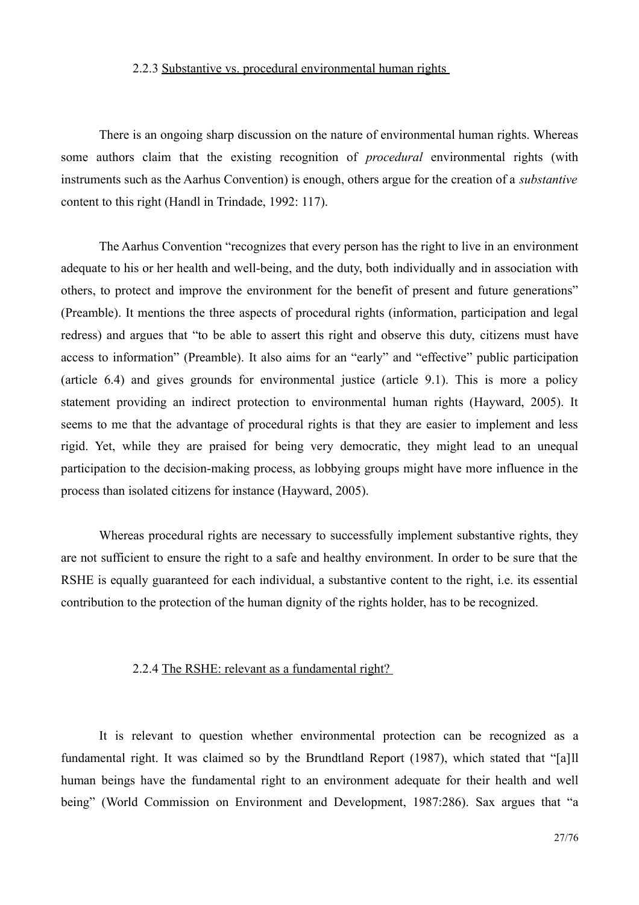### 2.2.3 Substantive vs. procedural environmental human rights

There is an ongoing sharp discussion on the nature of environmental human rights. Whereas some authors claim that the existing recognition of *procedural* environmental rights (with instruments such as the Aarhus Convention) is enough, others argue for the creation of a *substantive* content to this right (Handl in Trindade, 1992: 117).

The Aarhus Convention "recognizes that every person has the right to live in an environment adequate to his or her health and well-being, and the duty, both individually and in association with others, to protect and improve the environment for the benefit of present and future generations" (Preamble). It mentions the three aspects of procedural rights (information, participation and legal redress) and argues that "to be able to assert this right and observe this duty, citizens must have access to information" (Preamble). It also aims for an "early" and "effective" public participation (article 6.4) and gives grounds for environmental justice (article 9.1). This is more a policy statement providing an indirect protection to environmental human rights (Hayward, 2005). It seems to me that the advantage of procedural rights is that they are easier to implement and less rigid. Yet, while they are praised for being very democratic, they might lead to an unequal participation to the decision-making process, as lobbying groups might have more influence in the process than isolated citizens for instance (Hayward, 2005).

Whereas procedural rights are necessary to successfully implement substantive rights, they are not sufficient to ensure the right to a safe and healthy environment. In order to be sure that the RSHE is equally guaranteed for each individual, a substantive content to the right, i.e. its essential contribution to the protection of the human dignity of the rights holder, has to be recognized.

### 2.2.4 The RSHE: relevant as a fundamental right?

It is relevant to question whether environmental protection can be recognized as a fundamental right. It was claimed so by the Brundtland Report (1987), which stated that "[a]ll human beings have the fundamental right to an environment adequate for their health and well being" (World Commission on Environment and Development, 1987:286). Sax argues that "a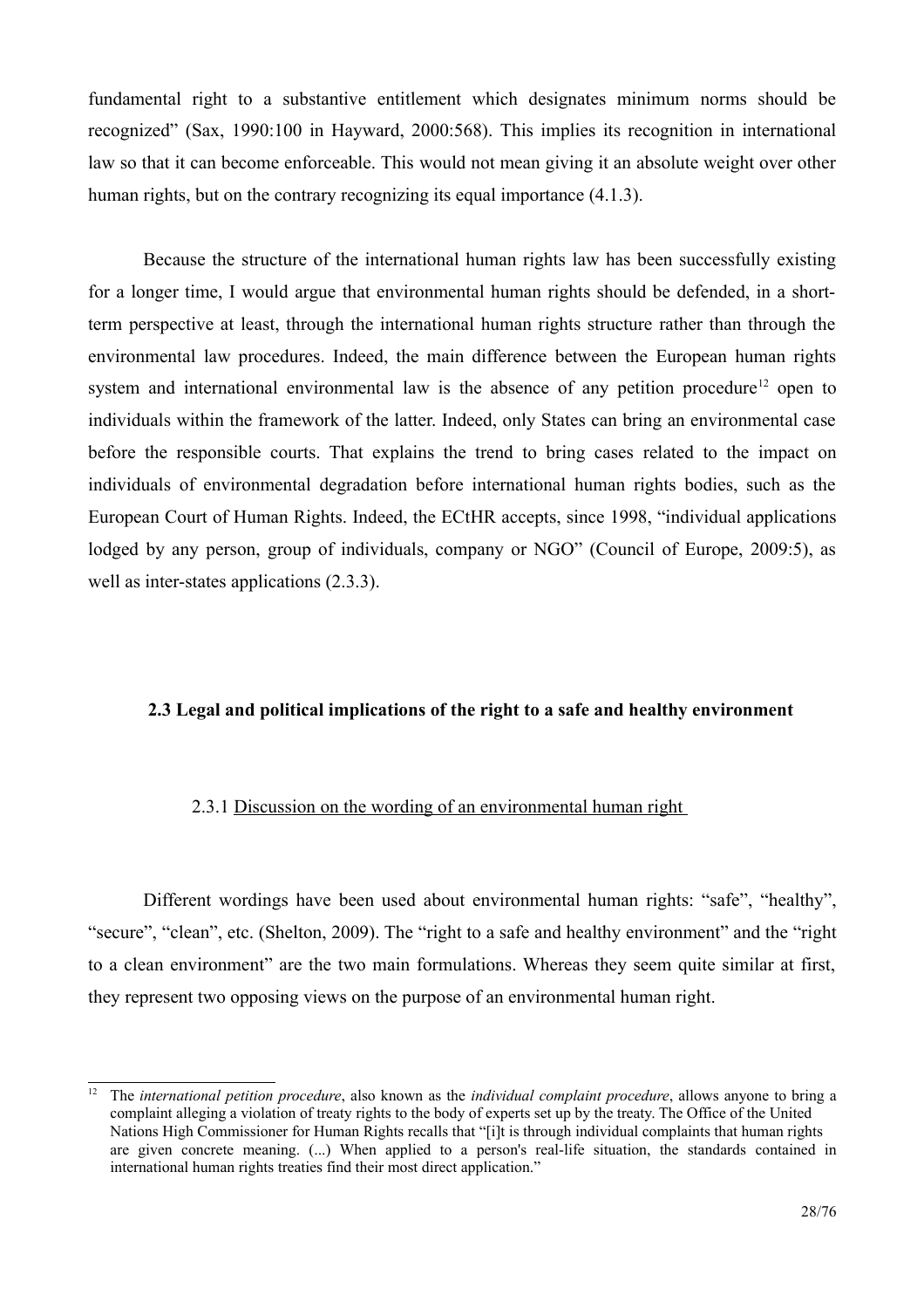fundamental right to a substantive entitlement which designates minimum norms should be recognized" (Sax, 1990:100 in Hayward, 2000:568). This implies its recognition in international law so that it can become enforceable. This would not mean giving it an absolute weight over other human rights, but on the contrary recognizing its equal importance (4.1.3).

Because the structure of the international human rights law has been successfully existing for a longer time, I would argue that environmental human rights should be defended, in a short-term perspective at least, through the international human rights structure rather than through the environmental law procedures. Indeed, the main difference between the European human rights system and international environmental law is the absence of any petition procedure[12] open to individuals within the framework of the latter. Indeed, only States can bring an environmental case before the responsible courts. That explains the trend to bring cases related to the impact on individuals of environmental degradation before international human rights bodies, such as the European Court of Human Rights. Indeed, the ECtHR accepts, since 1998, "individual applications lodged by any person, group of individuals, company or NGO" (Council of Europe, 2009:5), as well as inter-states applications (2.3.3).

## 2.3 Legal and political implications of the right to a safe and healthy environment

### 2.3.1 Discussion on the wording of an environmental human right

Different wordings have been used about environmental human rights: "safe", "healthy", "secure", "clean", etc. (Shelton, 2009). The "right to a safe and healthy environment" and the "right to a clean environment" are the two main formulations. Whereas they seem quite similar at first, they represent two opposing views on the purpose of an environmental human right.

---

[12] The *international petition procedure*, also known as the *individual complaint procedure*, allows anyone to bring a complaint alleging a violation of treaty rights to the body of experts set up by the treaty. The Office of the United Nations High Commissioner for Human Rights recalls that "[i]t is through individual complaints that human rights are given concrete meaning. (...) When applied to a person's real-life situation, the standards contained in international human rights treaties find their most direct application."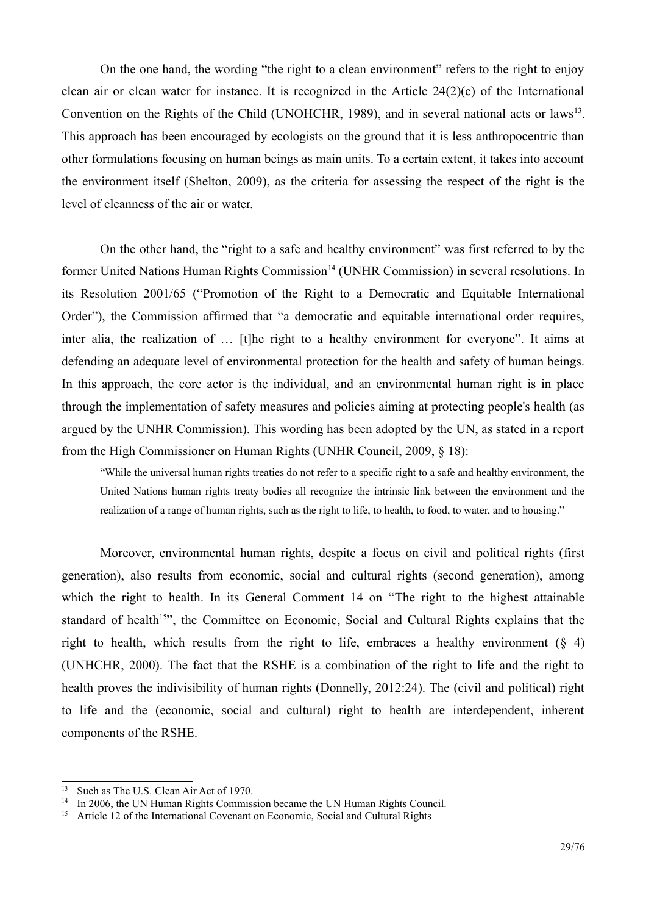On the one hand, the wording "the right to a clean environment" refers to the right to enjoy clean air or clean water for instance. It is recognized in the Article 24(2)(c) of the International Convention on the Rights of the Child (UNOHCHR, 1989), and in several national acts or laws[13]. This approach has been encouraged by ecologists on the ground that it is less anthropocentric than other formulations focusing on human beings as main units. To a certain extent, it takes into account the environment itself (Shelton, 2009), as the criteria for assessing the respect of the right is the level of cleanness of the air or water.

On the other hand, the "right to a safe and healthy environment" was first referred to by the former United Nations Human Rights Commission[14] (UNHR Commission) in several resolutions. In its Resolution 2001/65 ("Promotion of the Right to a Democratic and Equitable International Order"), the Commission affirmed that "a democratic and equitable international order requires, inter alia, the realization of … [t]he right to a healthy environment for everyone". It aims at defending an adequate level of environmental protection for the health and safety of human beings. In this approach, the core actor is the individual, and an environmental human right is in place through the implementation of safety measures and policies aiming at protecting people's health (as argued by the UNHR Commission). This wording has been adopted by the UN, as stated in a report from the High Commissioner on Human Rights (UNHR Council, 2009, § 18):

> "While the universal human rights treaties do not refer to a specific right to a safe and healthy environment, the United Nations human rights treaty bodies all recognize the intrinsic link between the environment and the realization of a range of human rights, such as the right to life, to health, to food, to water, and to housing."

Moreover, environmental human rights, despite a focus on civil and political rights (first generation), also results from economic, social and cultural rights (second generation), among which the right to health. In its General Comment 14 on "The right to the highest attainable standard of health[15]", the Committee on Economic, Social and Cultural Rights explains that the right to health, which results from the right to life, embraces a healthy environment (§ 4) (UNHCHR, 2000). The fact that the RSHE is a combination of the right to life and the right to health proves the indivisibility of human rights (Donnelly, 2012:24). The (civil and political) right to life and the (economic, social and cultural) right to health are interdependent, inherent components of the RSHE.

---

[13] Such as The U.S. Clean Air Act of 1970.

[14] In 2006, the UN Human Rights Commission became the UN Human Rights Council.

[15] Article 12 of the International Covenant on Economic, Social and Cultural Rights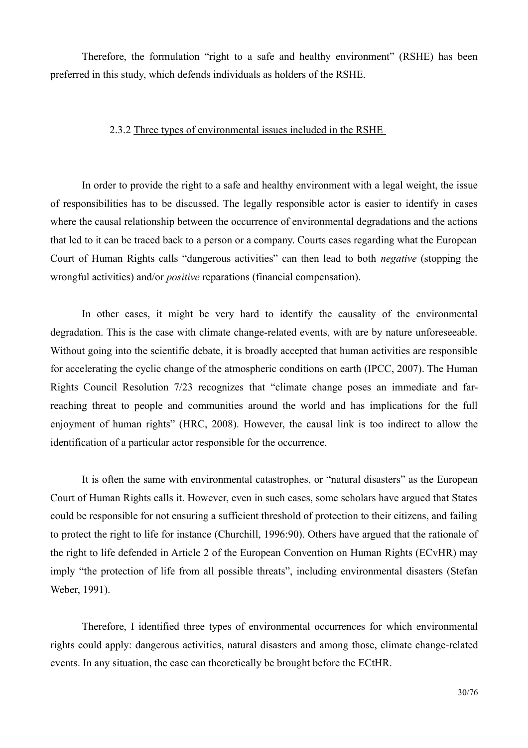Therefore, the formulation "right to a safe and healthy environment" (RSHE) has been preferred in this study, which defends individuals as holders of the RSHE.

### 2.3.2 Three types of environmental issues included in the RSHE

In order to provide the right to a safe and healthy environment with a legal weight, the issue of responsibilities has to be discussed. The legally responsible actor is easier to identify in cases where the causal relationship between the occurrence of environmental degradations and the actions that led to it can be traced back to a person or a company. Courts cases regarding what the European Court of Human Rights calls "dangerous activities" can then lead to both *negative* (stopping the wrongful activities) and/or *positive* reparations (financial compensation).

In other cases, it might be very hard to identify the causality of the environmental degradation. This is the case with climate change-related events, with are by nature unforeseeable. Without going into the scientific debate, it is broadly accepted that human activities are responsible for accelerating the cyclic change of the atmospheric conditions on earth (IPCC, 2007). The Human Rights Council Resolution 7/23 recognizes that "climate change poses an immediate and far-reaching threat to people and communities around the world and has implications for the full enjoyment of human rights" (HRC, 2008). However, the causal link is too indirect to allow the identification of a particular actor responsible for the occurrence.

It is often the same with environmental catastrophes, or "natural disasters" as the European Court of Human Rights calls it. However, even in such cases, some scholars have argued that States could be responsible for not ensuring a sufficient threshold of protection to their citizens, and failing to protect the right to life for instance (Churchill, 1996:90). Others have argued that the rationale of the right to life defended in Article 2 of the European Convention on Human Rights (ECvHR) may imply "the protection of life from all possible threats", including environmental disasters (Stefan Weber, 1991).

Therefore, I identified three types of environmental occurrences for which environmental rights could apply: dangerous activities, natural disasters and among those, climate change-related events. In any situation, the case can theoretically be brought before the ECtHR.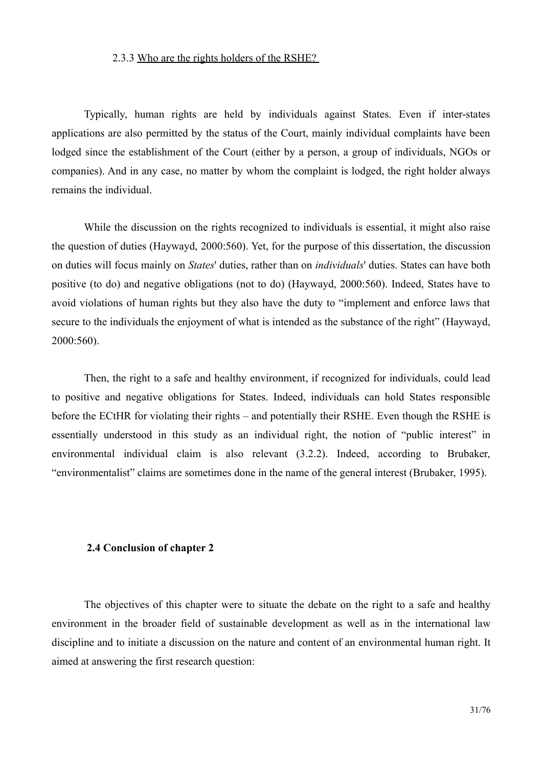### 2.3.3 Who are the rights holders of the RSHE?

Typically, human rights are held by individuals against States. Even if inter-states applications are also permitted by the status of the Court, mainly individual complaints have been lodged since the establishment of the Court (either by a person, a group of individuals, NGOs or companies). And in any case, no matter by whom the complaint is lodged, the right holder always remains the individual.

While the discussion on the rights recognized to individuals is essential, it might also raise the question of duties (Haywayd, 2000:560). Yet, for the purpose of this dissertation, the discussion on duties will focus mainly on *States*' duties, rather than on *individuals*' duties. States can have both positive (to do) and negative obligations (not to do) (Haywayd, 2000:560). Indeed, States have to avoid violations of human rights but they also have the duty to "implement and enforce laws that secure to the individuals the enjoyment of what is intended as the substance of the right" (Haywayd, 2000:560).

Then, the right to a safe and healthy environment, if recognized for individuals, could lead to positive and negative obligations for States. Indeed, individuals can hold States responsible before the ECtHR for violating their rights – and potentially their RSHE. Even though the RSHE is essentially understood in this study as an individual right, the notion of "public interest" in environmental individual claim is also relevant (3.2.2). Indeed, according to Brubaker, "environmentalist" claims are sometimes done in the name of the general interest (Brubaker, 1995).

## 2.4 Conclusion of chapter 2

The objectives of this chapter were to situate the debate on the right to a safe and healthy environment in the broader field of sustainable development as well as in the international law discipline and to initiate a discussion on the nature and content of an environmental human right. It aimed at answering the first research question: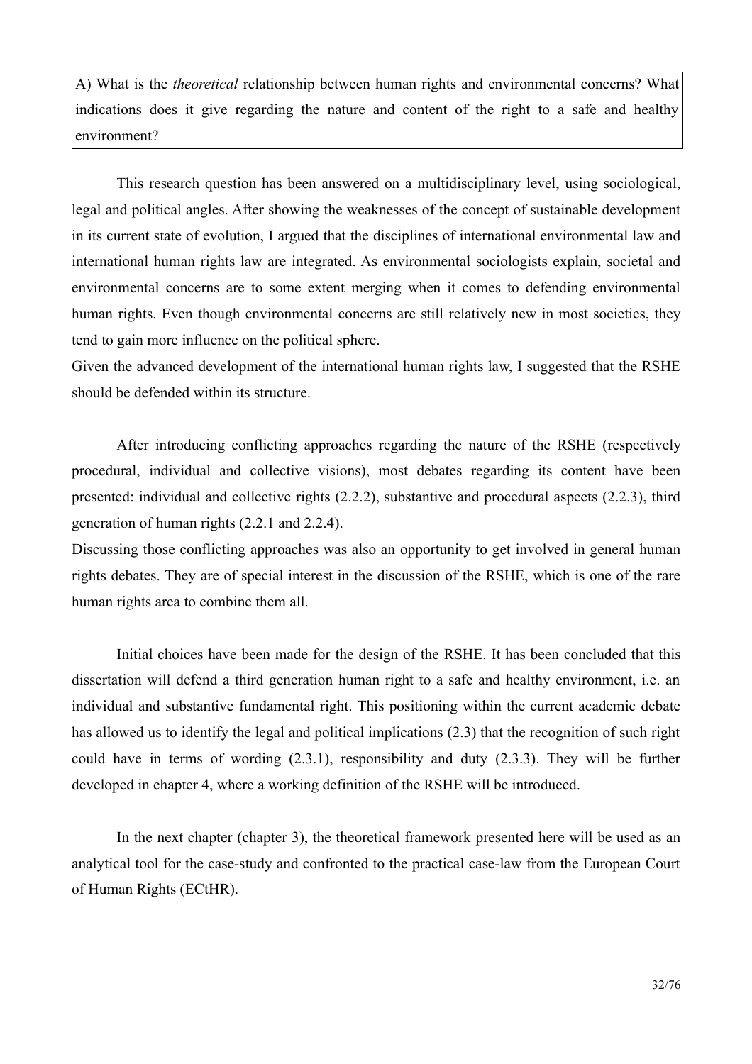A) What is the *theoretical* relationship between human rights and environmental concerns? What indications does it give regarding the nature and content of the right to a safe and healthy environment?

This research question has been answered on a multidisciplinary level, using sociological, legal and political angles. After showing the weaknesses of the concept of sustainable development in its current state of evolution, I argued that the disciplines of international environmental law and international human rights law are integrated. As environmental sociologists explain, societal and environmental concerns are to some extent merging when it comes to defending environmental human rights. Even though environmental concerns are still relatively new in most societies, they tend to gain more influence on the political sphere.

Given the advanced development of the international human rights law, I suggested that the RSHE should be defended within its structure.

After introducing conflicting approaches regarding the nature of the RSHE (respectively procedural, individual and collective visions), most debates regarding its content have been presented: individual and collective rights (2.2.2), substantive and procedural aspects (2.2.3), third generation of human rights (2.2.1 and 2.2.4).

Discussing those conflicting approaches was also an opportunity to get involved in general human rights debates. They are of special interest in the discussion of the RSHE, which is one of the rare human rights area to combine them all.

Initial choices have been made for the design of the RSHE. It has been concluded that this dissertation will defend a third generation human right to a safe and healthy environment, i.e. an individual and substantive fundamental right. This positioning within the current academic debate has allowed us to identify the legal and political implications (2.3) that the recognition of such right could have in terms of wording (2.3.1), responsibility and duty (2.3.3). They will be further developed in chapter 4, where a working definition of the RSHE will be introduced.

In the next chapter (chapter 3), the theoretical framework presented here will be used as an analytical tool for the case-study and confronted to the practical case-law from the European Court of Human Rights (ECtHR).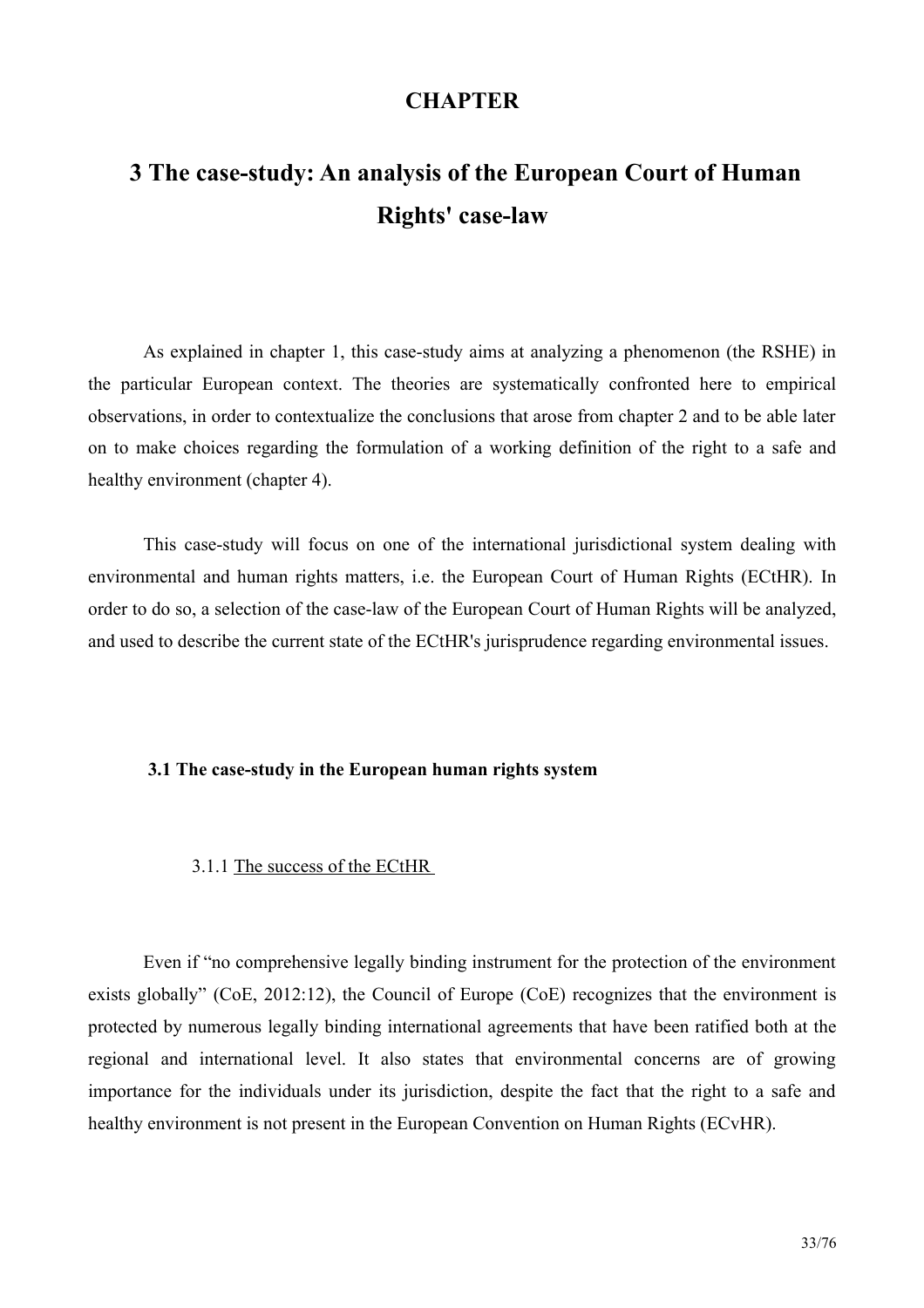# CHAPTER

# 3 The case-study: An analysis of the European Court of Human Rights' case-law

As explained in chapter 1, this case-study aims at analyzing a phenomenon (the RSHE) in the particular European context. The theories are systematically confronted here to empirical observations, in order to contextualize the conclusions that arose from chapter 2 and to be able later on to make choices regarding the formulation of a working definition of the right to a safe and healthy environment (chapter 4).

This case-study will focus on one of the international jurisdictional system dealing with environmental and human rights matters, i.e. the European Court of Human Rights (ECtHR). In order to do so, a selection of the case-law of the European Court of Human Rights will be analyzed, and used to describe the current state of the ECtHR's jurisprudence regarding environmental issues.

## 3.1 The case-study in the European human rights system

### 3.1.1 The success of the ECtHR

Even if "no comprehensive legally binding instrument for the protection of the environment exists globally" (CoE, 2012:12), the Council of Europe (CoE) recognizes that the environment is protected by numerous legally binding international agreements that have been ratified both at the regional and international level. It also states that environmental concerns are of growing importance for the individuals under its jurisdiction, despite the fact that the right to a safe and healthy environment is not present in the European Convention on Human Rights (ECvHR).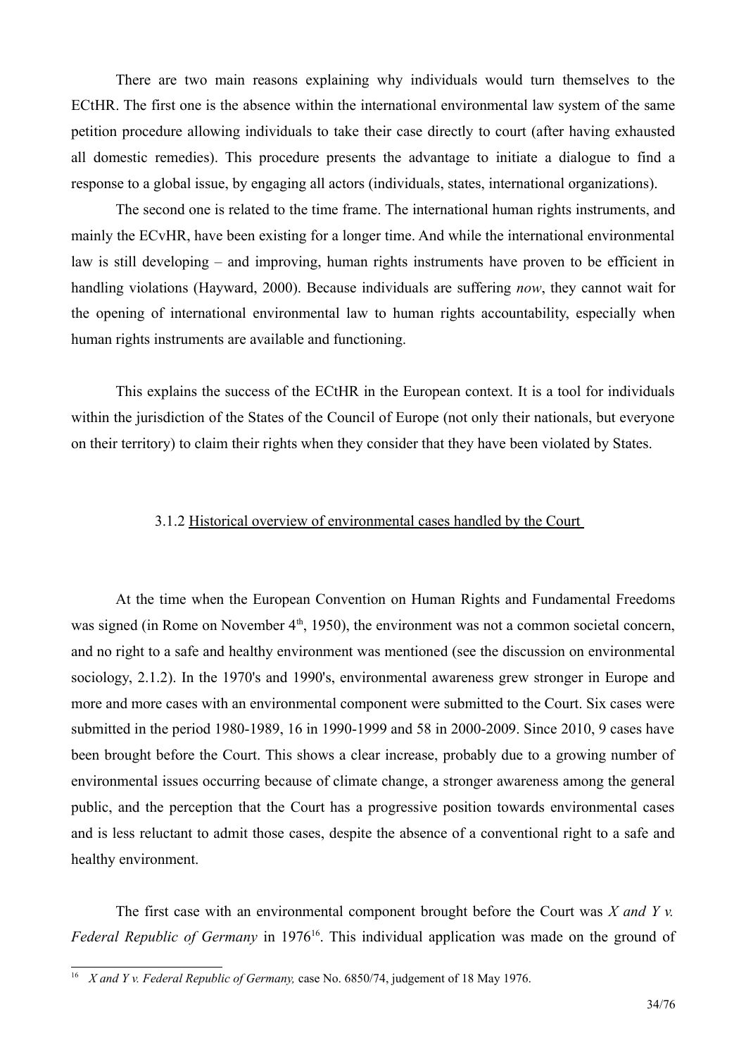There are two main reasons explaining why individuals would turn themselves to the ECtHR. The first one is the absence within the international environmental law system of the same petition procedure allowing individuals to take their case directly to court (after having exhausted all domestic remedies). This procedure presents the advantage to initiate a dialogue to find a response to a global issue, by engaging all actors (individuals, states, international organizations).

The second one is related to the time frame. The international human rights instruments, and mainly the ECvHR, have been existing for a longer time. And while the international environmental law is still developing – and improving, human rights instruments have proven to be efficient in handling violations (Hayward, 2000). Because individuals are suffering *now*, they cannot wait for the opening of international environmental law to human rights accountability, especially when human rights instruments are available and functioning.

This explains the success of the ECtHR in the European context. It is a tool for individuals within the jurisdiction of the States of the Council of Europe (not only their nationals, but everyone on their territory) to claim their rights when they consider that they have been violated by States.

### 3.1.2 Historical overview of environmental cases handled by the Court

At the time when the European Convention on Human Rights and Fundamental Freedoms was signed (in Rome on November 4th, 1950), the environment was not a common societal concern, and no right to a safe and healthy environment was mentioned (see the discussion on environmental sociology, 2.1.2). In the 1970's and 1990's, environmental awareness grew stronger in Europe and more and more cases with an environmental component were submitted to the Court. Six cases were submitted in the period 1980-1989, 16 in 1990-1999 and 58 in 2000-2009. Since 2010, 9 cases have been brought before the Court. This shows a clear increase, probably due to a growing number of environmental issues occurring because of climate change, a stronger awareness among the general public, and the perception that the Court has a progressive position towards environmental cases and is less reluctant to admit those cases, despite the absence of a conventional right to a safe and healthy environment.

The first case with an environmental component brought before the Court was *X and Y v. Federal Republic of Germany* in 1976[16]. This individual application was made on the ground of

[16] *X and Y v. Federal Republic of Germany,* case No. 6850/74, judgement of 18 May 1976.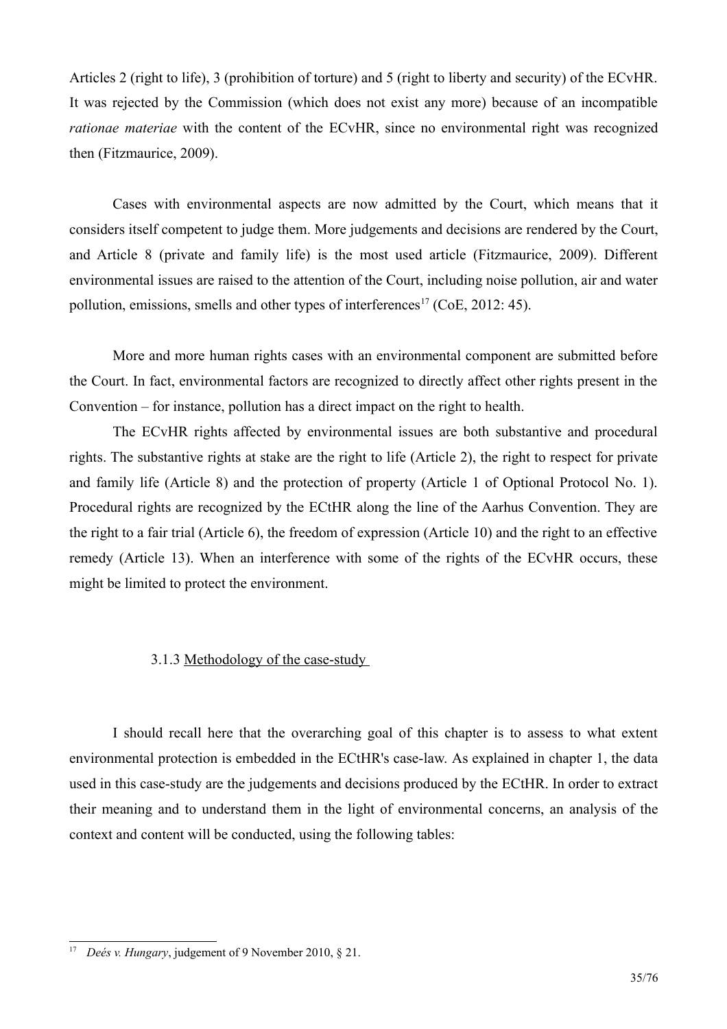Articles 2 (right to life), 3 (prohibition of torture) and 5 (right to liberty and security) of the ECvHR. It was rejected by the Commission (which does not exist any more) because of an incompatible *rationae materiae* with the content of the ECvHR, since no environmental right was recognized then (Fitzmaurice, 2009).

Cases with environmental aspects are now admitted by the Court, which means that it considers itself competent to judge them. More judgements and decisions are rendered by the Court, and Article 8 (private and family life) is the most used article (Fitzmaurice, 2009). Different environmental issues are raised to the attention of the Court, including noise pollution, air and water pollution, emissions, smells and other types of interferences[17] (CoE, 2012: 45).

More and more human rights cases with an environmental component are submitted before the Court. In fact, environmental factors are recognized to directly affect other rights present in the Convention – for instance, pollution has a direct impact on the right to health.

The ECvHR rights affected by environmental issues are both substantive and procedural rights. The substantive rights at stake are the right to life (Article 2), the right to respect for private and family life (Article 8) and the protection of property (Article 1 of Optional Protocol No. 1). Procedural rights are recognized by the ECtHR along the line of the Aarhus Convention. They are the right to a fair trial (Article 6), the freedom of expression (Article 10) and the right to an effective remedy (Article 13). When an interference with some of the rights of the ECvHR occurs, these might be limited to protect the environment.

### 3.1.3 Methodology of the case-study

I should recall here that the overarching goal of this chapter is to assess to what extent environmental protection is embedded in the ECtHR's case-law. As explained in chapter 1, the data used in this case-study are the judgements and decisions produced by the ECtHR. In order to extract their meaning and to understand them in the light of environmental concerns, an analysis of the context and content will be conducted, using the following tables:

---

[17] *Deés v. Hungary*, judgement of 9 November 2010, § 21.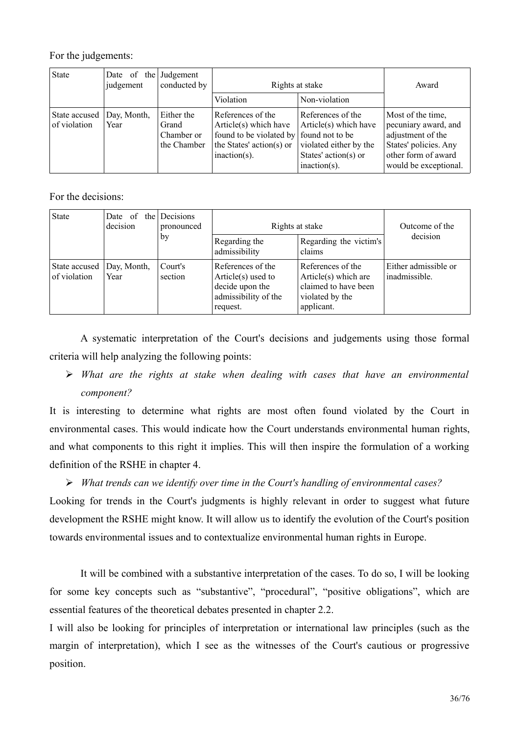For the judgements:

| State | Date of the judgement | Judgement conducted by | Rights at stake | | Award |
|---|---|---|---|---|---|
| | | | Violation | Non-violation | |
| State accused of violation | Day, Month, Year | Either the Grand Chamber or the Chamber | References of the Article(s) which have found to be violated by the States' action(s) or inaction(s). | References of the Article(s) which have found not to be violated either by the States' action(s) or inaction(s). | Most of the time, pecuniary award, and adjustment of the States' policies. Any other form of award would be exceptional. |

For the decisions:

| State | Date of the decision | Decisions pronounced by | Rights at stake | | Outcome of the decision |
|---|---|---|---|---|---|
| | | | Regarding the admissibility | Regarding the victim's claims | |
| State accused of violation | Day, Month, Year | Court's section | References of the Article(s) used to decide upon the admissibility of the request. | References of the Article(s) which are claimed to have been violated by the applicant. | Either admissible or inadmissible. |

A systematic interpretation of the Court's decisions and judgements using those formal criteria will help analyzing the following points:

- *What are the rights at stake when dealing with cases that have an environmental component?*

It is interesting to determine what rights are most often found violated by the Court in environmental cases. This would indicate how the Court understands environmental human rights, and what components to this right it implies. This will then inspire the formulation of a working definition of the RSHE in chapter 4.

- *What trends can we identify over time in the Court's handling of environmental cases?*

Looking for trends in the Court's judgments is highly relevant in order to suggest what future development the RSHE might know. It will allow us to identify the evolution of the Court's position towards environmental issues and to contextualize environmental human rights in Europe.

It will be combined with a substantive interpretation of the cases. To do so, I will be looking for some key concepts such as "substantive", "procedural", "positive obligations", which are essential features of the theoretical debates presented in chapter 2.2.

I will also be looking for principles of interpretation or international law principles (such as the margin of interpretation), which I see as the witnesses of the Court's cautious or progressive position.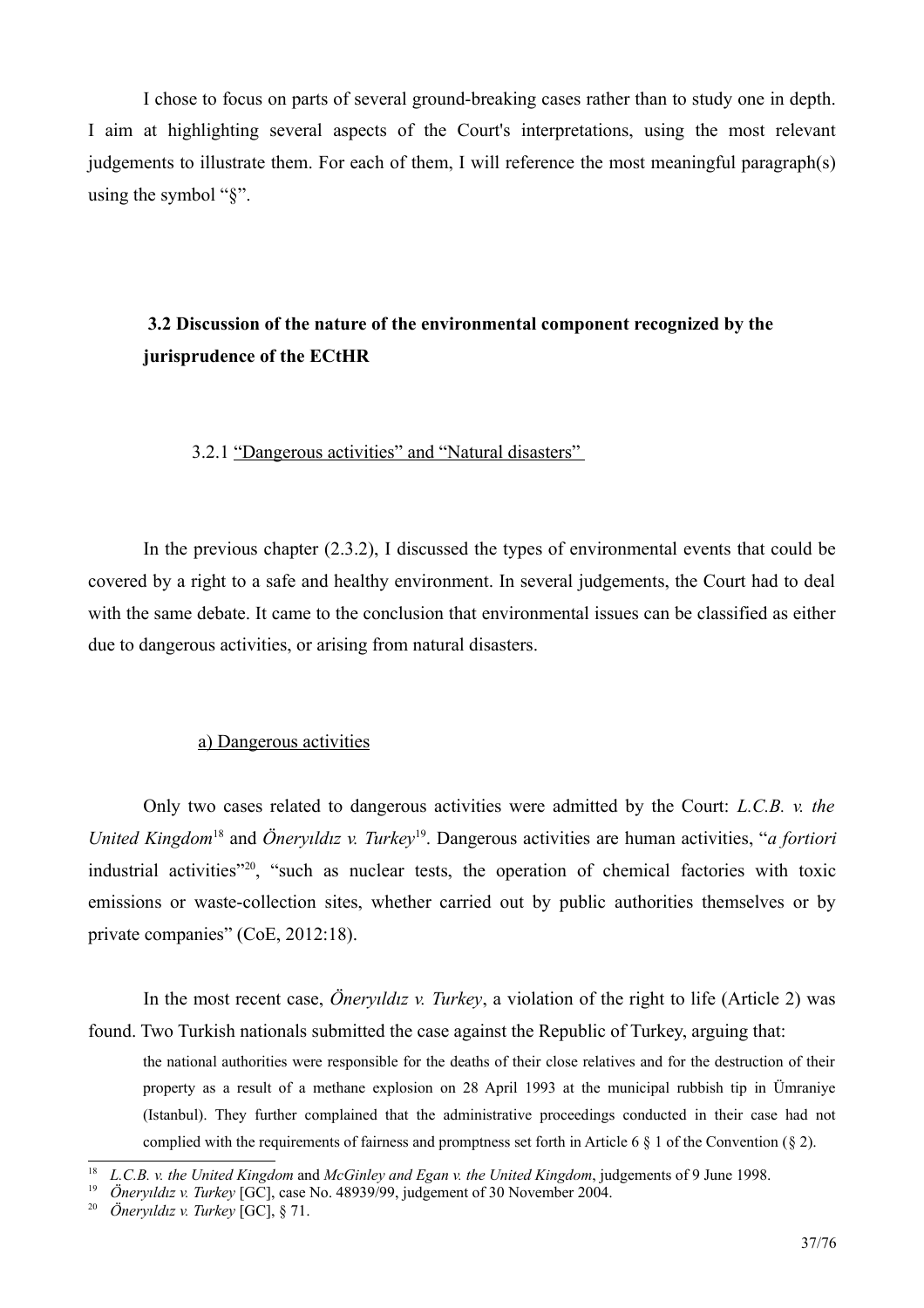I chose to focus on parts of several ground-breaking cases rather than to study one in depth. I aim at highlighting several aspects of the Court's interpretations, using the most relevant judgements to illustrate them. For each of them, I will reference the most meaningful paragraph(s) using the symbol "§".

## 3.2 Discussion of the nature of the environmental component recognized by the jurisprudence of the ECtHR

### 3.2.1 "Dangerous activities" and "Natural disasters"

In the previous chapter (2.3.2), I discussed the types of environmental events that could be covered by a right to a safe and healthy environment. In several judgements, the Court had to deal with the same debate. It came to the conclusion that environmental issues can be classified as either due to dangerous activities, or arising from natural disasters.

#### a) Dangerous activities

Only two cases related to dangerous activities were admitted by the Court: *L.C.B. v. the United Kingdom*[18] and *Öneryıldız v. Turkey*[19]. Dangerous activities are human activities, "*a fortiori* industrial activities"[20], "such as nuclear tests, the operation of chemical factories with toxic emissions or waste-collection sites, whether carried out by public authorities themselves or by private companies" (CoE, 2012:18).

In the most recent case, *Öneryıldız v. Turkey*, a violation of the right to life (Article 2) was found. Two Turkish nationals submitted the case against the Republic of Turkey, arguing that:

> the national authorities were responsible for the deaths of their close relatives and for the destruction of their property as a result of a methane explosion on 28 April 1993 at the municipal rubbish tip in Ümraniye (Istanbul). They further complained that the administrative proceedings conducted in their case had not complied with the requirements of fairness and promptness set forth in Article 6 § 1 of the Convention (§ 2).

---

[18] *L.C.B. v. the United Kingdom* and *McGinley and Egan v. the United Kingdom*, judgements of 9 June 1998.

[19] *Öneryıldız v. Turkey* [GC], case No. 48939/99, judgement of 30 November 2004.

[20] *Öneryıldız v. Turkey* [GC], § 71.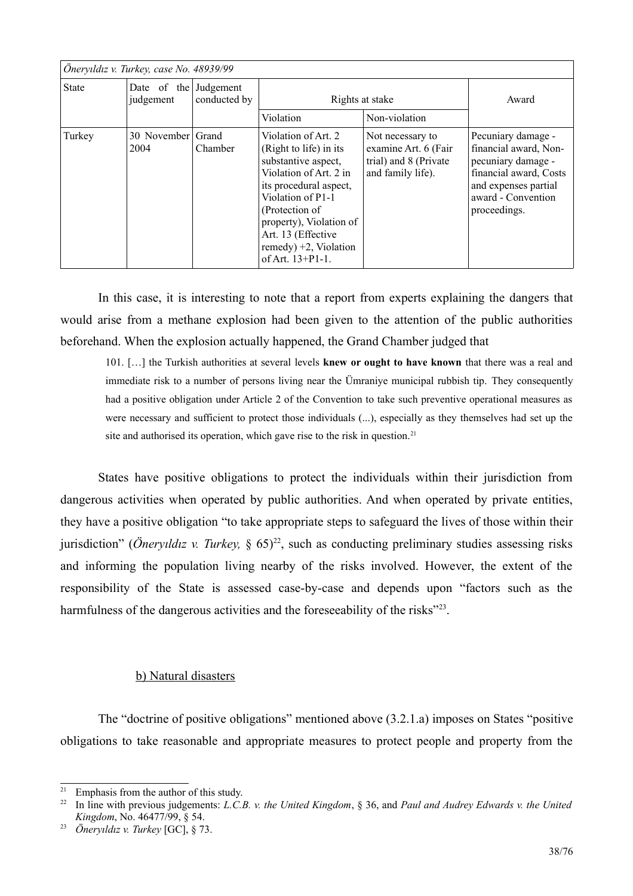| *Öneryıldız v. Turkey, case No. 48939/99* | | | | | |
|---|---|---|---|---|---|
| State | Date of the judgement | Judgement conducted by | Rights at stake | | Award |
| | | | Violation | Non-violation | |
| Turkey | 30 November 2004 | Grand Chamber | Violation of Art. 2 (Right to life) in its substantive aspect, Violation of Art. 2 in its procedural aspect, Violation of P1-1 (Protection of property), Violation of Art. 13 (Effective remedy) +2, Violation of Art. 13+P1-1. | Not necessary to examine Art. 6 (Fair trial) and 8 (Private and family life). | Pecuniary damage - financial award, Non-pecuniary damage - financial award, Costs and expenses partial award - Convention proceedings. |

In this case, it is interesting to note that a report from experts explaining the dangers that would arise from a methane explosion had been given to the attention of the public authorities beforehand. When the explosion actually happened, the Grand Chamber judged that

> 101. […] the Turkish authorities at several levels **knew or ought to have known** that there was a real and immediate risk to a number of persons living near the Ümraniye municipal rubbish tip. They consequently had a positive obligation under Article 2 of the Convention to take such preventive operational measures as were necessary and sufficient to protect those individuals (...), especially as they themselves had set up the site and authorised its operation, which gave rise to the risk in question.[21]

States have positive obligations to protect the individuals within their jurisdiction from dangerous activities when operated by public authorities. And when operated by private entities, they have a positive obligation "to take appropriate steps to safeguard the lives of those within their jurisdiction" (*Öneryıldız v. Turkey,* § 65)[22], such as conducting preliminary studies assessing risks and informing the population living nearby of the risks involved. However, the extent of the responsibility of the State is assessed case-by-case and depends upon "factors such as the harmfulness of the dangerous activities and the foreseeability of the risks"[23].

b) Natural disasters

The "doctrine of positive obligations" mentioned above (3.2.1.a) imposes on States "positive obligations to take reasonable and appropriate measures to protect people and property from the

---

[21] Emphasis from the author of this study.

[22] In line with previous judgements: *L.C.B. v. the United Kingdom*, § 36, and *Paul and Audrey Edwards v. the United Kingdom*, No. 46477/99, § 54.

[23] *Öneryıldız v. Turkey* [GC], § 73.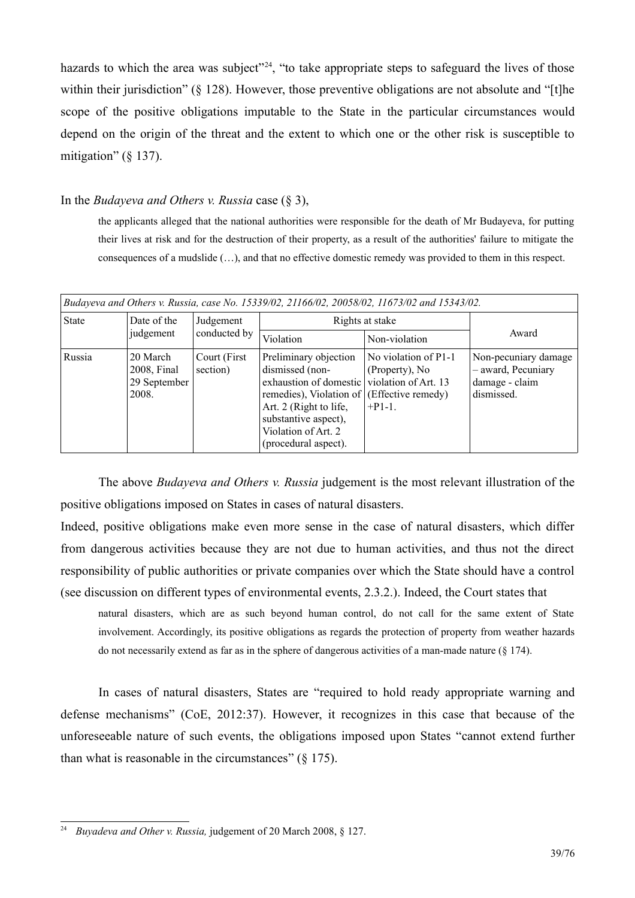hazards to which the area was subject"[24], "to take appropriate steps to safeguard the lives of those within their jurisdiction" (§ 128). However, those preventive obligations are not absolute and "[t]he scope of the positive obligations imputable to the State in the particular circumstances would depend on the origin of the threat and the extent to which one or the other risk is susceptible to mitigation" (§ 137).

In the *Budayeva and Others v. Russia* case (§ 3),

> the applicants alleged that the national authorities were responsible for the death of Mr Budayeva, for putting their lives at risk and for the destruction of their property, as a result of the authorities' failure to mitigate the consequences of a mudslide (…), and that no effective domestic remedy was provided to them in this respect.

| *Budayeva and Others v. Russia, case No. 15339/02, 21166/02, 20058/02, 11673/02 and 15343/02.* | | | | | |
|---|---|---|---|---|---|
| State | Date of the judgement | Judgement conducted by | Rights at stake | | Award |
| | | | Violation | Non-violation | |
| Russia | 20 March 2008, Final 29 September 2008. | Court (First section) | Preliminary objection dismissed (non-exhaustion of domestic remedies), Violation of Art. 2 (Right to life, substantive aspect), Violation of Art. 2 (procedural aspect). | No violation of P1-1 (Property), No violation of Art. 13 (Effective remedy) +P1-1. | Non-pecuniary damage – award, Pecuniary damage - claim dismissed. |

The above *Budayeva and Others v. Russia* judgement is the most relevant illustration of the positive obligations imposed on States in cases of natural disasters.

Indeed, positive obligations make even more sense in the case of natural disasters, which differ from dangerous activities because they are not due to human activities, and thus not the direct responsibility of public authorities or private companies over which the State should have a control (see discussion on different types of environmental events, 2.3.2.). Indeed, the Court states that

> natural disasters, which are as such beyond human control, do not call for the same extent of State involvement. Accordingly, its positive obligations as regards the protection of property from weather hazards do not necessarily extend as far as in the sphere of dangerous activities of a man-made nature (§ 174).

In cases of natural disasters, States are "required to hold ready appropriate warning and defense mechanisms" (CoE, 2012:37). However, it recognizes in this case that because of the unforeseeable nature of such events, the obligations imposed upon States "cannot extend further than what is reasonable in the circumstances" (§ 175).

---

[24] *Buyadeva and Other v. Russia,* judgement of 20 March 2008, § 127.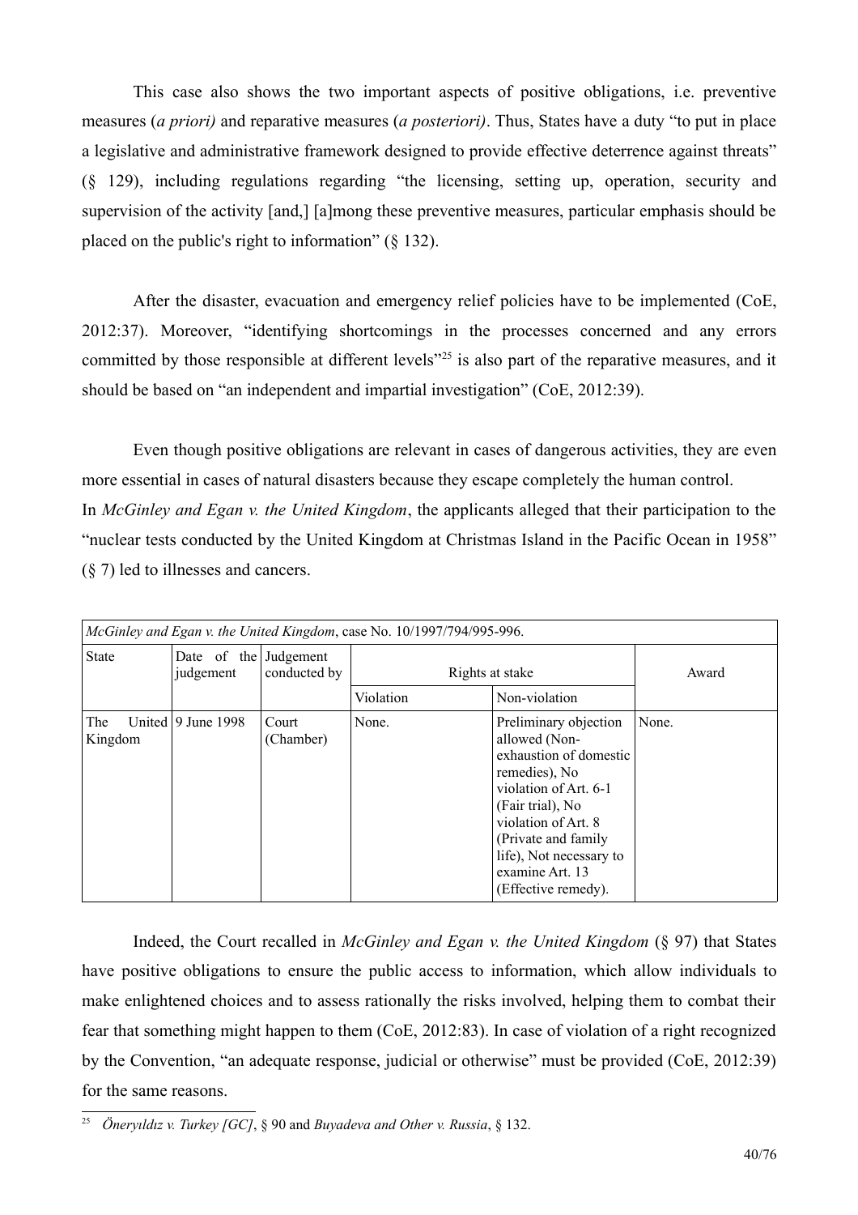This case also shows the two important aspects of positive obligations, i.e. preventive measures (*a priori)* and reparative measures (*a posteriori)*. Thus, States have a duty "to put in place a legislative and administrative framework designed to provide effective deterrence against threats" (§ 129), including regulations regarding "the licensing, setting up, operation, security and supervision of the activity [and,] [a]mong these preventive measures, particular emphasis should be placed on the public's right to information" (§ 132).

After the disaster, evacuation and emergency relief policies have to be implemented (CoE, 2012:37). Moreover, "identifying shortcomings in the processes concerned and any errors committed by those responsible at different levels"[25] is also part of the reparative measures, and it should be based on "an independent and impartial investigation" (CoE, 2012:39).

Even though positive obligations are relevant in cases of dangerous activities, they are even more essential in cases of natural disasters because they escape completely the human control. In *McGinley and Egan v. the United Kingdom*, the applicants alleged that their participation to the "nuclear tests conducted by the United Kingdom at Christmas Island in the Pacific Ocean in 1958" (§ 7) led to illnesses and cancers.

| *McGinley and Egan v. the United Kingdom*, case No. 10/1997/794/995-996. | | | | | |
|---|---|---|---|---|---|
| State | Date of the judgement | Judgement conducted by | Rights at stake | | Award |
| | | | Violation | Non-violation | |
| The United Kingdom | 9 June 1998 | Court (Chamber) | None. | Preliminary objection allowed (Non-exhaustion of domestic remedies), No violation of Art. 6-1 (Fair trial), No violation of Art. 8 (Private and family life), Not necessary to examine Art. 13 (Effective remedy). | None. |

Indeed, the Court recalled in *McGinley and Egan v. the United Kingdom* (§ 97) that States have positive obligations to ensure the public access to information, which allow individuals to make enlightened choices and to assess rationally the risks involved, helping them to combat their fear that something might happen to them (CoE, 2012:83). In case of violation of a right recognized by the Convention, "an adequate response, judicial or otherwise" must be provided (CoE, 2012:39) for the same reasons.

[25] *Öneryıldız v. Turkey [GC]*, § 90 and *Buyadeva and Other v. Russia*, § 132.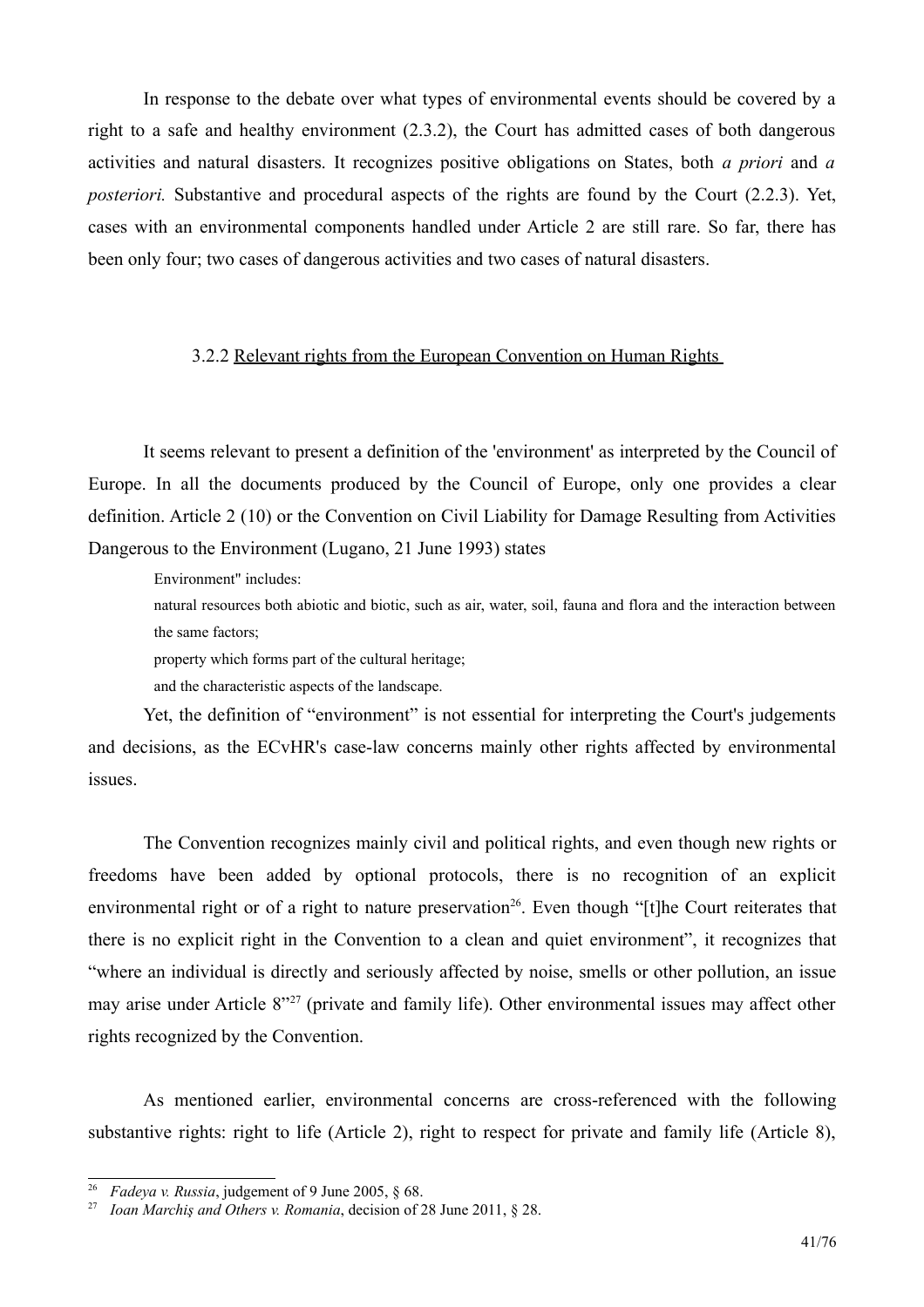In response to the debate over what types of environmental events should be covered by a right to a safe and healthy environment (2.3.2), the Court has admitted cases of both dangerous activities and natural disasters. It recognizes positive obligations on States, both *a priori* and *a posteriori.* Substantive and procedural aspects of the rights are found by the Court (2.2.3). Yet, cases with an environmental components handled under Article 2 are still rare. So far, there has been only four; two cases of dangerous activities and two cases of natural disasters.

### 3.2.2 Relevant rights from the European Convention on Human Rights

It seems relevant to present a definition of the 'environment' as interpreted by the Council of Europe. In all the documents produced by the Council of Europe, only one provides a clear definition. Article 2 (10) or the Convention on Civil Liability for Damage Resulting from Activities Dangerous to the Environment (Lugano, 21 June 1993) states

> Environment" includes:
>
> natural resources both abiotic and biotic, such as air, water, soil, fauna and flora and the interaction between the same factors;
>
> property which forms part of the cultural heritage;
>
> and the characteristic aspects of the landscape.

Yet, the definition of "environment" is not essential for interpreting the Court's judgements and decisions, as the ECvHR's case-law concerns mainly other rights affected by environmental issues.

The Convention recognizes mainly civil and political rights, and even though new rights or freedoms have been added by optional protocols, there is no recognition of an explicit environmental right or of a right to nature preservation[26]. Even though "[t]he Court reiterates that there is no explicit right in the Convention to a clean and quiet environment", it recognizes that "where an individual is directly and seriously affected by noise, smells or other pollution, an issue may arise under Article 8"[27] (private and family life). Other environmental issues may affect other rights recognized by the Convention.

As mentioned earlier, environmental concerns are cross-referenced with the following substantive rights: right to life (Article 2), right to respect for private and family life (Article 8),

---

[26] *Fadeya v. Russia*, judgement of 9 June 2005, § 68.

[27] *Ioan Marchiş and Others v. Romania*, decision of 28 June 2011, § 28.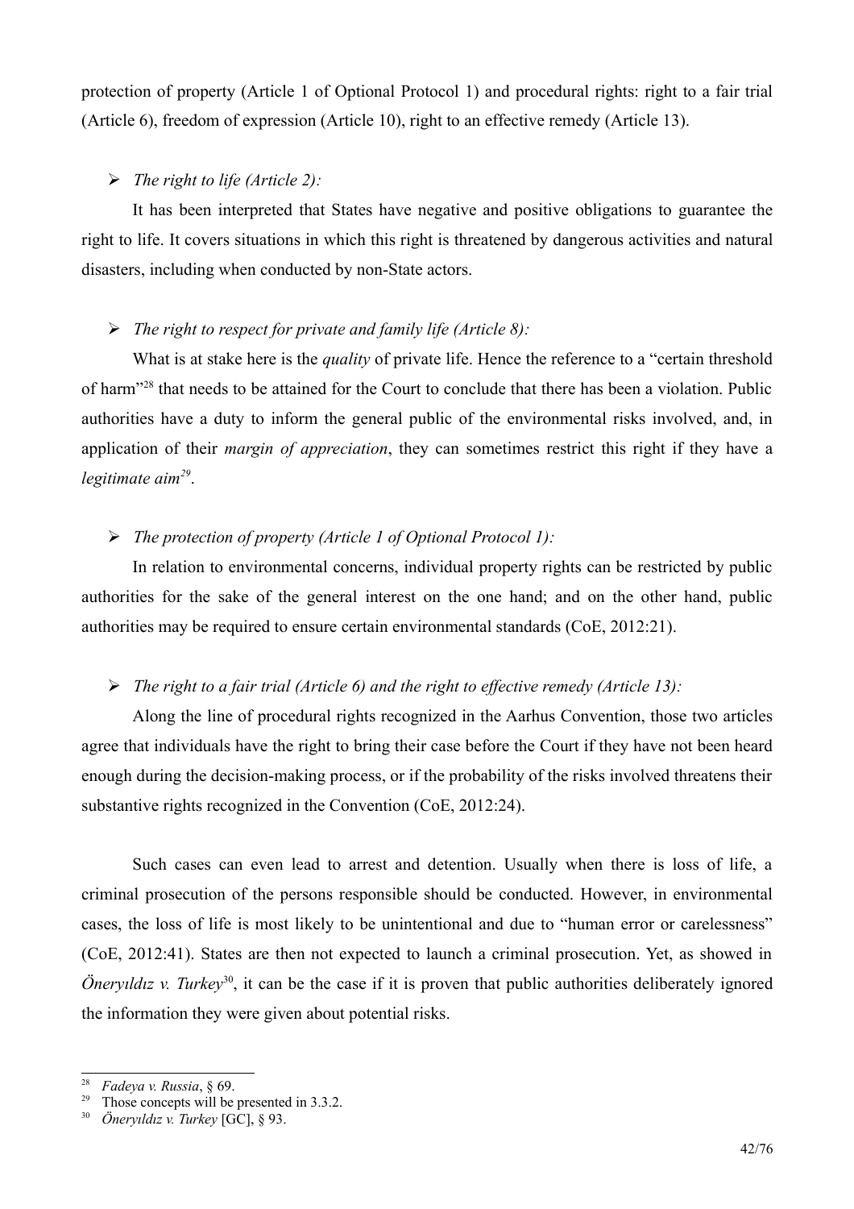protection of property (Article 1 of Optional Protocol 1) and procedural rights: right to a fair trial (Article 6), freedom of expression (Article 10), right to an effective remedy (Article 13).

- *The right to life (Article 2):*

It has been interpreted that States have negative and positive obligations to guarantee the right to life. It covers situations in which this right is threatened by dangerous activities and natural disasters, including when conducted by non-State actors.

- *The right to respect for private and family life (Article 8):*

What is at stake here is the *quality* of private life. Hence the reference to a "certain threshold of harm"[28] that needs to be attained for the Court to conclude that there has been a violation. Public authorities have a duty to inform the general public of the environmental risks involved, and, in application of their *margin of appreciation*, they can sometimes restrict this right if they have a *legitimate aim*[29].

- *The protection of property (Article 1 of Optional Protocol 1):*

In relation to environmental concerns, individual property rights can be restricted by public authorities for the sake of the general interest on the one hand; and on the other hand, public authorities may be required to ensure certain environmental standards (CoE, 2012:21).

- *The right to a fair trial (Article 6) and the right to effective remedy (Article 13):*

Along the line of procedural rights recognized in the Aarhus Convention, those two articles agree that individuals have the right to bring their case before the Court if they have not been heard enough during the decision-making process, or if the probability of the risks involved threatens their substantive rights recognized in the Convention (CoE, 2012:24).

Such cases can even lead to arrest and detention. Usually when there is loss of life, a criminal prosecution of the persons responsible should be conducted. However, in environmental cases, the loss of life is most likely to be unintentional and due to "human error or carelessness" (CoE, 2012:41). States are then not expected to launch a criminal prosecution. Yet, as showed in *Öneryıldız v. Turkey*[30], it can be the case if it is proven that public authorities deliberately ignored the information they were given about potential risks.

---

[28] *Fadeya v. Russia*, § 69.

[29] Those concepts will be presented in 3.3.2.

[30] *Öneryıldız v. Turkey* [GC], § 93.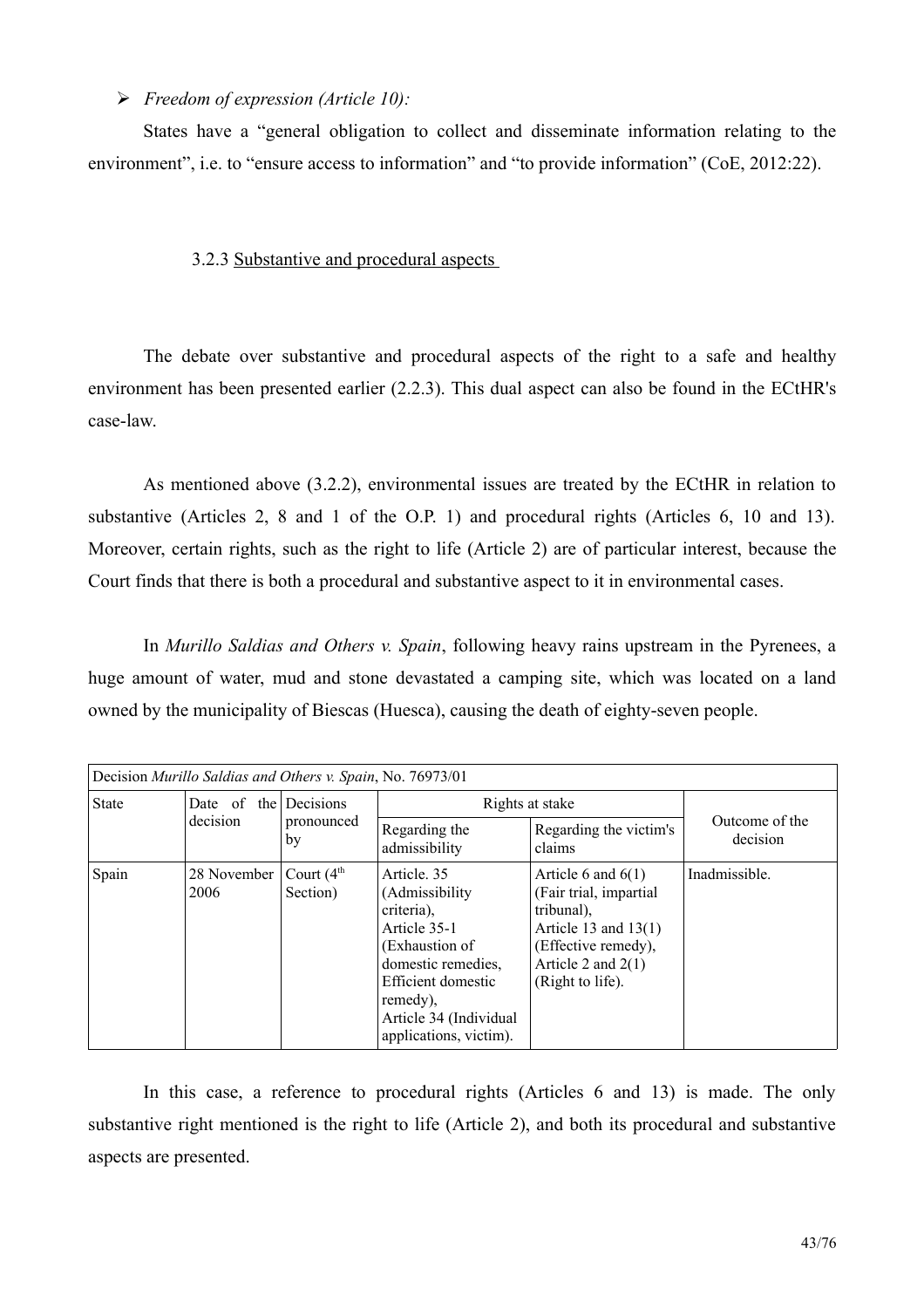- *Freedom of expression (Article 10):*

States have a "general obligation to collect and disseminate information relating to the environment", i.e. to "ensure access to information" and "to provide information" (CoE, 2012:22).

### 3.2.3 Substantive and procedural aspects

The debate over substantive and procedural aspects of the right to a safe and healthy environment has been presented earlier (2.2.3). This dual aspect can also be found in the ECtHR's case-law.

As mentioned above (3.2.2), environmental issues are treated by the ECtHR in relation to substantive (Articles 2, 8 and 1 of the O.P. 1) and procedural rights (Articles 6, 10 and 13). Moreover, certain rights, such as the right to life (Article 2) are of particular interest, because the Court finds that there is both a procedural and substantive aspect to it in environmental cases.

In *Murillo Saldias and Others v. Spain*, following heavy rains upstream in the Pyrenees, a huge amount of water, mud and stone devastated a camping site, which was located on a land owned by the municipality of Biescas (Huesca), causing the death of eighty-seven people.

| Decision *Murillo Saldias and Others v. Spain*, No. 76973/01 | | | | | |
|---|---|---|---|---|---|
| State | Date of the decision | Decisions pronounced by | Rights at stake | | Outcome of the decision |
| | | | Regarding the admissibility | Regarding the victim's claims | |
| Spain | 28 November 2006 | Court (4th Section) | Article. 35 (Admissibility criteria), Article 35-1 (Exhaustion of domestic remedies, Efficient domestic remedy), Article 34 (Individual applications, victim). | Article 6 and 6(1) (Fair trial, impartial tribunal), Article 13 and 13(1) (Effective remedy), Article 2 and 2(1) (Right to life). | Inadmissible. |

In this case, a reference to procedural rights (Articles 6 and 13) is made. The only substantive right mentioned is the right to life (Article 2), and both its procedural and substantive aspects are presented.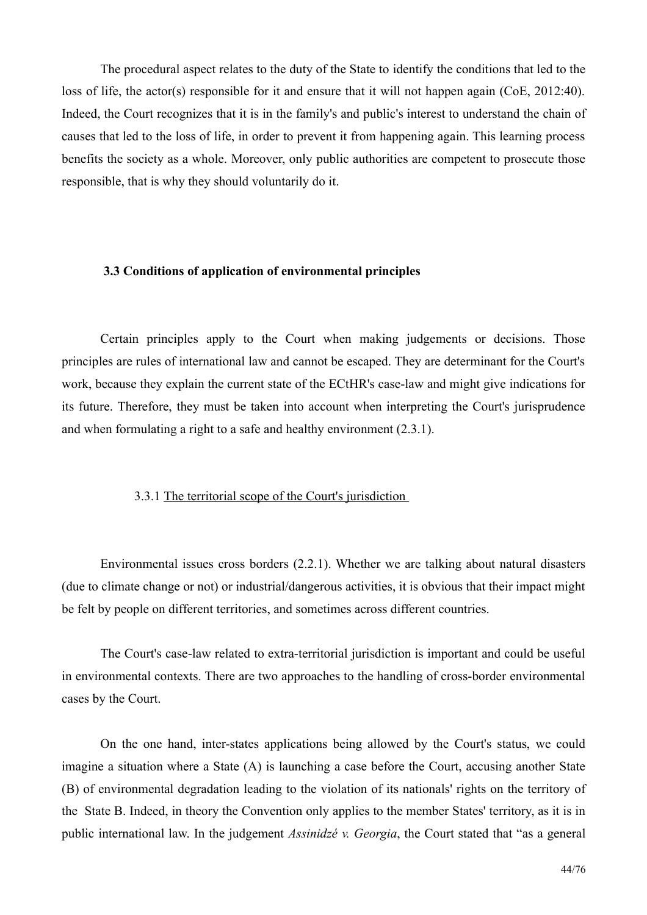The procedural aspect relates to the duty of the State to identify the conditions that led to the loss of life, the actor(s) responsible for it and ensure that it will not happen again (CoE, 2012:40). Indeed, the Court recognizes that it is in the family's and public's interest to understand the chain of causes that led to the loss of life, in order to prevent it from happening again. This learning process benefits the society as a whole. Moreover, only public authorities are competent to prosecute those responsible, that is why they should voluntarily do it.

### 3.3 Conditions of application of environmental principles

Certain principles apply to the Court when making judgements or decisions. Those principles are rules of international law and cannot be escaped. They are determinant for the Court's work, because they explain the current state of the ECtHR's case-law and might give indications for its future. Therefore, they must be taken into account when interpreting the Court's jurisprudence and when formulating a right to a safe and healthy environment (2.3.1).

#### 3.3.1 The territorial scope of the Court's jurisdiction

Environmental issues cross borders (2.2.1). Whether we are talking about natural disasters (due to climate change or not) or industrial/dangerous activities, it is obvious that their impact might be felt by people on different territories, and sometimes across different countries.

The Court's case-law related to extra-territorial jurisdiction is important and could be useful in environmental contexts. There are two approaches to the handling of cross-border environmental cases by the Court.

On the one hand, inter-states applications being allowed by the Court's status, we could imagine a situation where a State (A) is launching a case before the Court, accusing another State (B) of environmental degradation leading to the violation of its nationals' rights on the territory of the State B. Indeed, in theory the Convention only applies to the member States' territory, as it is in public international law. In the judgement *Assinidzé v. Georgia*, the Court stated that "as a general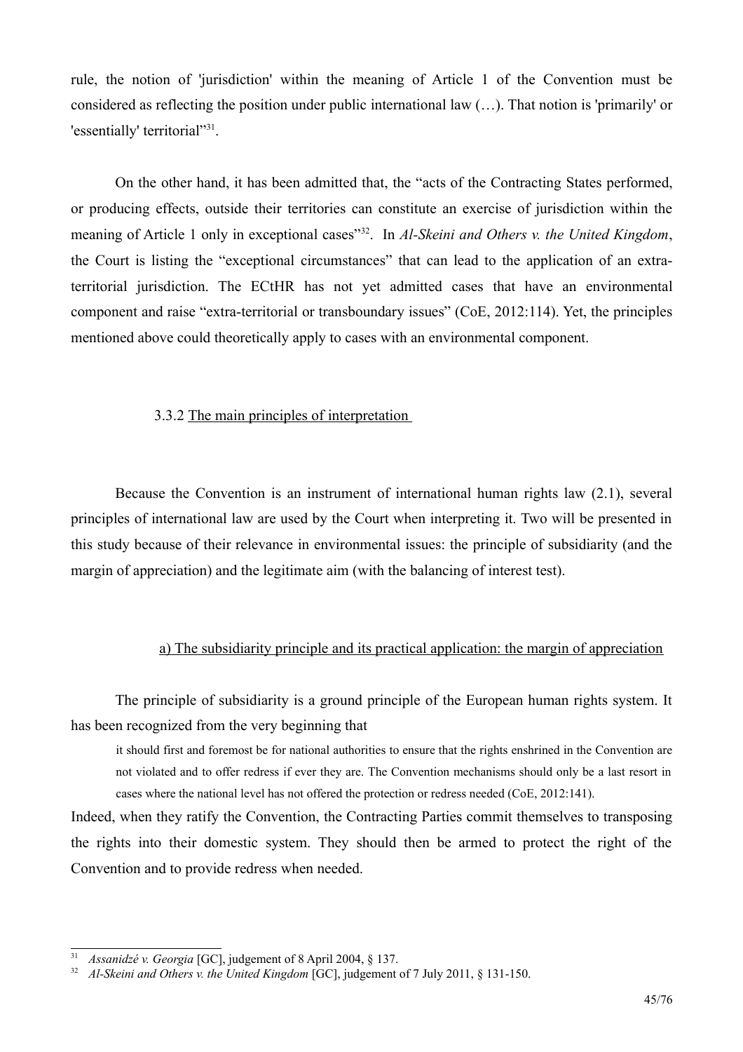rule, the notion of 'jurisdiction' within the meaning of Article 1 of the Convention must be considered as reflecting the position under public international law (…). That notion is 'primarily' or 'essentially' territorial"[31].

On the other hand, it has been admitted that, the "acts of the Contracting States performed, or producing effects, outside their territories can constitute an exercise of jurisdiction within the meaning of Article 1 only in exceptional cases"[32]. In *Al-Skeini and Others v. the United Kingdom*, the Court is listing the "exceptional circumstances" that can lead to the application of an extra-territorial jurisdiction. The ECtHR has not yet admitted cases that have an environmental component and raise "extra-territorial or transboundary issues" (CoE, 2012:114). Yet, the principles mentioned above could theoretically apply to cases with an environmental component.

### 3.3.2 The main principles of interpretation

Because the Convention is an instrument of international human rights law (2.1), several principles of international law are used by the Court when interpreting it. Two will be presented in this study because of their relevance in environmental issues: the principle of subsidiarity (and the margin of appreciation) and the legitimate aim (with the balancing of interest test).

#### a) The subsidiarity principle and its practical application: the margin of appreciation

The principle of subsidiarity is a ground principle of the European human rights system. It has been recognized from the very beginning that

> it should first and foremost be for national authorities to ensure that the rights enshrined in the Convention are not violated and to offer redress if ever they are. The Convention mechanisms should only be a last resort in cases where the national level has not offered the protection or redress needed (CoE, 2012:141).

Indeed, when they ratify the Convention, the Contracting Parties commit themselves to transposing the rights into their domestic system. They should then be armed to protect the right of the Convention and to provide redress when needed.

---

[31] *Assanidzé v. Georgia* [GC], judgement of 8 April 2004, § 137.

[32] *Al-Skeini and Others v. the United Kingdom* [GC], judgement of 7 July 2011, § 131-150.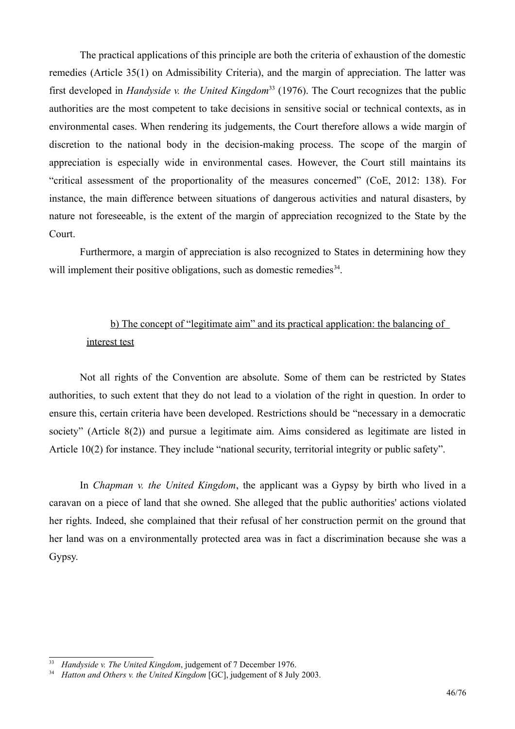The practical applications of this principle are both the criteria of exhaustion of the domestic remedies (Article 35(1) on Admissibility Criteria), and the margin of appreciation. The latter was first developed in *Handyside v. the United Kingdom*[33] (1976). The Court recognizes that the public authorities are the most competent to take decisions in sensitive social or technical contexts, as in environmental cases. When rendering its judgements, the Court therefore allows a wide margin of discretion to the national body in the decision-making process. The scope of the margin of appreciation is especially wide in environmental cases. However, the Court still maintains its "critical assessment of the proportionality of the measures concerned" (CoE, 2012: 138). For instance, the main difference between situations of dangerous activities and natural disasters, by nature not foreseeable, is the extent of the margin of appreciation recognized to the State by the Court.

Furthermore, a margin of appreciation is also recognized to States in determining how they will implement their positive obligations, such as domestic remedies[34].

### b) The concept of "legitimate aim" and its practical application: the balancing of interest test

Not all rights of the Convention are absolute. Some of them can be restricted by States authorities, to such extent that they do not lead to a violation of the right in question. In order to ensure this, certain criteria have been developed. Restrictions should be "necessary in a democratic society" (Article 8(2)) and pursue a legitimate aim. Aims considered as legitimate are listed in Article 10(2) for instance. They include "national security, territorial integrity or public safety".

In *Chapman v. the United Kingdom*, the applicant was a Gypsy by birth who lived in a caravan on a piece of land that she owned. She alleged that the public authorities' actions violated her rights. Indeed, she complained that their refusal of her construction permit on the ground that her land was on a environmentally protected area was in fact a discrimination because she was a Gypsy.

---

[33] *Handyside v. The United Kingdom*, judgement of 7 December 1976.

[34] *Hatton and Others v. the United Kingdom* [GC], judgement of 8 July 2003.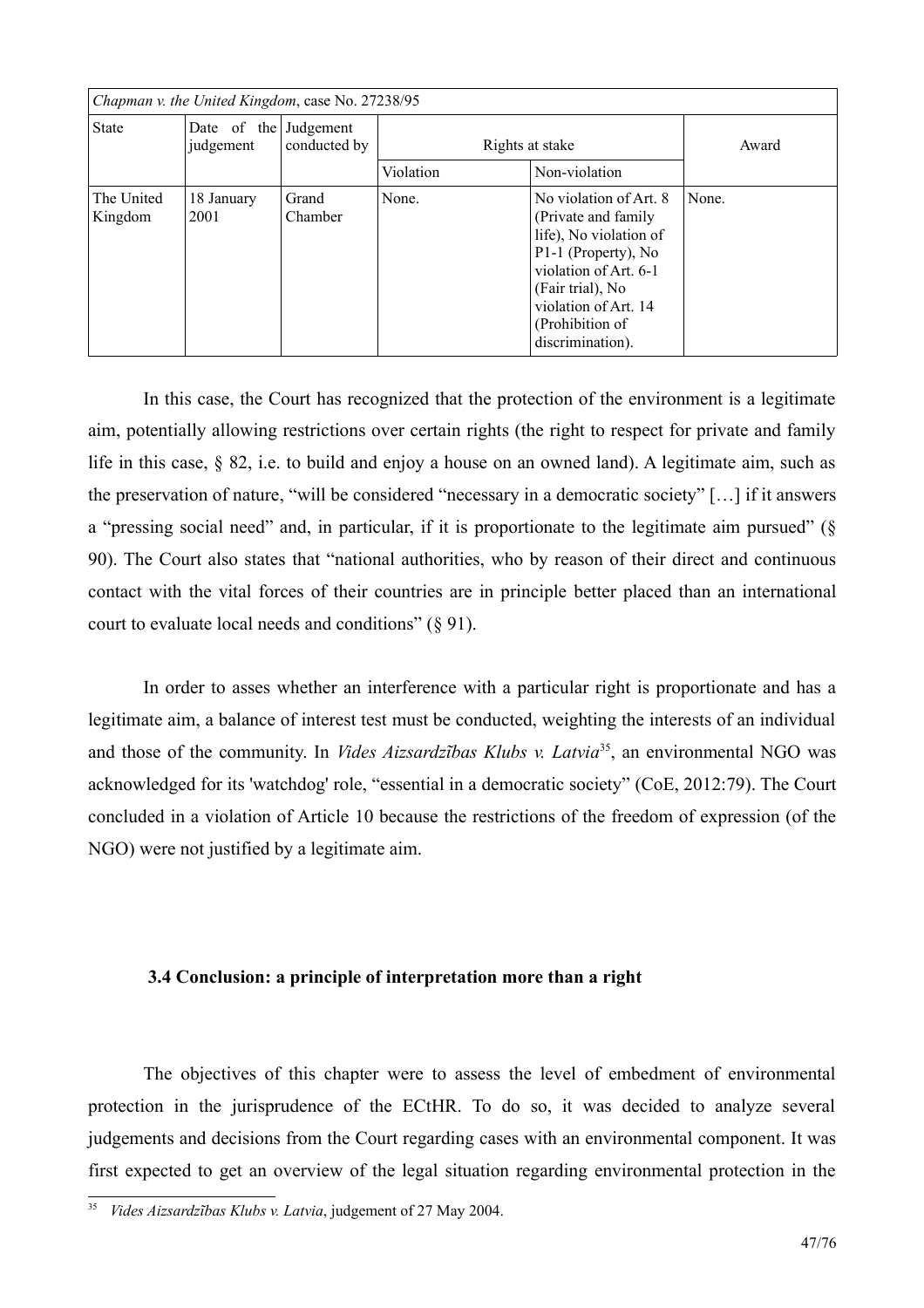| *Chapman v. the United Kingdom*, case No. 27238/95 | | | | | |
|---|---|---|---|---|---|
| State | Date of the judgement | Judgement conducted by | Rights at stake | | Award |
| | | | Violation | Non-violation | |
| The United Kingdom | 18 January 2001 | Grand Chamber | None. | No violation of Art. 8 (Private and family life), No violation of P1-1 (Property), No violation of Art. 6-1 (Fair trial), No violation of Art. 14 (Prohibition of discrimination). | None. |

In this case, the Court has recognized that the protection of the environment is a legitimate aim, potentially allowing restrictions over certain rights (the right to respect for private and family life in this case, § 82, i.e. to build and enjoy a house on an owned land). A legitimate aim, such as the preservation of nature, "will be considered "necessary in a democratic society" […] if it answers a "pressing social need" and, in particular, if it is proportionate to the legitimate aim pursued" (§ 90). The Court also states that "national authorities, who by reason of their direct and continuous contact with the vital forces of their countries are in principle better placed than an international court to evaluate local needs and conditions" (§ 91).

In order to asses whether an interference with a particular right is proportionate and has a legitimate aim, a balance of interest test must be conducted, weighting the interests of an individual and those of the community. In *Vides Aizsardzības Klubs v. Latvia*[35], an environmental NGO was acknowledged for its 'watchdog' role, "essential in a democratic society" (CoE, 2012:79). The Court concluded in a violation of Article 10 because the restrictions of the freedom of expression (of the NGO) were not justified by a legitimate aim.

### 3.4 Conclusion: a principle of interpretation more than a right

The objectives of this chapter were to assess the level of embedment of environmental protection in the jurisprudence of the ECtHR. To do so, it was decided to analyze several judgements and decisions from the Court regarding cases with an environmental component. It was first expected to get an overview of the legal situation regarding environmental protection in the

[35] *Vides Aizsardzības Klubs v. Latvia*, judgement of 27 May 2004.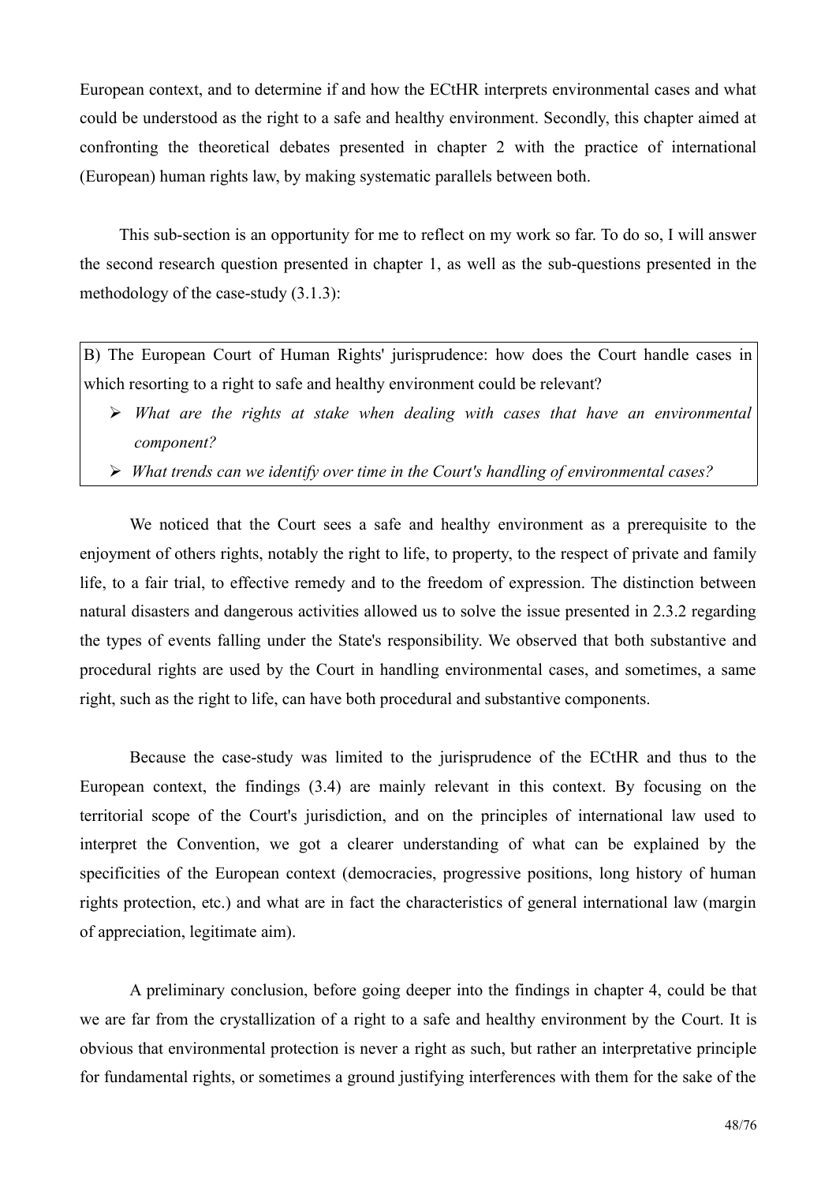European context, and to determine if and how the ECtHR interprets environmental cases and what could be understood as the right to a safe and healthy environment. Secondly, this chapter aimed at confronting the theoretical debates presented in chapter 2 with the practice of international (European) human rights law, by making systematic parallels between both.

This sub-section is an opportunity for me to reflect on my work so far. To do so, I will answer the second research question presented in chapter 1, as well as the sub-questions presented in the methodology of the case-study (3.1.3):

> B) The European Court of Human Rights' jurisprudence: how does the Court handle cases in which resorting to a right to safe and healthy environment could be relevant?
>
> - *What are the rights at stake when dealing with cases that have an environmental component?*
> - *What trends can we identify over time in the Court's handling of environmental cases?*

We noticed that the Court sees a safe and healthy environment as a prerequisite to the enjoyment of others rights, notably the right to life, to property, to the respect of private and family life, to a fair trial, to effective remedy and to the freedom of expression. The distinction between natural disasters and dangerous activities allowed us to solve the issue presented in 2.3.2 regarding the types of events falling under the State's responsibility. We observed that both substantive and procedural rights are used by the Court in handling environmental cases, and sometimes, a same right, such as the right to life, can have both procedural and substantive components.

Because the case-study was limited to the jurisprudence of the ECtHR and thus to the European context, the findings (3.4) are mainly relevant in this context. By focusing on the territorial scope of the Court's jurisdiction, and on the principles of international law used to interpret the Convention, we got a clearer understanding of what can be explained by the specificities of the European context (democracies, progressive positions, long history of human rights protection, etc.) and what are in fact the characteristics of general international law (margin of appreciation, legitimate aim).

A preliminary conclusion, before going deeper into the findings in chapter 4, could be that we are far from the crystallization of a right to a safe and healthy environment by the Court. It is obvious that environmental protection is never a right as such, but rather an interpretative principle for fundamental rights, or sometimes a ground justifying interferences with them for the sake of the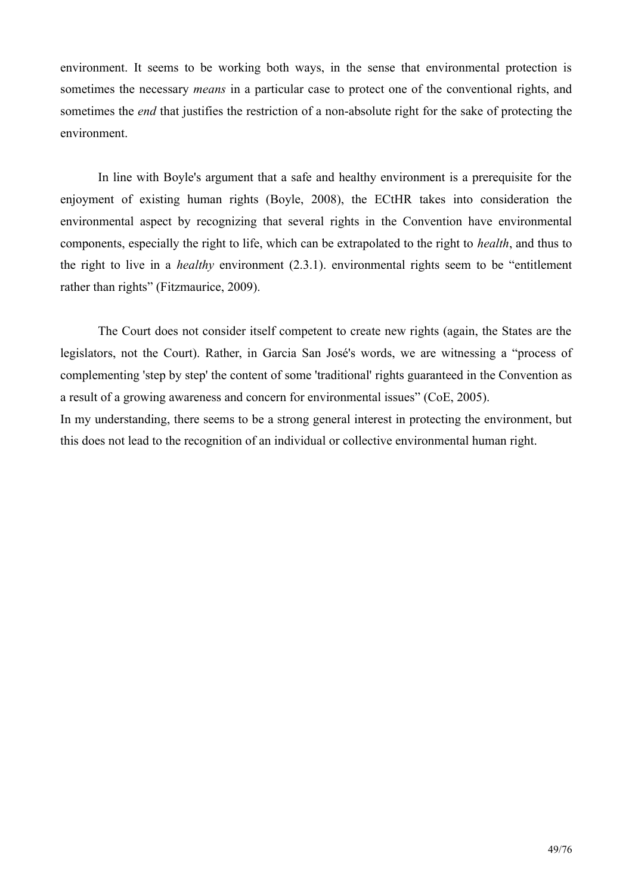environment. It seems to be working both ways, in the sense that environmental protection is sometimes the necessary *means* in a particular case to protect one of the conventional rights, and sometimes the *end* that justifies the restriction of a non-absolute right for the sake of protecting the environment.

In line with Boyle's argument that a safe and healthy environment is a prerequisite for the enjoyment of existing human rights (Boyle, 2008), the ECtHR takes into consideration the environmental aspect by recognizing that several rights in the Convention have environmental components, especially the right to life, which can be extrapolated to the right to *health*, and thus to the right to live in a *healthy* environment (2.3.1). environmental rights seem to be "entitlement rather than rights" (Fitzmaurice, 2009).

The Court does not consider itself competent to create new rights (again, the States are the legislators, not the Court). Rather, in Garcia San José's words, we are witnessing a "process of complementing 'step by step' the content of some 'traditional' rights guaranteed in the Convention as a result of a growing awareness and concern for environmental issues" (CoE, 2005).
In my understanding, there seems to be a strong general interest in protecting the environment, but this does not lead to the recognition of an individual or collective environmental human right.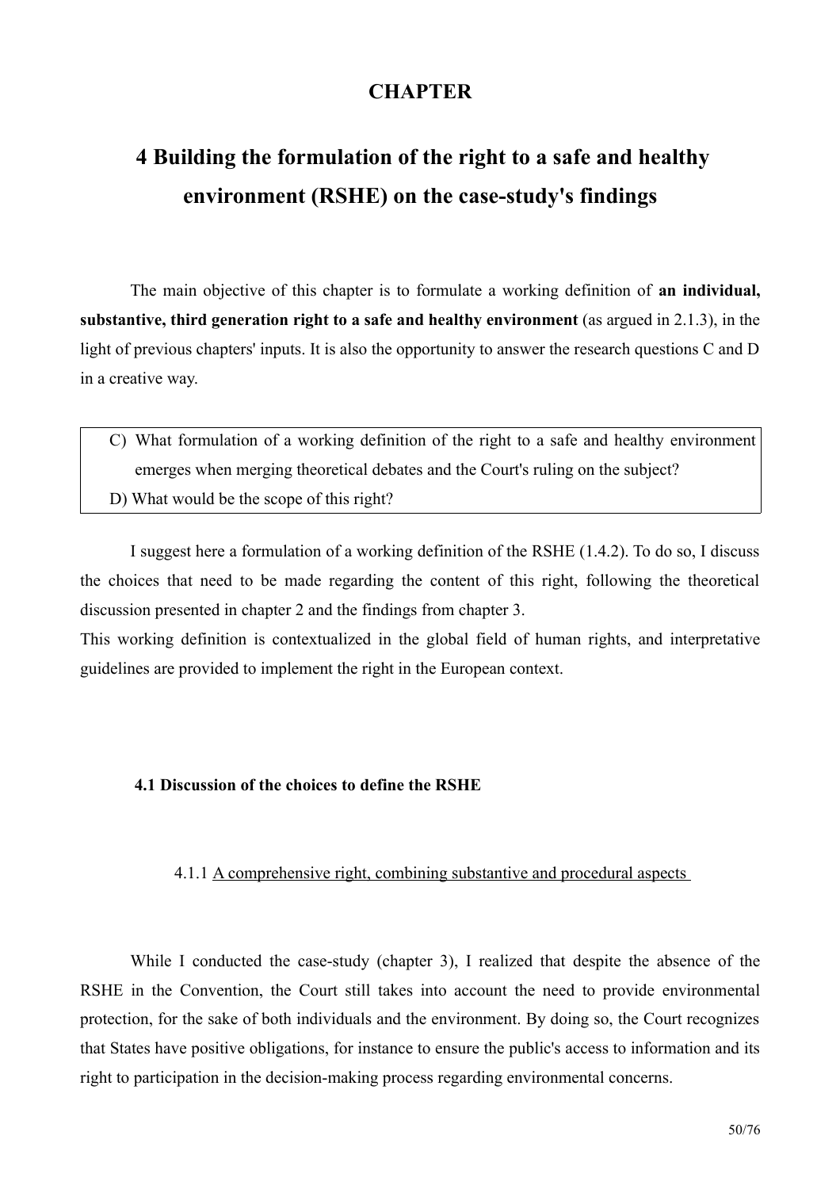# CHAPTER

# 4 Building the formulation of the right to a safe and healthy environment (RSHE) on the case-study's findings

The main objective of this chapter is to formulate a working definition of **an individual, substantive, third generation right to a safe and healthy environment** (as argued in 2.1.3), in the light of previous chapters' inputs. It is also the opportunity to answer the research questions C and D in a creative way.

> C) What formulation of a working definition of the right to a safe and healthy environment emerges when merging theoretical debates and the Court's ruling on the subject?
>
> D) What would be the scope of this right?

I suggest here a formulation of a working definition of the RSHE (1.4.2). To do so, I discuss the choices that need to be made regarding the content of this right, following the theoretical discussion presented in chapter 2 and the findings from chapter 3.

This working definition is contextualized in the global field of human rights, and interpretative guidelines are provided to implement the right in the European context.

## 4.1 Discussion of the choices to define the RSHE

### 4.1.1 A comprehensive right, combining substantive and procedural aspects

While I conducted the case-study (chapter 3), I realized that despite the absence of the RSHE in the Convention, the Court still takes into account the need to provide environmental protection, for the sake of both individuals and the environment. By doing so, the Court recognizes that States have positive obligations, for instance to ensure the public's access to information and its right to participation in the decision-making process regarding environmental concerns.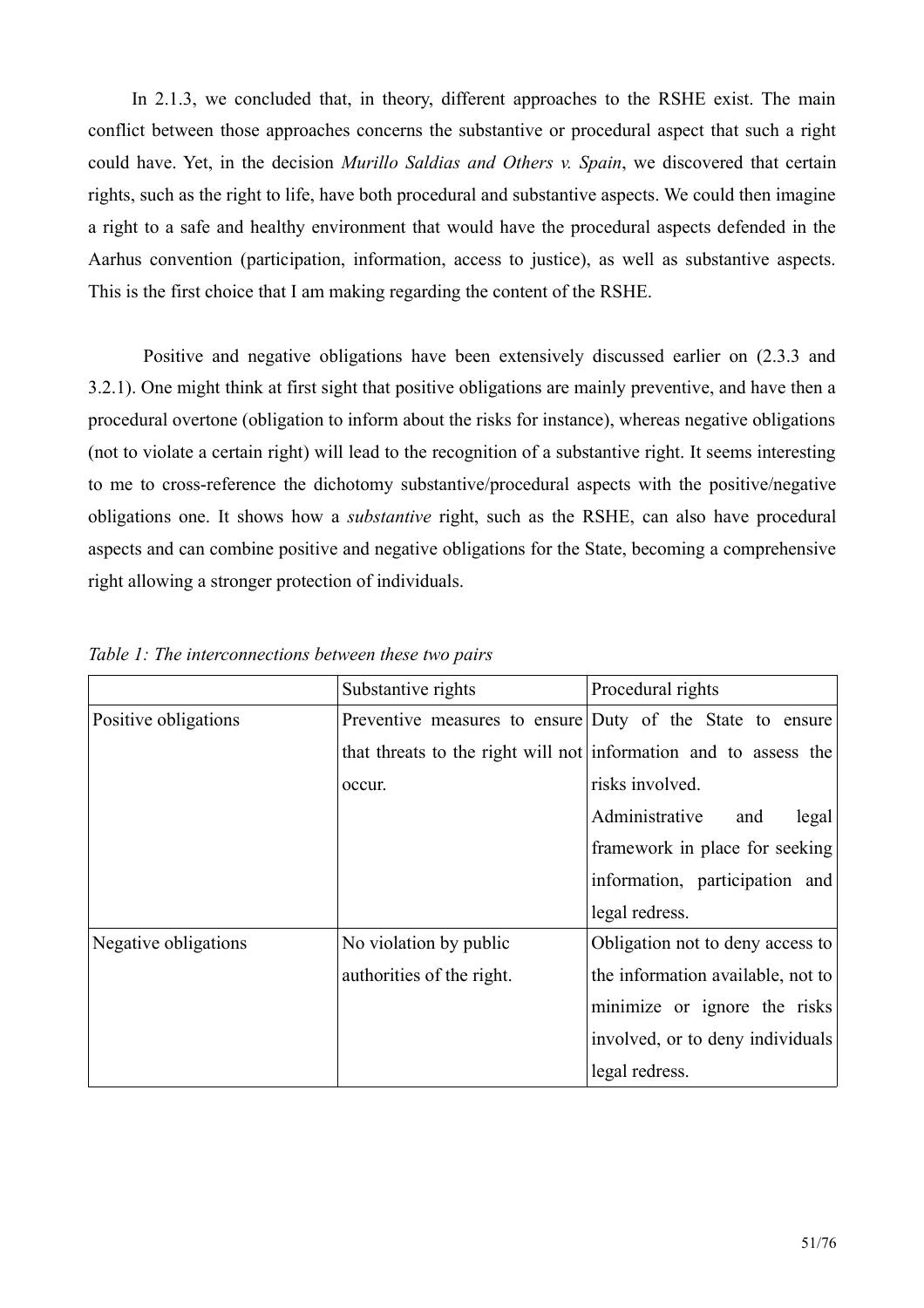In 2.1.3, we concluded that, in theory, different approaches to the RSHE exist. The main conflict between those approaches concerns the substantive or procedural aspect that such a right could have. Yet, in the decision *Murillo Saldias and Others v. Spain*, we discovered that certain rights, such as the right to life, have both procedural and substantive aspects. We could then imagine a right to a safe and healthy environment that would have the procedural aspects defended in the Aarhus convention (participation, information, access to justice), as well as substantive aspects. This is the first choice that I am making regarding the content of the RSHE.

Positive and negative obligations have been extensively discussed earlier on (2.3.3 and 3.2.1). One might think at first sight that positive obligations are mainly preventive, and have then a procedural overtone (obligation to inform about the risks for instance), whereas negative obligations (not to violate a certain right) will lead to the recognition of a substantive right. It seems interesting to me to cross-reference the dichotomy substantive/procedural aspects with the positive/negative obligations one. It shows how a *substantive* right, such as the RSHE, can also have procedural aspects and can combine positive and negative obligations for the State, becoming a comprehensive right allowing a stronger protection of individuals.

*Table 1: The interconnections between these two pairs*

| | Substantive rights | Procedural rights |
|---|---|---|
| Positive obligations | Preventive measures to ensure that threats to the right will not occur. | Duty of the State to ensure information and to assess the risks involved. Administrative and legal framework in place for seeking information, participation and legal redress. |
| Negative obligations | No violation by public authorities of the right. | Obligation not to deny access to the information available, not to minimize or ignore the risks involved, or to deny individuals legal redress. |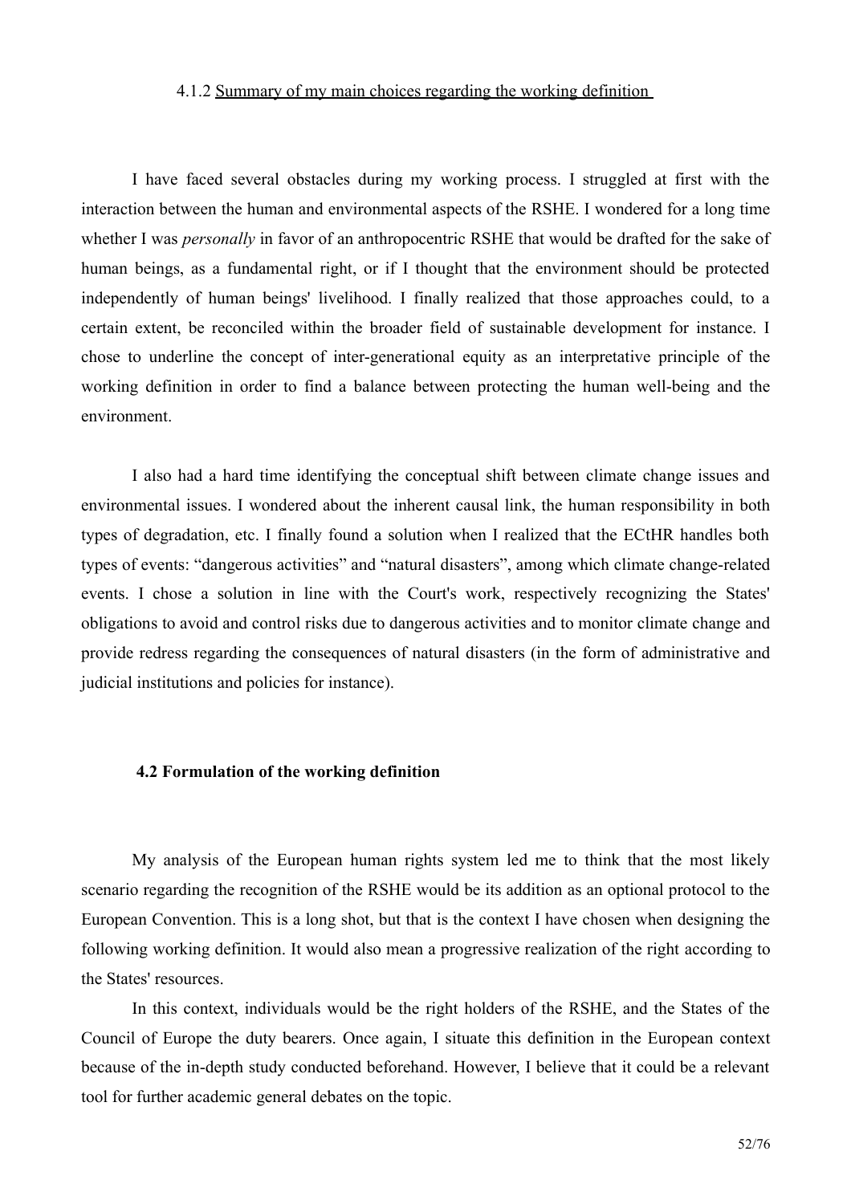#### 4.1.2 Summary of my main choices regarding the working definition

I have faced several obstacles during my working process. I struggled at first with the interaction between the human and environmental aspects of the RSHE. I wondered for a long time whether I was *personally* in favor of an anthropocentric RSHE that would be drafted for the sake of human beings, as a fundamental right, or if I thought that the environment should be protected independently of human beings' livelihood. I finally realized that those approaches could, to a certain extent, be reconciled within the broader field of sustainable development for instance. I chose to underline the concept of inter-generational equity as an interpretative principle of the working definition in order to find a balance between protecting the human well-being and the environment.

I also had a hard time identifying the conceptual shift between climate change issues and environmental issues. I wondered about the inherent causal link, the human responsibility in both types of degradation, etc. I finally found a solution when I realized that the ECtHR handles both types of events: "dangerous activities" and "natural disasters", among which climate change-related events. I chose a solution in line with the Court's work, respectively recognizing the States' obligations to avoid and control risks due to dangerous activities and to monitor climate change and provide redress regarding the consequences of natural disasters (in the form of administrative and judicial institutions and policies for instance).

### 4.2 Formulation of the working definition

My analysis of the European human rights system led me to think that the most likely scenario regarding the recognition of the RSHE would be its addition as an optional protocol to the European Convention. This is a long shot, but that is the context I have chosen when designing the following working definition. It would also mean a progressive realization of the right according to the States' resources.

In this context, individuals would be the right holders of the RSHE, and the States of the Council of Europe the duty bearers. Once again, I situate this definition in the European context because of the in-depth study conducted beforehand. However, I believe that it could be a relevant tool for further academic general debates on the topic.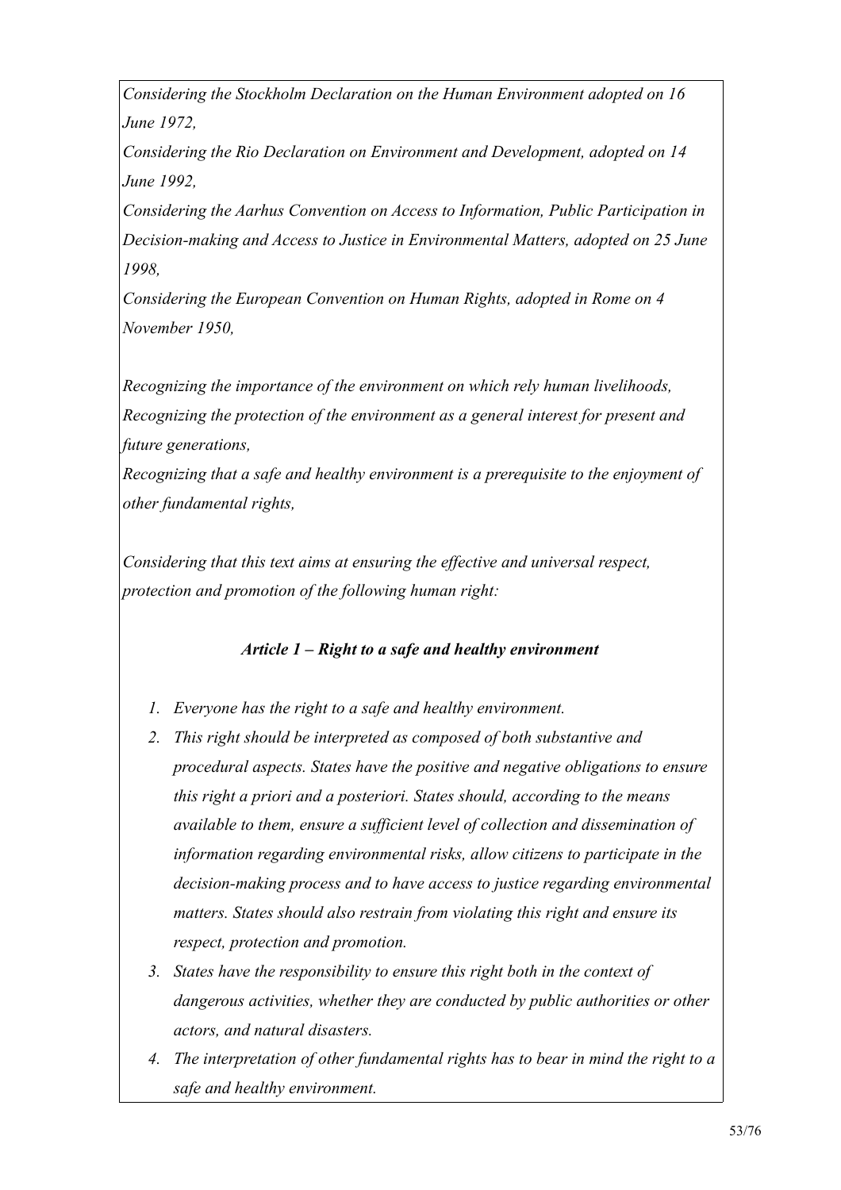*Considering the Stockholm Declaration on the Human Environment adopted on 16 June 1972,*

*Considering the Rio Declaration on Environment and Development, adopted on 14 June 1992,*

*Considering the Aarhus Convention on Access to Information, Public Participation in Decision-making and Access to Justice in Environmental Matters, adopted on 25 June 1998,*

*Considering the European Convention on Human Rights, adopted in Rome on 4 November 1950,*

*Recognizing the importance of the environment on which rely human livelihoods,*

*Recognizing the protection of the environment as a general interest for present and future generations,*

*Recognizing that a safe and healthy environment is a prerequisite to the enjoyment of other fundamental rights,*

*Considering that this text aims at ensuring the effective and universal respect, protection and promotion of the following human right:*

***Article 1 – Right to a safe and healthy environment***

1. *Everyone has the right to a safe and healthy environment.*
2. *This right should be interpreted as composed of both substantive and procedural aspects. States have the positive and negative obligations to ensure this right a priori and a posteriori. States should, according to the means available to them, ensure a sufficient level of collection and dissemination of information regarding environmental risks, allow citizens to participate in the decision-making process and to have access to justice regarding environmental matters. States should also restrain from violating this right and ensure its respect, protection and promotion.*
3. *States have the responsibility to ensure this right both in the context of dangerous activities, whether they are conducted by public authorities or other actors, and natural disasters.*
4. *The interpretation of other fundamental rights has to bear in mind the right to a safe and healthy environment.*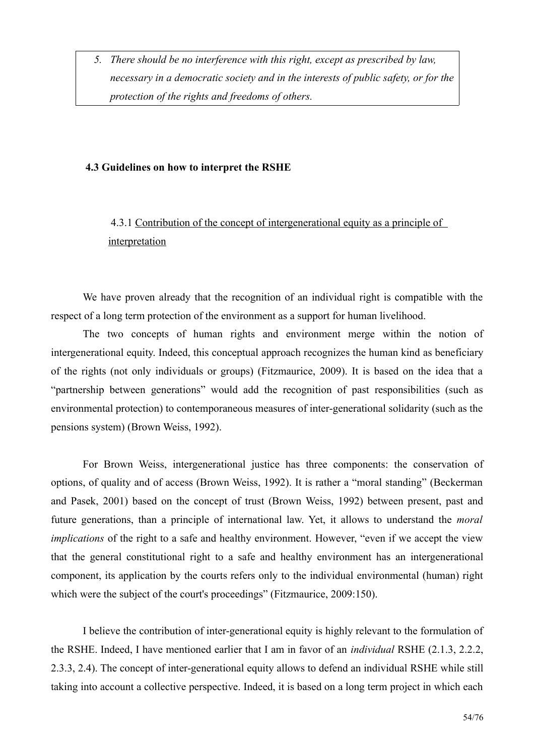> 5. *There should be no interference with this right, except as prescribed by law, necessary in a democratic society and in the interests of public safety, or for the protection of the rights and freedoms of others.*

### 4.3 Guidelines on how to interpret the RSHE

#### 4.3.1 Contribution of the concept of intergenerational equity as a principle of interpretation

We have proven already that the recognition of an individual right is compatible with the respect of a long term protection of the environment as a support for human livelihood.

The two concepts of human rights and environment merge within the notion of intergenerational equity. Indeed, this conceptual approach recognizes the human kind as beneficiary of the rights (not only individuals or groups) (Fitzmaurice, 2009). It is based on the idea that a "partnership between generations" would add the recognition of past responsibilities (such as environmental protection) to contemporaneous measures of inter-generational solidarity (such as the pensions system) (Brown Weiss, 1992).

For Brown Weiss, intergenerational justice has three components: the conservation of options, of quality and of access (Brown Weiss, 1992). It is rather a "moral standing" (Beckerman and Pasek, 2001) based on the concept of trust (Brown Weiss, 1992) between present, past and future generations, than a principle of international law. Yet, it allows to understand the *moral implications* of the right to a safe and healthy environment. However, "even if we accept the view that the general constitutional right to a safe and healthy environment has an intergenerational component, its application by the courts refers only to the individual environmental (human) right which were the subject of the court's proceedings" (Fitzmaurice, 2009:150).

I believe the contribution of inter-generational equity is highly relevant to the formulation of the RSHE. Indeed, I have mentioned earlier that I am in favor of an *individual* RSHE (2.1.3, 2.2.2, 2.3.3, 2.4). The concept of inter-generational equity allows to defend an individual RSHE while still taking into account a collective perspective. Indeed, it is based on a long term project in which each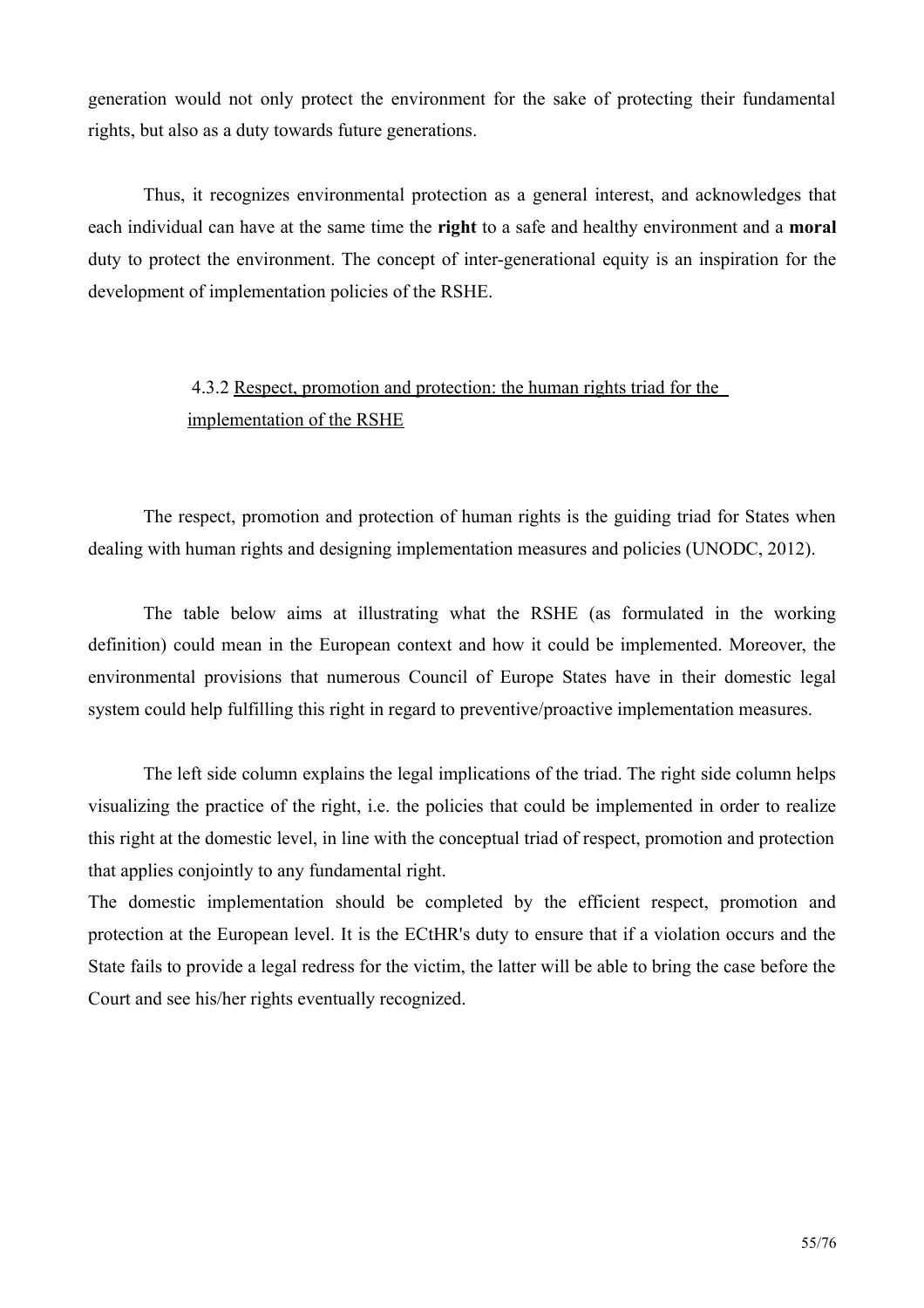generation would not only protect the environment for the sake of protecting their fundamental rights, but also as a duty towards future generations.

Thus, it recognizes environmental protection as a general interest, and acknowledges that each individual can have at the same time the **right** to a safe and healthy environment and a **moral** duty to protect the environment. The concept of inter-generational equity is an inspiration for the development of implementation policies of the RSHE.

### 4.3.2 Respect, promotion and protection: the human rights triad for the implementation of the RSHE

The respect, promotion and protection of human rights is the guiding triad for States when dealing with human rights and designing implementation measures and policies (UNODC, 2012).

The table below aims at illustrating what the RSHE (as formulated in the working definition) could mean in the European context and how it could be implemented. Moreover, the environmental provisions that numerous Council of Europe States have in their domestic legal system could help fulfilling this right in regard to preventive/proactive implementation measures.

The left side column explains the legal implications of the triad. The right side column helps visualizing the practice of the right, i.e. the policies that could be implemented in order to realize this right at the domestic level, in line with the conceptual triad of respect, promotion and protection that applies conjointly to any fundamental right.

The domestic implementation should be completed by the efficient respect, promotion and protection at the European level. It is the ECtHR's duty to ensure that if a violation occurs and the State fails to provide a legal redress for the victim, the latter will be able to bring the case before the Court and see his/her rights eventually recognized.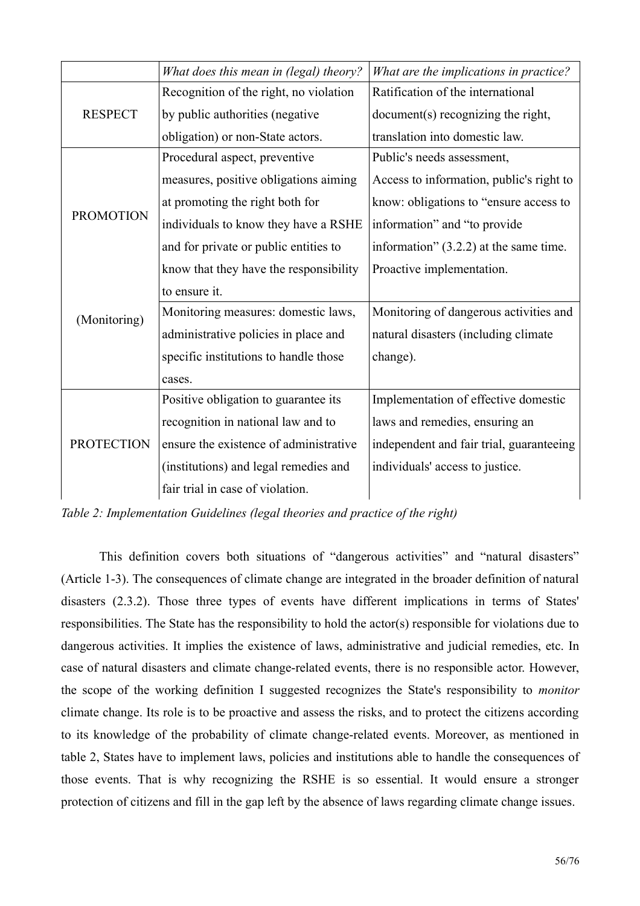| | *What does this mean in (legal) theory?* | *What are the implications in practice?* |
|---|---|---|
| RESPECT | Recognition of the right, no violation by public authorities (negative obligation) or non-State actors. | Ratification of the international document(s) recognizing the right, translation into domestic law. |
| PROMOTION | Procedural aspect, preventive measures, positive obligations aiming at promoting the right both for individuals to know they have a RSHE and for private or public entities to know that they have the responsibility to ensure it. | Public's needs assessment, Access to information, public's right to know: obligations to "ensure access to information" and "to provide information" (3.2.2) at the same time. Proactive implementation. |
| (Monitoring) | Monitoring measures: domestic laws, administrative policies in place and specific institutions to handle those cases. | Monitoring of dangerous activities and natural disasters (including climate change). |
| PROTECTION | Positive obligation to guarantee its recognition in national law and to ensure the existence of administrative (institutions) and legal remedies and fair trial in case of violation. | Implementation of effective domestic laws and remedies, ensuring an independent and fair trial, guaranteeing individuals' access to justice. |

*Table 2: Implementation Guidelines (legal theories and practice of the right)*

This definition covers both situations of "dangerous activities" and "natural disasters" (Article 1-3). The consequences of climate change are integrated in the broader definition of natural disasters (2.3.2). Those three types of events have different implications in terms of States' responsibilities. The State has the responsibility to hold the actor(s) responsible for violations due to dangerous activities. It implies the existence of laws, administrative and judicial remedies, etc. In case of natural disasters and climate change-related events, there is no responsible actor. However, the scope of the working definition I suggested recognizes the State's responsibility to *monitor* climate change. Its role is to be proactive and assess the risks, and to protect the citizens according to its knowledge of the probability of climate change-related events. Moreover, as mentioned in table 2, States have to implement laws, policies and institutions able to handle the consequences of those events. That is why recognizing the RSHE is so essential. It would ensure a stronger protection of citizens and fill in the gap left by the absence of laws regarding climate change issues.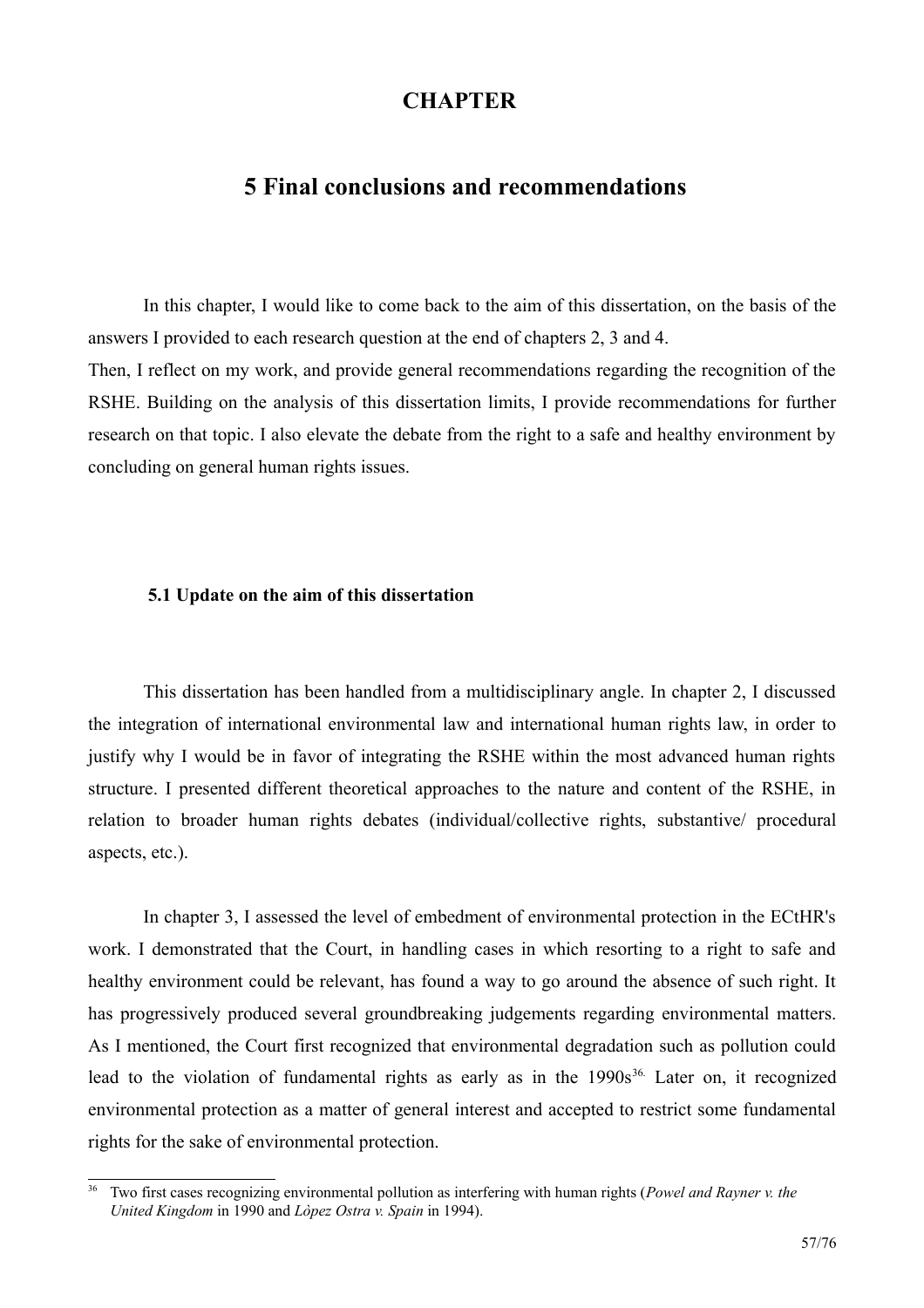# CHAPTER

# 5 Final conclusions and recommendations

In this chapter, I would like to come back to the aim of this dissertation, on the basis of the answers I provided to each research question at the end of chapters 2, 3 and 4.
Then, I reflect on my work, and provide general recommendations regarding the recognition of the RSHE. Building on the analysis of this dissertation limits, I provide recommendations for further research on that topic. I also elevate the debate from the right to a safe and healthy environment by concluding on general human rights issues.

### 5.1 Update on the aim of this dissertation

This dissertation has been handled from a multidisciplinary angle. In chapter 2, I discussed the integration of international environmental law and international human rights law, in order to justify why I would be in favor of integrating the RSHE within the most advanced human rights structure. I presented different theoretical approaches to the nature and content of the RSHE, in relation to broader human rights debates (individual/collective rights, substantive/ procedural aspects, etc.).

In chapter 3, I assessed the level of embedment of environmental protection in the ECtHR's work. I demonstrated that the Court, in handling cases in which resorting to a right to safe and healthy environment could be relevant, has found a way to go around the absence of such right. It has progressively produced several groundbreaking judgements regarding environmental matters. As I mentioned, the Court first recognized that environmental degradation such as pollution could lead to the violation of fundamental rights as early as in the 1990s[36]. Later on, it recognized environmental protection as a matter of general interest and accepted to restrict some fundamental rights for the sake of environmental protection.

[36] Two first cases recognizing environmental pollution as interfering with human rights (*Powel and Rayner v. the United Kingdom* in 1990 and *Lòpez Ostra v. Spain* in 1994).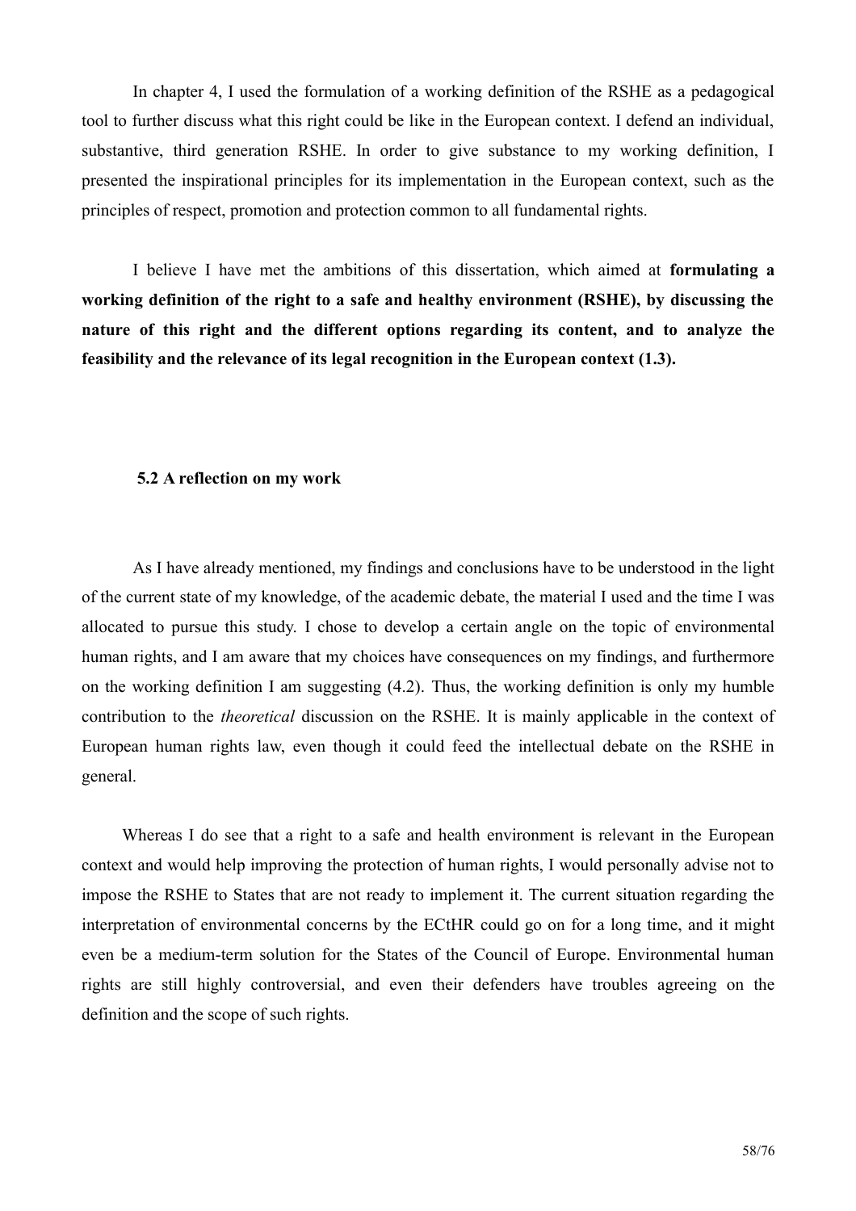In chapter 4, I used the formulation of a working definition of the RSHE as a pedagogical tool to further discuss what this right could be like in the European context. I defend an individual, substantive, third generation RSHE. In order to give substance to my working definition, I presented the inspirational principles for its implementation in the European context, such as the principles of respect, promotion and protection common to all fundamental rights.

I believe I have met the ambitions of this dissertation, which aimed at **formulating a working definition of the right to a safe and healthy environment (RSHE), by discussing the nature of this right and the different options regarding its content, and to analyze the feasibility and the relevance of its legal recognition in the European context (1.3).**

### 5.2 A reflection on my work

As I have already mentioned, my findings and conclusions have to be understood in the light of the current state of my knowledge, of the academic debate, the material I used and the time I was allocated to pursue this study. I chose to develop a certain angle on the topic of environmental human rights, and I am aware that my choices have consequences on my findings, and furthermore on the working definition I am suggesting (4.2). Thus, the working definition is only my humble contribution to the *theoretical* discussion on the RSHE. It is mainly applicable in the context of European human rights law, even though it could feed the intellectual debate on the RSHE in general.

Whereas I do see that a right to a safe and health environment is relevant in the European context and would help improving the protection of human rights, I would personally advise not to impose the RSHE to States that are not ready to implement it. The current situation regarding the interpretation of environmental concerns by the ECtHR could go on for a long time, and it might even be a medium-term solution for the States of the Council of Europe. Environmental human rights are still highly controversial, and even their defenders have troubles agreeing on the definition and the scope of such rights.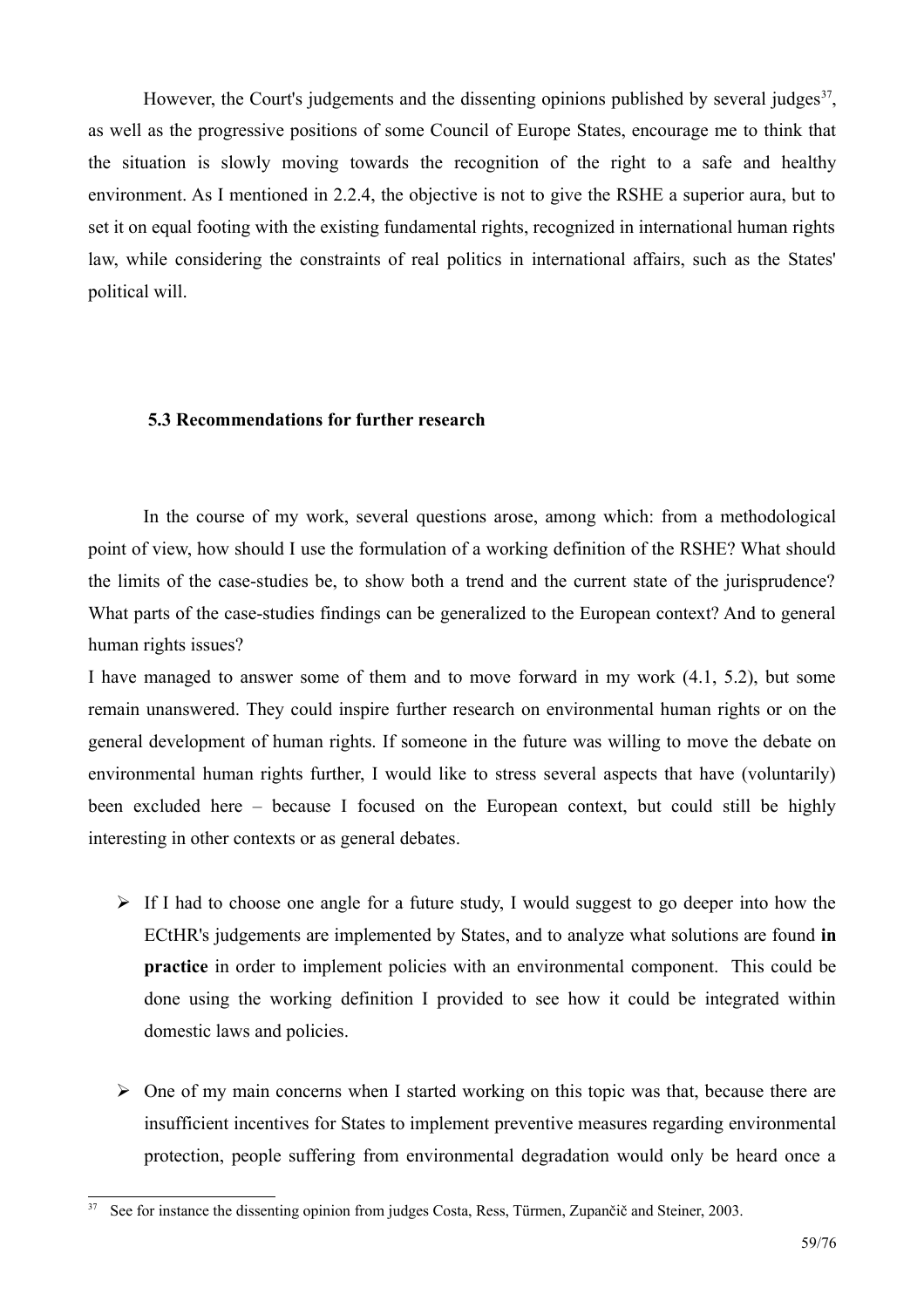However, the Court's judgements and the dissenting opinions published by several judges[37], as well as the progressive positions of some Council of Europe States, encourage me to think that the situation is slowly moving towards the recognition of the right to a safe and healthy environment. As I mentioned in 2.2.4, the objective is not to give the RSHE a superior aura, but to set it on equal footing with the existing fundamental rights, recognized in international human rights law, while considering the constraints of real politics in international affairs, such as the States' political will.

### 5.3 Recommendations for further research

In the course of my work, several questions arose, among which: from a methodological point of view, how should I use the formulation of a working definition of the RSHE? What should the limits of the case-studies be, to show both a trend and the current state of the jurisprudence? What parts of the case-studies findings can be generalized to the European context? And to general human rights issues?

I have managed to answer some of them and to move forward in my work (4.1, 5.2), but some remain unanswered. They could inspire further research on environmental human rights or on the general development of human rights. If someone in the future was willing to move the debate on environmental human rights further, I would like to stress several aspects that have (voluntarily) been excluded here – because I focused on the European context, but could still be highly interesting in other contexts or as general debates.

- If I had to choose one angle for a future study, I would suggest to go deeper into how the ECtHR's judgements are implemented by States, and to analyze what solutions are found **in practice** in order to implement policies with an environmental component. This could be done using the working definition I provided to see how it could be integrated within domestic laws and policies.

- One of my main concerns when I started working on this topic was that, because there are insufficient incentives for States to implement preventive measures regarding environmental protection, people suffering from environmental degradation would only be heard once a

---

[37] See for instance the dissenting opinion from judges Costa, Ress, Türmen, Zupančič and Steiner, 2003.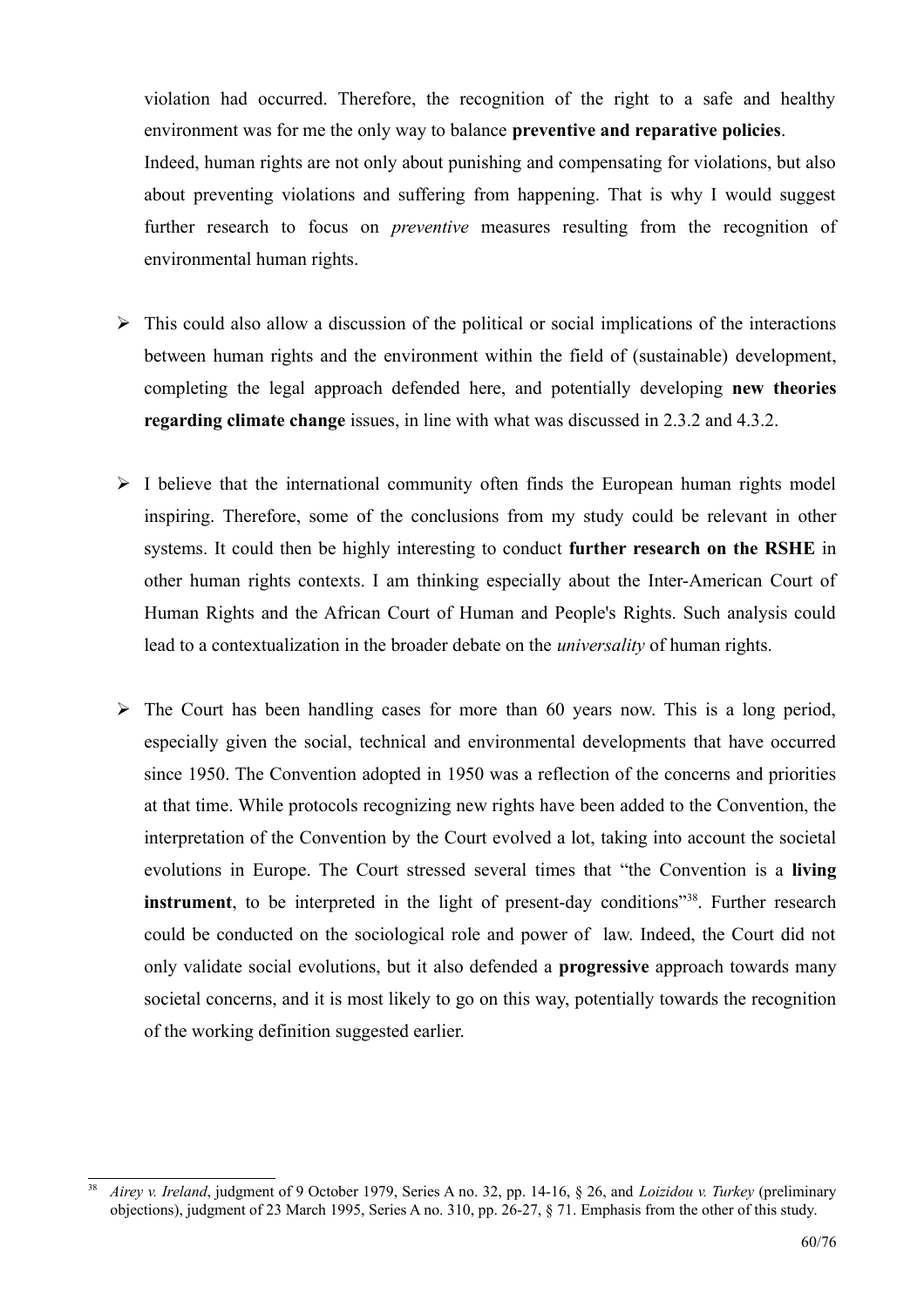violation had occurred. Therefore, the recognition of the right to a safe and healthy environment was for me the only way to balance **preventive and reparative policies**.
Indeed, human rights are not only about punishing and compensating for violations, but also about preventing violations and suffering from happening. That is why I would suggest further research to focus on *preventive* measures resulting from the recognition of environmental human rights.

- This could also allow a discussion of the political or social implications of the interactions between human rights and the environment within the field of (sustainable) development, completing the legal approach defended here, and potentially developing **new theories regarding climate change** issues, in line with what was discussed in 2.3.2 and 4.3.2.

- I believe that the international community often finds the European human rights model inspiring. Therefore, some of the conclusions from my study could be relevant in other systems. It could then be highly interesting to conduct **further research on the RSHE** in other human rights contexts. I am thinking especially about the Inter-American Court of Human Rights and the African Court of Human and People's Rights. Such analysis could lead to a contextualization in the broader debate on the *universality* of human rights.

- The Court has been handling cases for more than 60 years now. This is a long period, especially given the social, technical and environmental developments that have occurred since 1950. The Convention adopted in 1950 was a reflection of the concerns and priorities at that time. While protocols recognizing new rights have been added to the Convention, the interpretation of the Convention by the Court evolved a lot, taking into account the societal evolutions in Europe. The Court stressed several times that "the Convention is a **living instrument**, to be interpreted in the light of present-day conditions"[38]. Further research could be conducted on the sociological role and power of law. Indeed, the Court did not only validate social evolutions, but it also defended a **progressive** approach towards many societal concerns, and it is most likely to go on this way, potentially towards the recognition of the working definition suggested earlier.

---

[38] *Airey v. Ireland*, judgment of 9 October 1979, Series A no. 32, pp. 14-16, § 26, and *Loizidou v. Turkey* (preliminary objections), judgment of 23 March 1995, Series A no. 310, pp. 26-27, § 71. Emphasis from the other of this study.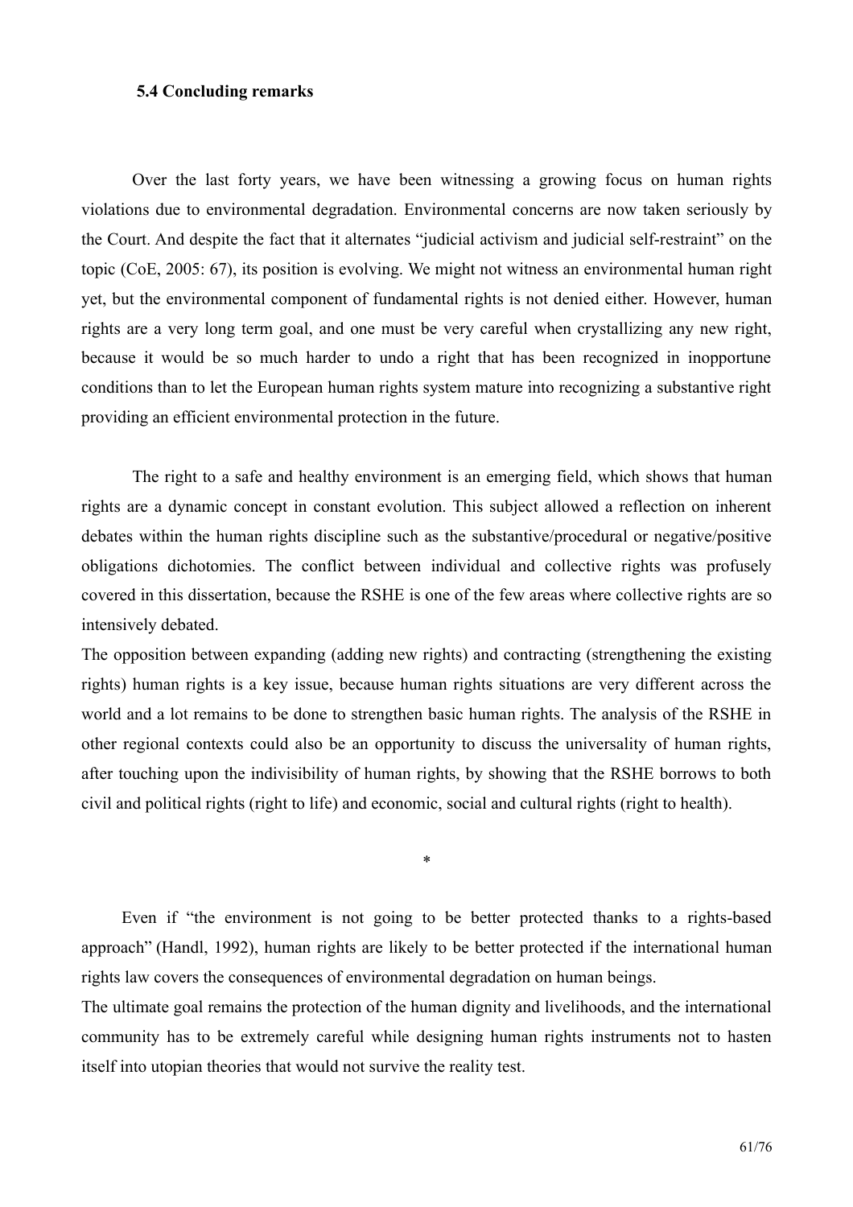### 5.4 Concluding remarks

Over the last forty years, we have been witnessing a growing focus on human rights violations due to environmental degradation. Environmental concerns are now taken seriously by the Court. And despite the fact that it alternates "judicial activism and judicial self-restraint" on the topic (CoE, 2005: 67), its position is evolving. We might not witness an environmental human right yet, but the environmental component of fundamental rights is not denied either. However, human rights are a very long term goal, and one must be very careful when crystallizing any new right, because it would be so much harder to undo a right that has been recognized in inopportune conditions than to let the European human rights system mature into recognizing a substantive right providing an efficient environmental protection in the future.

The right to a safe and healthy environment is an emerging field, which shows that human rights are a dynamic concept in constant evolution. This subject allowed a reflection on inherent debates within the human rights discipline such as the substantive/procedural or negative/positive obligations dichotomies. The conflict between individual and collective rights was profusely covered in this dissertation, because the RSHE is one of the few areas where collective rights are so intensively debated.

The opposition between expanding (adding new rights) and contracting (strengthening the existing rights) human rights is a key issue, because human rights situations are very different across the world and a lot remains to be done to strengthen basic human rights. The analysis of the RSHE in other regional contexts could also be an opportunity to discuss the universality of human rights, after touching upon the indivisibility of human rights, by showing that the RSHE borrows to both civil and political rights (right to life) and economic, social and cultural rights (right to health).

*

Even if "the environment is not going to be better protected thanks to a rights-based approach" (Handl, 1992), human rights are likely to be better protected if the international human rights law covers the consequences of environmental degradation on human beings.

The ultimate goal remains the protection of the human dignity and livelihoods, and the international community has to be extremely careful while designing human rights instruments not to hasten itself into utopian theories that would not survive the reality test.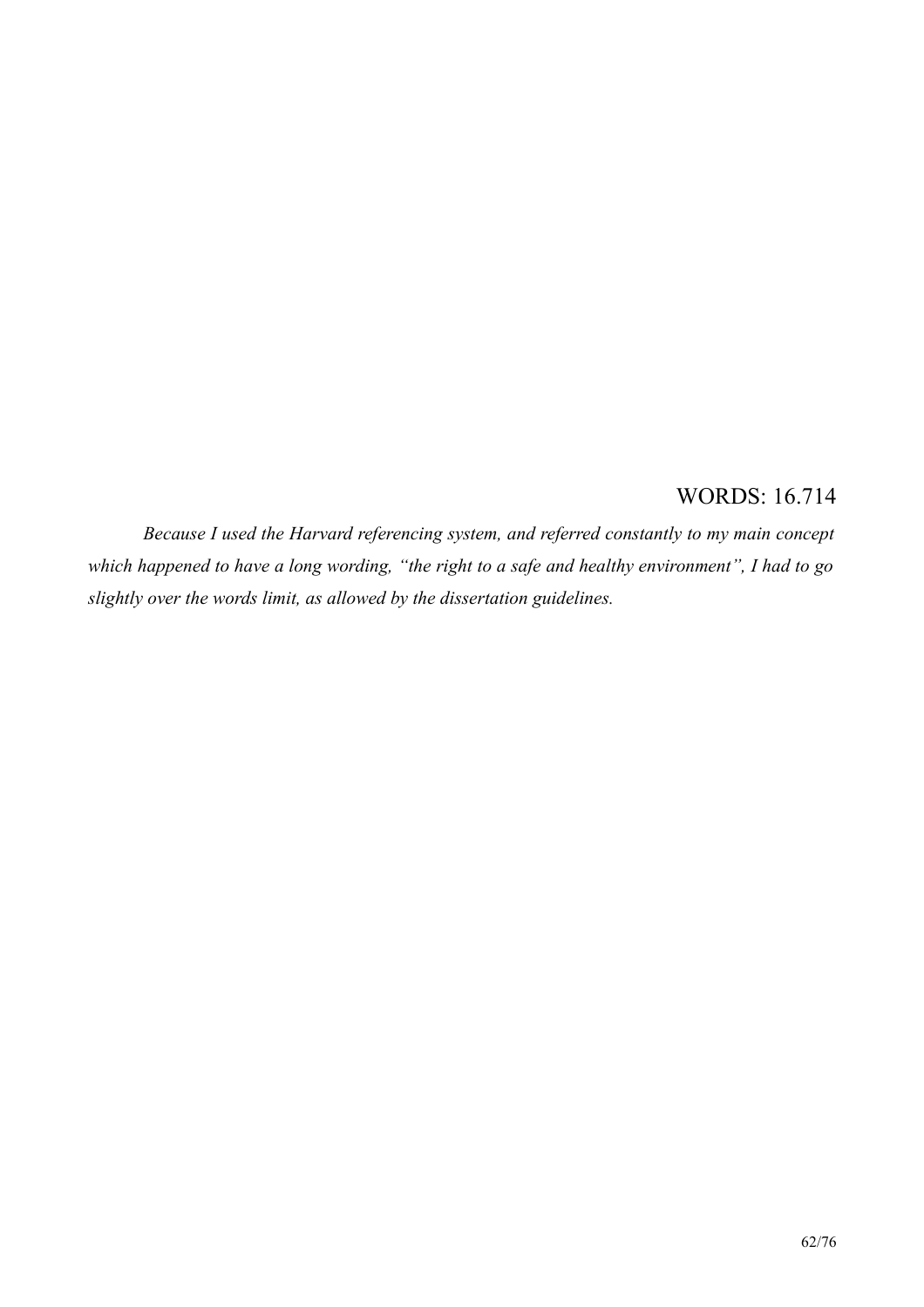WORDS: 16.714

*Because I used the Harvard referencing system, and referred constantly to my main concept which happened to have a long wording, "the right to a safe and healthy environment", I had to go slightly over the words limit, as allowed by the dissertation guidelines.*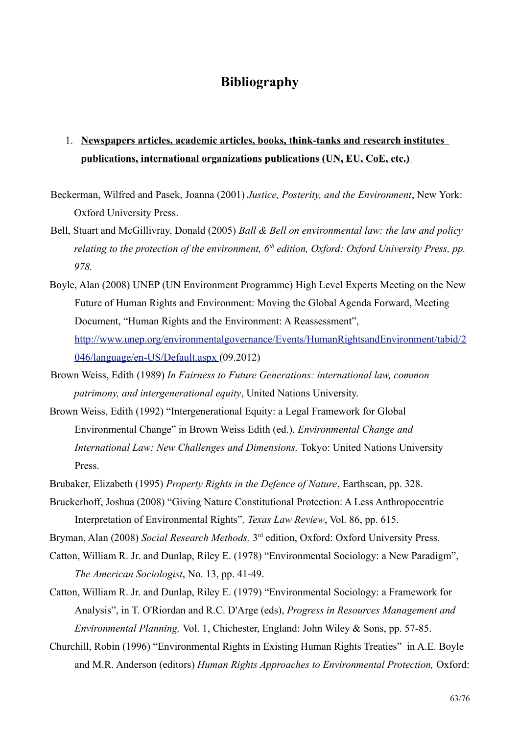# Bibliography

1. **Newspapers articles, academic articles, books, think-tanks and research institutes publications, international organizations publications (UN, EU, CoE, etc.)**

Beckerman, Wilfred and Pasek, Joanna (2001) *Justice, Posterity, and the Environment*, New York: Oxford University Press.

Bell, Stuart and McGillivray, Donald (2005) *Ball & Bell on environmental law: the law and policy relating to the protection of the environment, 6th edition, Oxford: Oxford University Press, pp. 978.*

Boyle, Alan (2008) UNEP (UN Environment Programme) High Level Experts Meeting on the New Future of Human Rights and Environment: Moving the Global Agenda Forward, Meeting Document, "Human Rights and the Environment: A Reassessment", http://www.unep.org/environmentalgovernance/Events/HumanRightsandEnvironment/tabid/2046/language/en-US/Default.aspx (09.2012)

Brown Weiss, Edith (1989) *In Fairness to Future Generations: international law, common patrimony, and intergenerational equity*, United Nations University.

Brown Weiss, Edith (1992) "Intergenerational Equity: a Legal Framework for Global Environmental Change" in Brown Weiss Edith (ed.), *Environmental Change and International Law: New Challenges and Dimensions,* Tokyo: United Nations University Press.

Brubaker, Elizabeth (1995) *Property Rights in the Defence of Nature*, Earthscan, pp. 328.

Bruckerhoff, Joshua (2008) "Giving Nature Constitutional Protection: A Less Anthropocentric Interpretation of Environmental Rights"*, Texas Law Review*, Vol. 86, pp. 615.

Bryman, Alan (2008) *Social Research Methods,* 3rd edition, Oxford: Oxford University Press.

Catton, William R. Jr. and Dunlap, Riley E. (1978) "Environmental Sociology: a New Paradigm", *The American Sociologist*, No. 13, pp. 41-49.

Catton, William R. Jr. and Dunlap, Riley E. (1979) "Environmental Sociology: a Framework for Analysis", in T. O'Riordan and R.C. D'Arge (eds), *Progress in Resources Management and Environmental Planning,* Vol. 1, Chichester, England: John Wiley & Sons, pp. 57-85.

Churchill, Robin (1996) "Environmental Rights in Existing Human Rights Treaties" in A.E. Boyle and M.R. Anderson (editors) *Human Rights Approaches to Environmental Protection,* Oxford: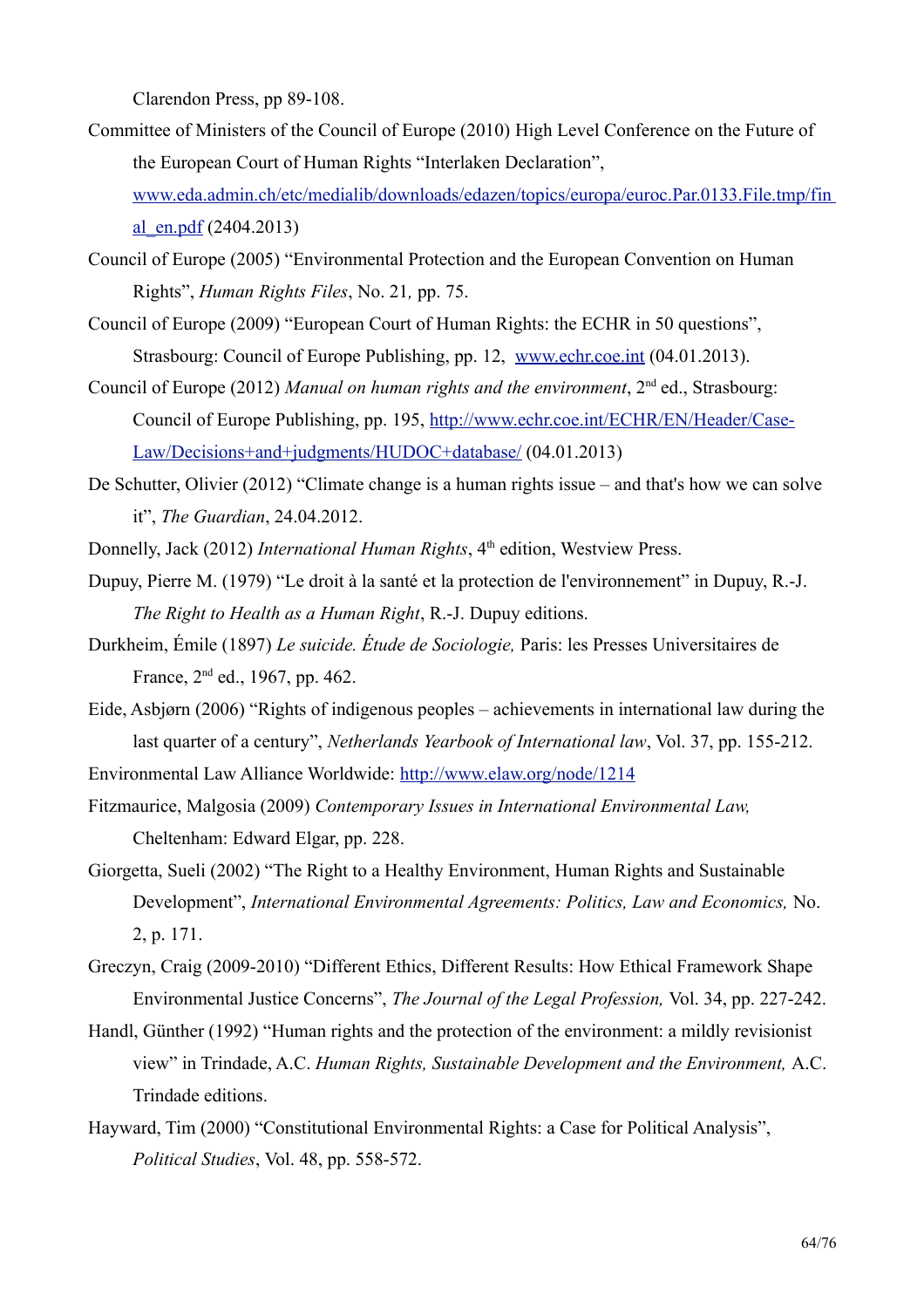Clarendon Press, pp 89-108.

Committee of Ministers of the Council of Europe (2010) High Level Conference on the Future of the European Court of Human Rights "Interlaken Declaration", www.eda.admin.ch/etc/medialib/downloads/edazen/topics/europa/euroc.Par.0133.File.tmp/final_en.pdf (2404.2013)

Council of Europe (2005) "Environmental Protection and the European Convention on Human Rights", *Human Rights Files*, No. 21*,* pp. 75.

Council of Europe (2009) "European Court of Human Rights: the ECHR in 50 questions", Strasbourg: Council of Europe Publishing, pp. 12, www.echr.coe.int (04.01.2013).

Council of Europe (2012) *Manual on human rights and the environment*, 2nd ed., Strasbourg: Council of Europe Publishing, pp. 195, http://www.echr.coe.int/ECHR/EN/Header/Case-Law/Decisions+and+judgments/HUDOC+database/ (04.01.2013)

De Schutter, Olivier (2012) "Climate change is a human rights issue – and that's how we can solve it", *The Guardian*, 24.04.2012.

Donnelly, Jack (2012) *International Human Rights*, 4th edition, Westview Press.

Dupuy, Pierre M. (1979) "Le droit à la santé et la protection de l'environnement" in Dupuy, R.-J. *The Right to Health as a Human Right*, R.-J. Dupuy editions.

Durkheim, Émile (1897) *Le suicide. Étude de Sociologie,* Paris: les Presses Universitaires de France, 2nd ed., 1967, pp. 462.

Eide, Asbjørn (2006) "Rights of indigenous peoples – achievements in international law during the last quarter of a century", *Netherlands Yearbook of International law*, Vol. 37, pp. 155-212.

Environmental Law Alliance Worldwide: http://www.elaw.org/node/1214

Fitzmaurice, Malgosia (2009) *Contemporary Issues in International Environmental Law,* Cheltenham: Edward Elgar, pp. 228.

Giorgetta, Sueli (2002) "The Right to a Healthy Environment, Human Rights and Sustainable Development", *International Environmental Agreements: Politics, Law and Economics,* No. 2, p. 171.

Greczyn, Craig (2009-2010) "Different Ethics, Different Results: How Ethical Framework Shape Environmental Justice Concerns", *The Journal of the Legal Profession,* Vol. 34, pp. 227-242.

Handl, Günther (1992) "Human rights and the protection of the environment: a mildly revisionist view" in Trindade, A.C. *Human Rights, Sustainable Development and the Environment,* A.C. Trindade editions.

Hayward, Tim (2000) "Constitutional Environmental Rights: a Case for Political Analysis", *Political Studies*, Vol. 48, pp. 558-572.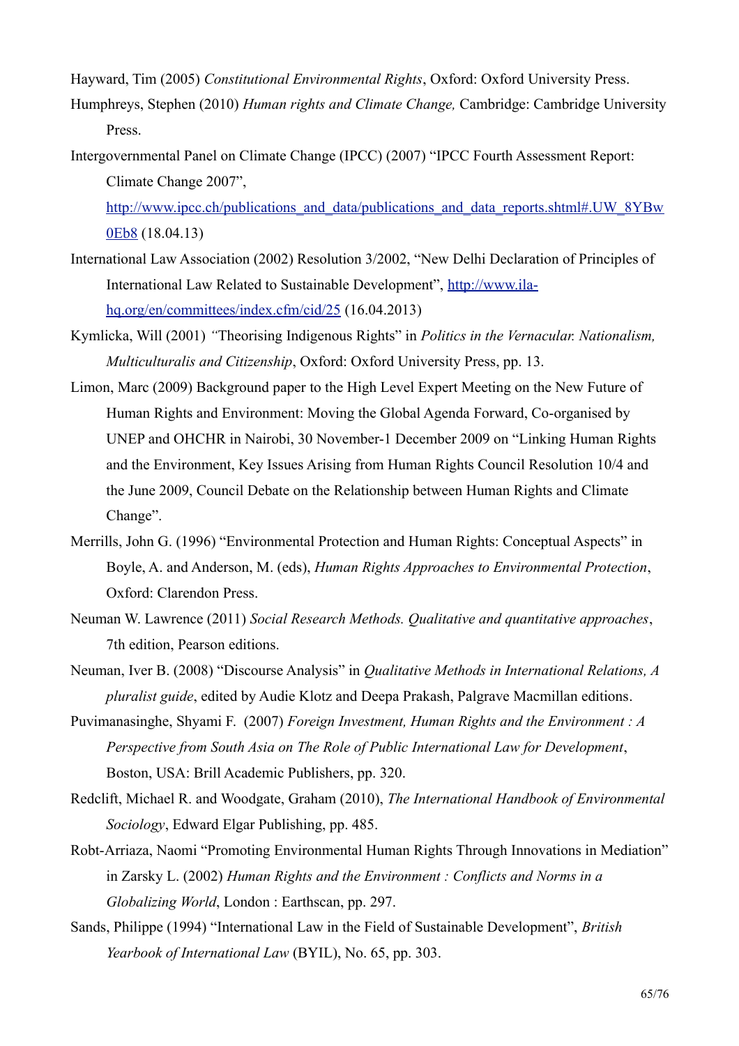Hayward, Tim (2005) *Constitutional Environmental Rights*, Oxford: Oxford University Press.

Humphreys, Stephen (2010) *Human rights and Climate Change,* Cambridge: Cambridge University Press.

Intergovernmental Panel on Climate Change (IPCC) (2007) "IPCC Fourth Assessment Report: Climate Change 2007", http://www.ipcc.ch/publications_and_data/publications_and_data_reports.shtml#.UW_8YBw0Eb8 (18.04.13)

International Law Association (2002) Resolution 3/2002, "New Delhi Declaration of Principles of International Law Related to Sustainable Development", http://www.ila-hq.org/en/committees/index.cfm/cid/25 (16.04.2013)

Kymlicka, Will (2001) *"*Theorising Indigenous Rights" in *Politics in the Vernacular. Nationalism, Multiculturalis and Citizenship*, Oxford: Oxford University Press, pp. 13.

Limon, Marc (2009) Background paper to the High Level Expert Meeting on the New Future of Human Rights and Environment: Moving the Global Agenda Forward, Co-organised by UNEP and OHCHR in Nairobi, 30 November-1 December 2009 on "Linking Human Rights and the Environment, Key Issues Arising from Human Rights Council Resolution 10/4 and the June 2009, Council Debate on the Relationship between Human Rights and Climate Change".

Merrills, John G. (1996) "Environmental Protection and Human Rights: Conceptual Aspects" in Boyle, A. and Anderson, M. (eds), *Human Rights Approaches to Environmental Protection*, Oxford: Clarendon Press.

Neuman W. Lawrence (2011) *Social Research Methods. Qualitative and quantitative approaches*, 7th edition, Pearson editions.

Neuman, Iver B. (2008) "Discourse Analysis" in *Qualitative Methods in International Relations, A pluralist guide*, edited by Audie Klotz and Deepa Prakash, Palgrave Macmillan editions.

Puvimanasinghe, Shyami F. (2007) *Foreign Investment, Human Rights and the Environment : A Perspective from South Asia on The Role of Public International Law for Development*, Boston, USA: Brill Academic Publishers, pp. 320.

Redclift, Michael R. and Woodgate, Graham (2010), *The International Handbook of Environmental Sociology*, Edward Elgar Publishing, pp. 485.

Robt-Arriaza, Naomi "Promoting Environmental Human Rights Through Innovations in Mediation" in Zarsky L. (2002) *Human Rights and the Environment : Conflicts and Norms in a Globalizing World*, London : Earthscan, pp. 297.

Sands, Philippe (1994) "International Law in the Field of Sustainable Development", *British Yearbook of International Law* (BYIL), No. 65, pp. 303.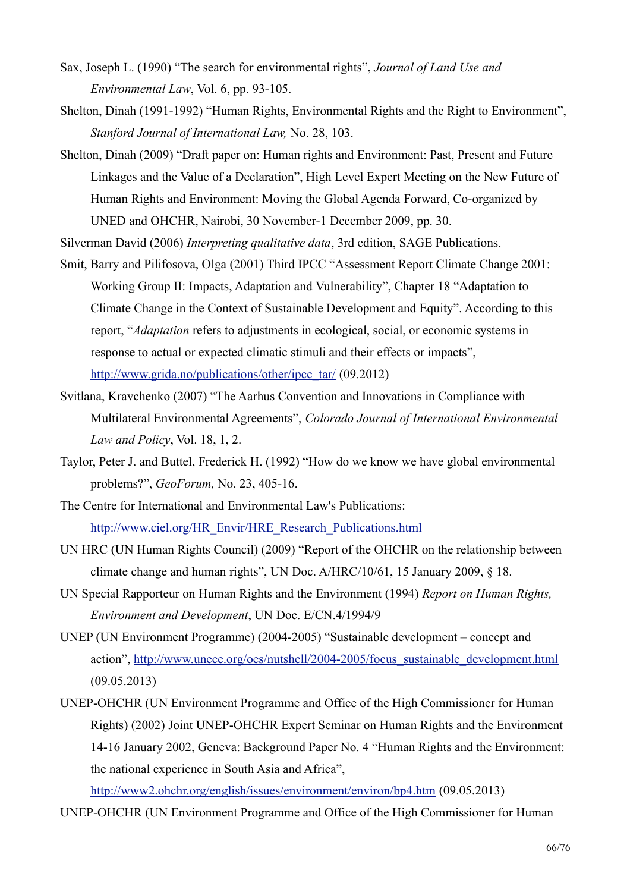Sax, Joseph L. (1990) "The search for environmental rights", *Journal of Land Use and Environmental Law*, Vol. 6, pp. 93-105.

Shelton, Dinah (1991-1992) "Human Rights, Environmental Rights and the Right to Environment", *Stanford Journal of International Law,* No. 28, 103.

Shelton, Dinah (2009) "Draft paper on: Human rights and Environment: Past, Present and Future Linkages and the Value of a Declaration", High Level Expert Meeting on the New Future of Human Rights and Environment: Moving the Global Agenda Forward, Co-organized by UNED and OHCHR, Nairobi, 30 November-1 December 2009, pp. 30.

Silverman David (2006) *Interpreting qualitative data*, 3rd edition, SAGE Publications.

Smit, Barry and Pilifosova, Olga (2001) Third IPCC "Assessment Report Climate Change 2001: Working Group II: Impacts, Adaptation and Vulnerability", Chapter 18 "Adaptation to Climate Change in the Context of Sustainable Development and Equity". According to this report, "*Adaptation* refers to adjustments in ecological, social, or economic systems in response to actual or expected climatic stimuli and their effects or impacts", http://www.grida.no/publications/other/ipcc_tar/ (09.2012)

Svitlana, Kravchenko (2007) "The Aarhus Convention and Innovations in Compliance with Multilateral Environmental Agreements", *Colorado Journal of International Environmental Law and Policy*, Vol. 18, 1, 2.

Taylor, Peter J. and Buttel, Frederick H. (1992) "How do we know we have global environmental problems?", *GeoForum,* No. 23, 405-16.

The Centre for International and Environmental Law's Publications: http://www.ciel.org/HR_Envir/HRE_Research_Publications.html

UN HRC (UN Human Rights Council) (2009) "Report of the OHCHR on the relationship between climate change and human rights", UN Doc. A/HRC/10/61, 15 January 2009, § 18.

UN Special Rapporteur on Human Rights and the Environment (1994) *Report on Human Rights, Environment and Development*, UN Doc. E/CN.4/1994/9

UNEP (UN Environment Programme) (2004-2005) "Sustainable development – concept and action", http://www.unece.org/oes/nutshell/2004-2005/focus_sustainable_development.html (09.05.2013)

UNEP-OHCHR (UN Environment Programme and Office of the High Commissioner for Human Rights) (2002) Joint UNEP-OHCHR Expert Seminar on Human Rights and the Environment 14-16 January 2002, Geneva: Background Paper No. 4 "Human Rights and the Environment: the national experience in South Asia and Africa", http://www2.ohchr.org/english/issues/environment/environ/bp4.htm (09.05.2013)

UNEP-OHCHR (UN Environment Programme and Office of the High Commissioner for Human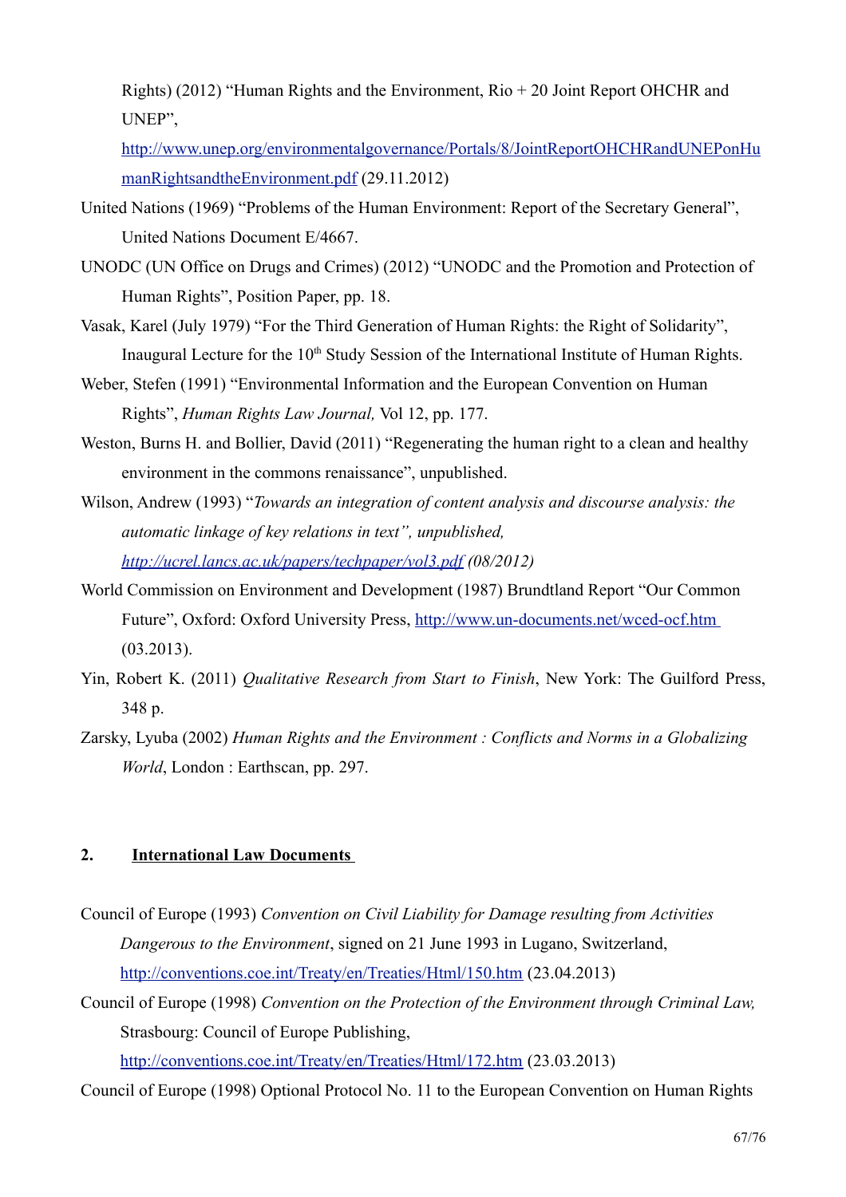Rights) (2012) "Human Rights and the Environment, Rio + 20 Joint Report OHCHR and UNEP", http://www.unep.org/environmentalgovernance/Portals/8/JointReportOHCHRandUNEPonHumanRightsandtheEnvironment.pdf (29.11.2012)

United Nations (1969) "Problems of the Human Environment: Report of the Secretary General", United Nations Document E/4667.

UNODC (UN Office on Drugs and Crimes) (2012) "UNODC and the Promotion and Protection of Human Rights", Position Paper, pp. 18.

Vasak, Karel (July 1979) "For the Third Generation of Human Rights: the Right of Solidarity", Inaugural Lecture for the 10th Study Session of the International Institute of Human Rights.

Weber, Stefen (1991) "Environmental Information and the European Convention on Human Rights", *Human Rights Law Journal,* Vol 12, pp. 177.

Weston, Burns H. and Bollier, David (2011) "Regenerating the human right to a clean and healthy environment in the commons renaissance", unpublished.

Wilson, Andrew (1993) "*Towards an integration of content analysis and discourse analysis: the automatic linkage of key relations in text", unpublished, http://ucrel.lancs.ac.uk/papers/techpaper/vol3.pdf (08/2012)*

World Commission on Environment and Development (1987) Brundtland Report "Our Common Future", Oxford: Oxford University Press, http://www.un-documents.net/wced-ocf.htm (03.2013).

Yin, Robert K. (2011) *Qualitative Research from Start to Finish*, New York: The Guilford Press, 348 p.

Zarsky, Lyuba (2002) *Human Rights and the Environment : Conflicts and Norms in a Globalizing World*, London : Earthscan, pp. 297.

## 2. International Law Documents

Council of Europe (1993) *Convention on Civil Liability for Damage resulting from Activities Dangerous to the Environment*, signed on 21 June 1993 in Lugano, Switzerland, http://conventions.coe.int/Treaty/en/Treaties/Html/150.htm (23.04.2013)

Council of Europe (1998) *Convention on the Protection of the Environment through Criminal Law,* Strasbourg: Council of Europe Publishing, http://conventions.coe.int/Treaty/en/Treaties/Html/172.htm (23.03.2013)

Council of Europe (1998) Optional Protocol No. 11 to the European Convention on Human Rights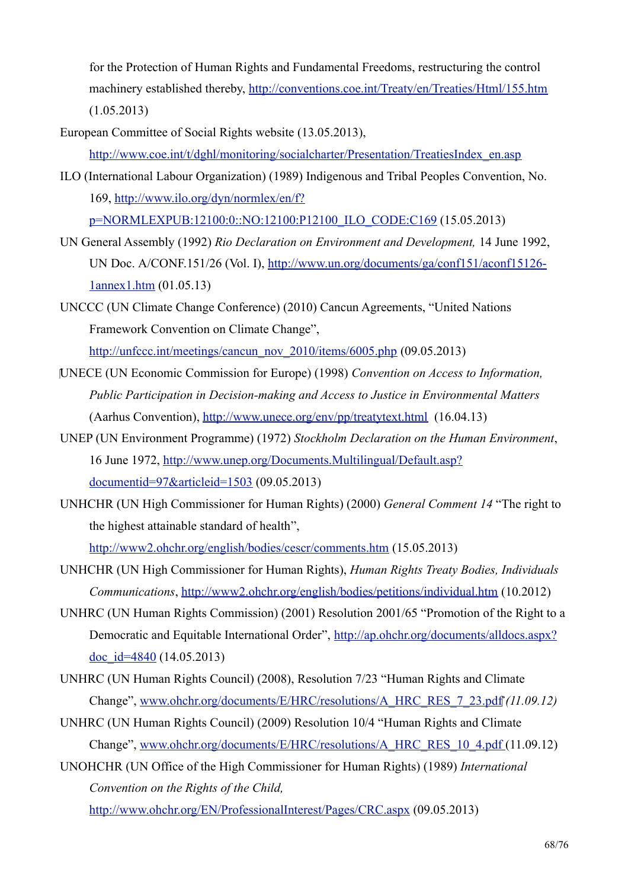for the Protection of Human Rights and Fundamental Freedoms, restructuring the control machinery established thereby, http://conventions.coe.int/Treaty/en/Treaties/Html/155.htm (1.05.2013)

European Committee of Social Rights website (13.05.2013), http://www.coe.int/t/dghl/monitoring/socialcharter/Presentation/TreatiesIndex_en.asp

ILO (International Labour Organization) (1989) Indigenous and Tribal Peoples Convention, No. 169, http://www.ilo.org/dyn/normlex/en/f?p=NORMLEXPUB:12100:0::NO:12100:P12100_ILO_CODE:C169 (15.05.2013)

UN General Assembly (1992) *Rio Declaration on Environment and Development,* 14 June 1992, UN Doc. A/CONF.151/26 (Vol. I), http://www.un.org/documents/ga/conf151/aconf15126-1annex1.htm (01.05.13)

UNCCC (UN Climate Change Conference) (2010) Cancun Agreements, "United Nations Framework Convention on Climate Change", http://unfccc.int/meetings/cancun_nov_2010/items/6005.php (09.05.2013)

UNECE (UN Economic Commission for Europe) (1998) *Convention on Access to Information, Public Participation in Decision-making and Access to Justice in Environmental Matters* (Aarhus Convention), http://www.unece.org/env/pp/treatytext.html (16.04.13)

UNEP (UN Environment Programme) (1972) *Stockholm Declaration on the Human Environment*, 16 June 1972, http://www.unep.org/Documents.Multilingual/Default.asp?documentid=97&articleid=1503 (09.05.2013)

UNHCHR (UN High Commissioner for Human Rights) (2000) *General Comment 14* "The right to the highest attainable standard of health", http://www2.ohchr.org/english/bodies/cescr/comments.htm (15.05.2013)

UNHCHR (UN High Commissioner for Human Rights), *Human Rights Treaty Bodies, Individuals Communications*, http://www2.ohchr.org/english/bodies/petitions/individual.htm (10.2012)

UNHRC (UN Human Rights Commission) (2001) Resolution 2001/65 "Promotion of the Right to a Democratic and Equitable International Order", http://ap.ohchr.org/documents/alldocs.aspx?doc_id=4840 (14.05.2013)

UNHRC (UN Human Rights Council) (2008), Resolution 7/23 "Human Rights and Climate Change", www.ohchr.org/documents/E/HRC/resolutions/A_HRC_RES_7_23.pdf *(11.09.12)*

UNHRC (UN Human Rights Council) (2009) Resolution 10/4 "Human Rights and Climate Change", www.ohchr.org/documents/E/HRC/resolutions/A_HRC_RES_10_4.pdf (11.09.12)

UNOHCHR (UN Office of the High Commissioner for Human Rights) (1989) *International Convention on the Rights of the Child,* http://www.ohchr.org/EN/ProfessionalInterest/Pages/CRC.aspx (09.05.2013)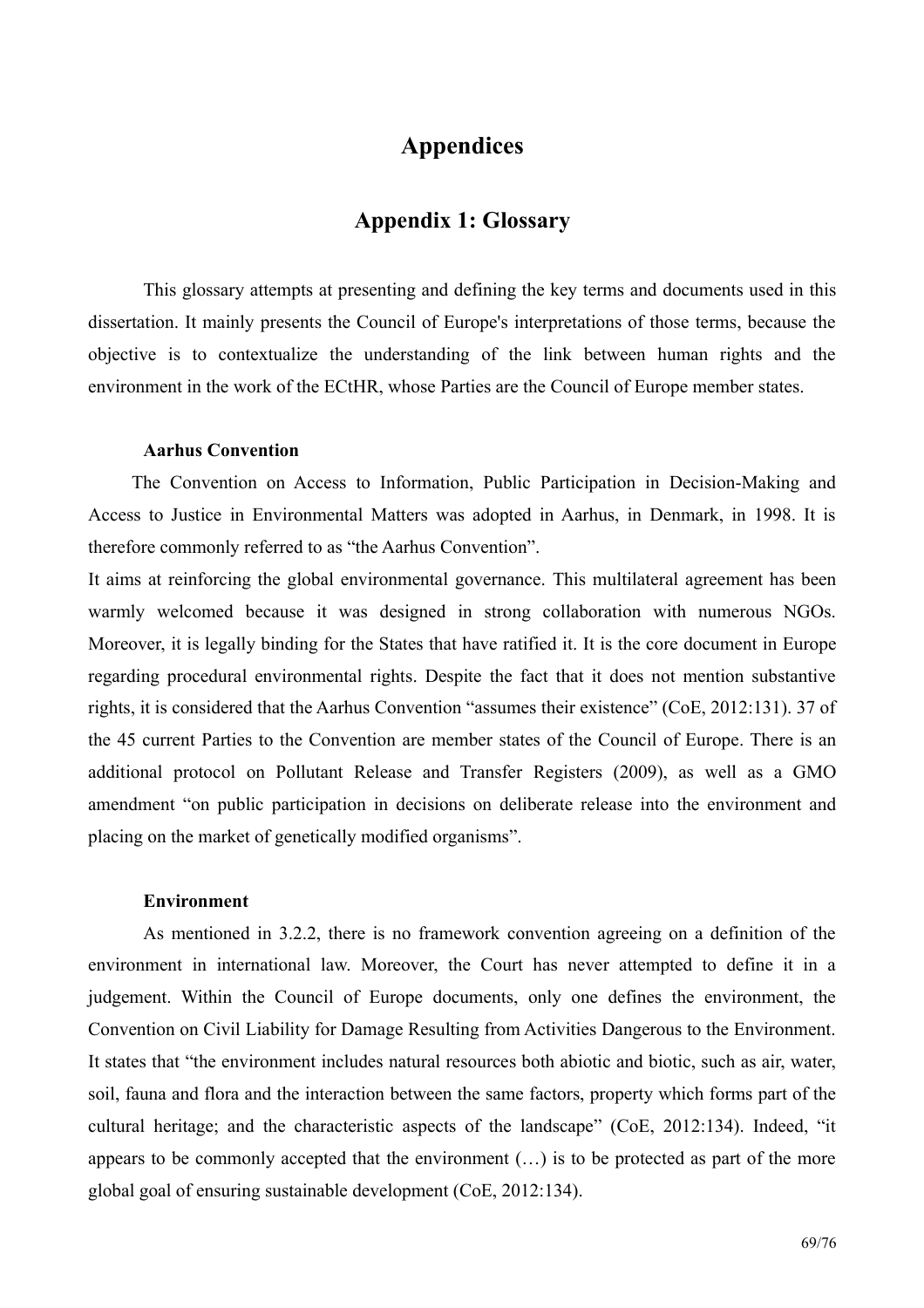# Appendices

## Appendix 1: Glossary

This glossary attempts at presenting and defining the key terms and documents used in this dissertation. It mainly presents the Council of Europe's interpretations of those terms, because the objective is to contextualize the understanding of the link between human rights and the environment in the work of the ECtHR, whose Parties are the Council of Europe member states.

#### Aarhus Convention

The Convention on Access to Information, Public Participation in Decision-Making and Access to Justice in Environmental Matters was adopted in Aarhus, in Denmark, in 1998. It is therefore commonly referred to as "the Aarhus Convention".

It aims at reinforcing the global environmental governance. This multilateral agreement has been warmly welcomed because it was designed in strong collaboration with numerous NGOs. Moreover, it is legally binding for the States that have ratified it. It is the core document in Europe regarding procedural environmental rights. Despite the fact that it does not mention substantive rights, it is considered that the Aarhus Convention "assumes their existence" (CoE, 2012:131). 37 of the 45 current Parties to the Convention are member states of the Council of Europe. There is an additional protocol on Pollutant Release and Transfer Registers (2009), as well as a GMO amendment "on public participation in decisions on deliberate release into the environment and placing on the market of genetically modified organisms".

#### Environment

As mentioned in 3.2.2, there is no framework convention agreeing on a definition of the environment in international law. Moreover, the Court has never attempted to define it in a judgement. Within the Council of Europe documents, only one defines the environment, the Convention on Civil Liability for Damage Resulting from Activities Dangerous to the Environment. It states that "the environment includes natural resources both abiotic and biotic, such as air, water, soil, fauna and flora and the interaction between the same factors, property which forms part of the cultural heritage; and the characteristic aspects of the landscape" (CoE, 2012:134). Indeed, "it appears to be commonly accepted that the environment (…) is to be protected as part of the more global goal of ensuring sustainable development (CoE, 2012:134).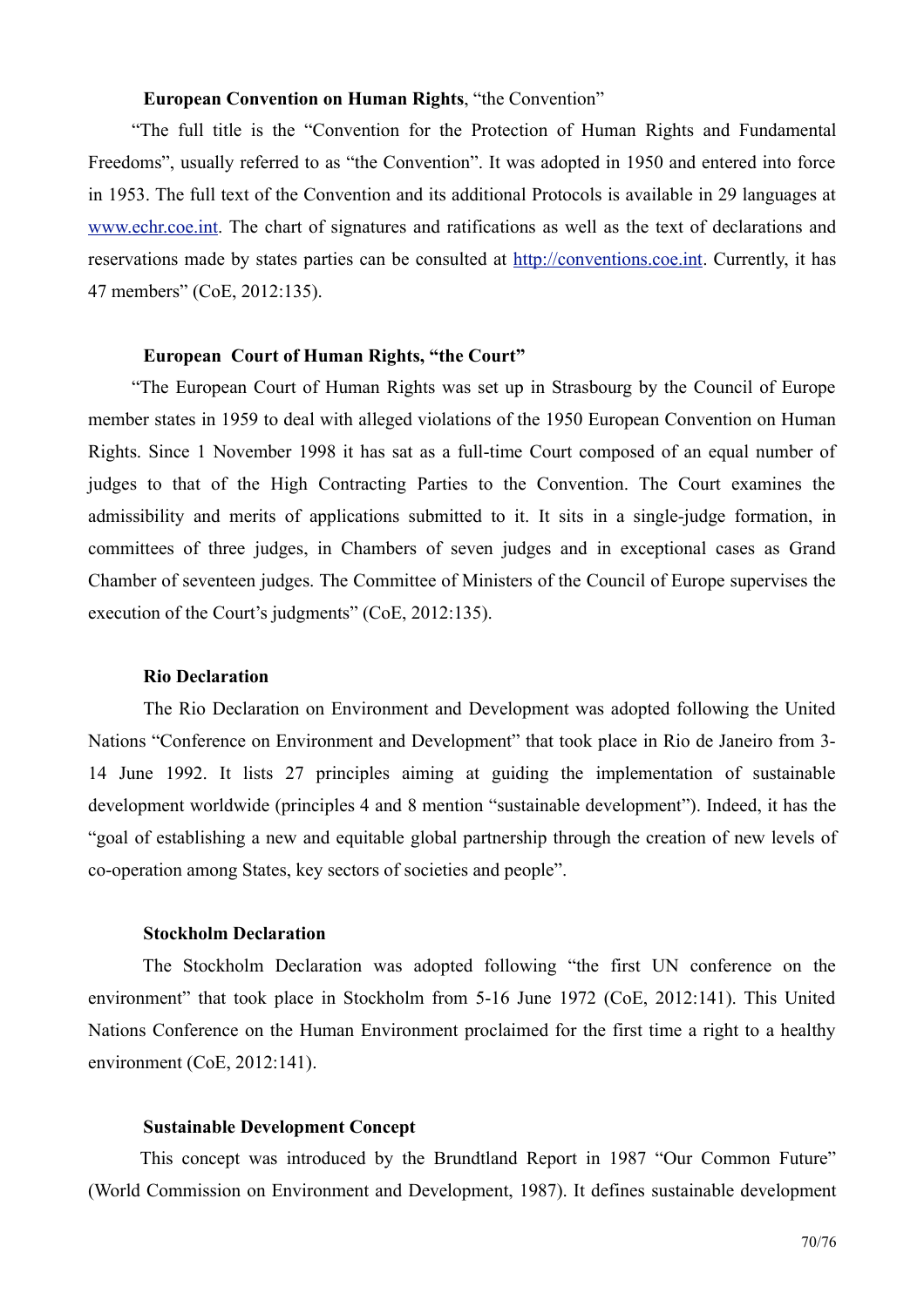**European Convention on Human Rights**, "the Convention"

"The full title is the "Convention for the Protection of Human Rights and Fundamental Freedoms", usually referred to as "the Convention". It was adopted in 1950 and entered into force in 1953. The full text of the Convention and its additional Protocols is available in 29 languages at [www.echr.coe.int](http://www.echr.coe.int). The chart of signatures and ratifications as well as the text of declarations and reservations made by states parties can be consulted at [http://conventions.coe.int](http://conventions.coe.int). Currently, it has 47 members" (CoE, 2012:135).

**European Court of Human Rights, "the Court"**

"The European Court of Human Rights was set up in Strasbourg by the Council of Europe member states in 1959 to deal with alleged violations of the 1950 European Convention on Human Rights. Since 1 November 1998 it has sat as a full-time Court composed of an equal number of judges to that of the High Contracting Parties to the Convention. The Court examines the admissibility and merits of applications submitted to it. It sits in a single-judge formation, in committees of three judges, in Chambers of seven judges and in exceptional cases as Grand Chamber of seventeen judges. The Committee of Ministers of the Council of Europe supervises the execution of the Court's judgments" (CoE, 2012:135).

**Rio Declaration**

The Rio Declaration on Environment and Development was adopted following the United Nations "Conference on Environment and Development" that took place in Rio de Janeiro from 3-14 June 1992. It lists 27 principles aiming at guiding the implementation of sustainable development worldwide (principles 4 and 8 mention "sustainable development"). Indeed, it has the "goal of establishing a new and equitable global partnership through the creation of new levels of co-operation among States, key sectors of societies and people".

**Stockholm Declaration**

The Stockholm Declaration was adopted following "the first UN conference on the environment" that took place in Stockholm from 5-16 June 1972 (CoE, 2012:141). This United Nations Conference on the Human Environment proclaimed for the first time a right to a healthy environment (CoE, 2012:141).

**Sustainable Development Concept**

This concept was introduced by the Brundtland Report in 1987 "Our Common Future" (World Commission on Environment and Development, 1987). It defines sustainable development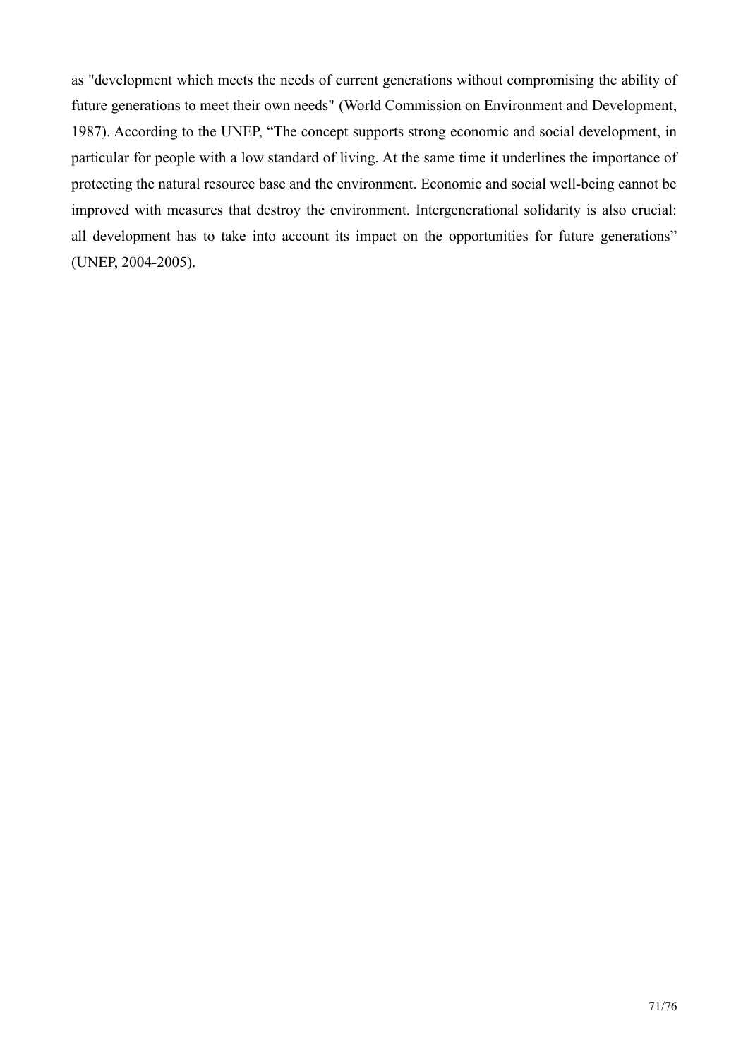as "development which meets the needs of current generations without compromising the ability of future generations to meet their own needs" (World Commission on Environment and Development, 1987). According to the UNEP, “The concept supports strong economic and social development, in particular for people with a low standard of living. At the same time it underlines the importance of protecting the natural resource base and the environment. Economic and social well-being cannot be improved with measures that destroy the environment. Intergenerational solidarity is also crucial: all development has to take into account its impact on the opportunities for future generations” (UNEP, 2004-2005).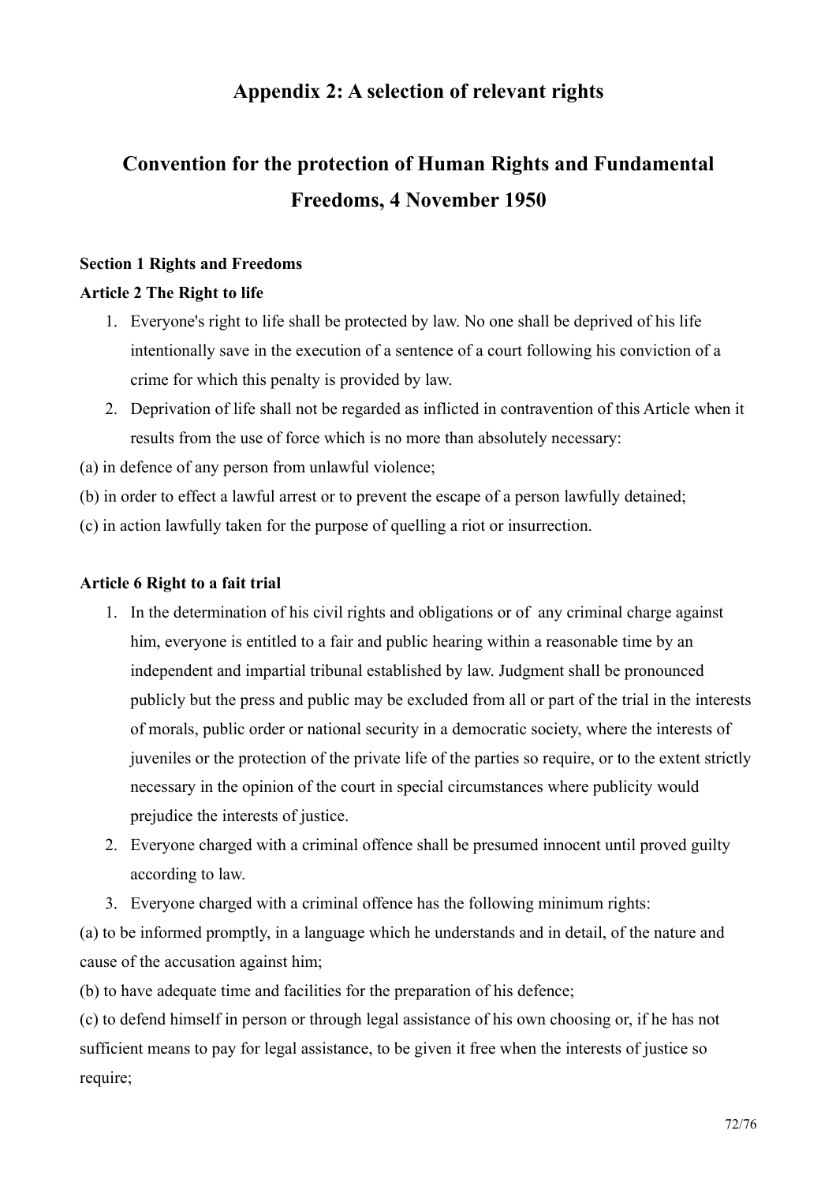## Appendix 2: A selection of relevant rights

## Convention for the protection of Human Rights and Fundamental Freedoms, 4 November 1950

**Section 1 Rights and Freedoms**

**Article 2 The Right to life**

1. Everyone's right to life shall be protected by law. No one shall be deprived of his life intentionally save in the execution of a sentence of a court following his conviction of a crime for which this penalty is provided by law.
2. Deprivation of life shall not be regarded as inflicted in contravention of this Article when it results from the use of force which is no more than absolutely necessary:

(a) in defence of any person from unlawful violence;

(b) in order to effect a lawful arrest or to prevent the escape of a person lawfully detained;

(c) in action lawfully taken for the purpose of quelling a riot or insurrection.

**Article 6 Right to a fait trial**

1. In the determination of his civil rights and obligations or of any criminal charge against him, everyone is entitled to a fair and public hearing within a reasonable time by an independent and impartial tribunal established by law. Judgment shall be pronounced publicly but the press and public may be excluded from all or part of the trial in the interests of morals, public order or national security in a democratic society, where the interests of juveniles or the protection of the private life of the parties so require, or to the extent strictly necessary in the opinion of the court in special circumstances where publicity would prejudice the interests of justice.
2. Everyone charged with a criminal offence shall be presumed innocent until proved guilty according to law.
3. Everyone charged with a criminal offence has the following minimum rights:

(a) to be informed promptly, in a language which he understands and in detail, of the nature and cause of the accusation against him;

(b) to have adequate time and facilities for the preparation of his defence;

(c) to defend himself in person or through legal assistance of his own choosing or, if he has not sufficient means to pay for legal assistance, to be given it free when the interests of justice so require;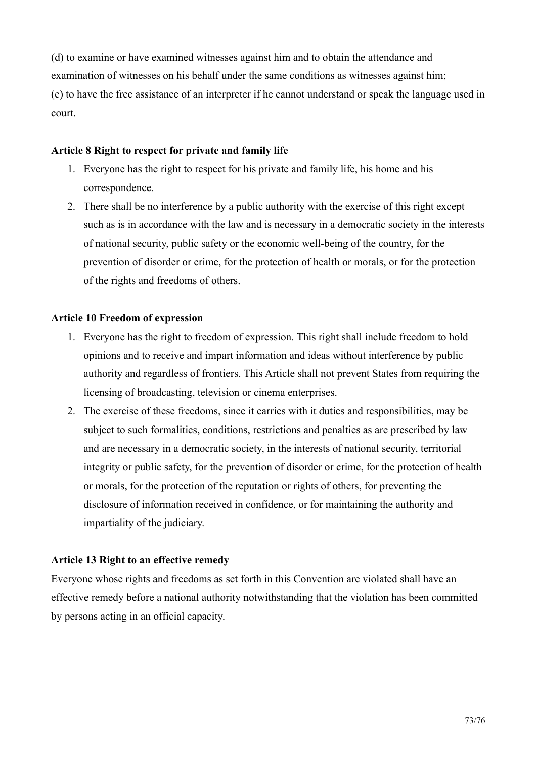(d) to examine or have examined witnesses against him and to obtain the attendance and examination of witnesses on his behalf under the same conditions as witnesses against him;
(e) to have the free assistance of an interpreter if he cannot understand or speak the language used in court.

**Article 8 Right to respect for private and family life**

1. Everyone has the right to respect for his private and family life, his home and his correspondence.
2. There shall be no interference by a public authority with the exercise of this right except such as is in accordance with the law and is necessary in a democratic society in the interests of national security, public safety or the economic well-being of the country, for the prevention of disorder or crime, for the protection of health or morals, or for the protection of the rights and freedoms of others.

**Article 10 Freedom of expression**

1. Everyone has the right to freedom of expression. This right shall include freedom to hold opinions and to receive and impart information and ideas without interference by public authority and regardless of frontiers. This Article shall not prevent States from requiring the licensing of broadcasting, television or cinema enterprises.
2. The exercise of these freedoms, since it carries with it duties and responsibilities, may be subject to such formalities, conditions, restrictions and penalties as are prescribed by law and are necessary in a democratic society, in the interests of national security, territorial integrity or public safety, for the prevention of disorder or crime, for the protection of health or morals, for the protection of the reputation or rights of others, for preventing the disclosure of information received in confidence, or for maintaining the authority and impartiality of the judiciary.

**Article 13 Right to an effective remedy**

Everyone whose rights and freedoms as set forth in this Convention are violated shall have an effective remedy before a national authority notwithstanding that the violation has been committed by persons acting in an official capacity.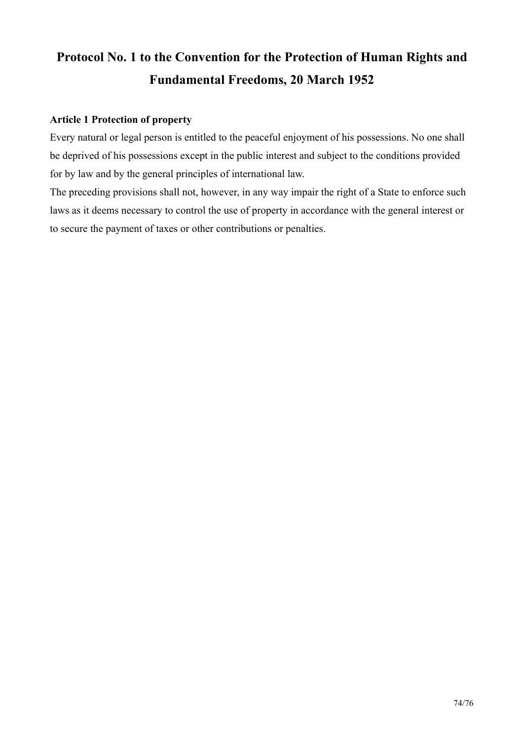# Protocol No. 1 to the Convention for the Protection of Human Rights and Fundamental Freedoms, 20 March 1952

**Article 1 Protection of property**

Every natural or legal person is entitled to the peaceful enjoyment of his possessions. No one shall be deprived of his possessions except in the public interest and subject to the conditions provided for by law and by the general principles of international law.

The preceding provisions shall not, however, in any way impair the right of a State to enforce such laws as it deems necessary to control the use of property in accordance with the general interest or to secure the payment of taxes or other contributions or penalties.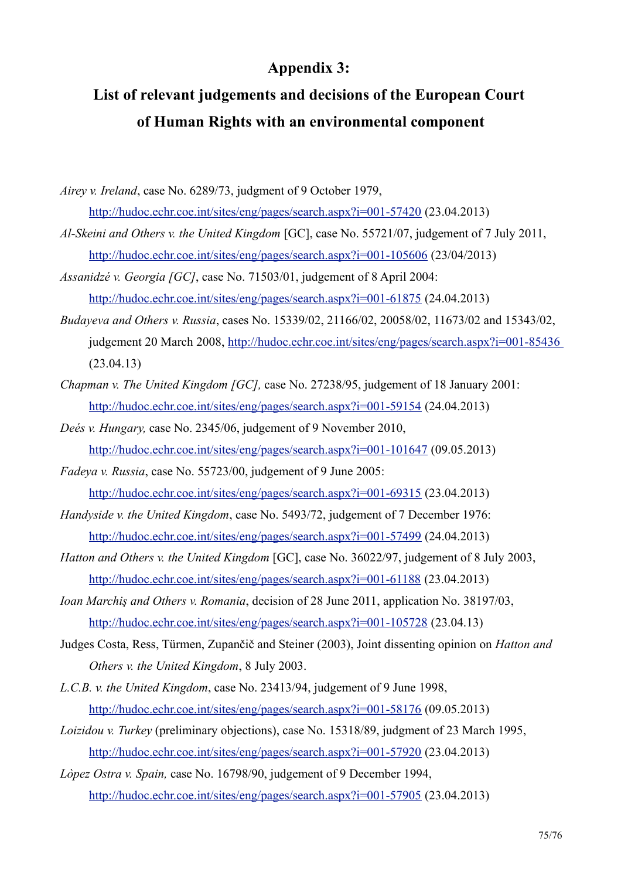## Appendix 3:

## List of relevant judgements and decisions of the European Court of Human Rights with an environmental component

*Airey v. Ireland*, case No. 6289/73, judgment of 9 October 1979, http://hudoc.echr.coe.int/sites/eng/pages/search.aspx?i=001-57420 (23.04.2013)

*Al-Skeini and Others v. the United Kingdom* [GC], case No. 55721/07, judgement of 7 July 2011, http://hudoc.echr.coe.int/sites/eng/pages/search.aspx?i=001-105606 (23/04/2013)

*Assanidzé v. Georgia [GC]*, case No. 71503/01, judgement of 8 April 2004: http://hudoc.echr.coe.int/sites/eng/pages/search.aspx?i=001-61875 (24.04.2013)

*Budayeva and Others v. Russia*, cases No. 15339/02, 21166/02, 20058/02, 11673/02 and 15343/02, judgement 20 March 2008, http://hudoc.echr.coe.int/sites/eng/pages/search.aspx?i=001-85436 (23.04.13)

*Chapman v. The United Kingdom [GC],* case No. 27238/95, judgement of 18 January 2001: http://hudoc.echr.coe.int/sites/eng/pages/search.aspx?i=001-59154 (24.04.2013)

*Deés v. Hungary,* case No. 2345/06, judgement of 9 November 2010, http://hudoc.echr.coe.int/sites/eng/pages/search.aspx?i=001-101647 (09.05.2013)

*Fadeya v. Russia*, case No. 55723/00, judgement of 9 June 2005: http://hudoc.echr.coe.int/sites/eng/pages/search.aspx?i=001-69315 (23.04.2013)

*Handyside v. the United Kingdom*, case No. 5493/72, judgement of 7 December 1976: http://hudoc.echr.coe.int/sites/eng/pages/search.aspx?i=001-57499 (24.04.2013)

*Hatton and Others v. the United Kingdom* [GC], case No. 36022/97, judgement of 8 July 2003, http://hudoc.echr.coe.int/sites/eng/pages/search.aspx?i=001-61188 (23.04.2013)

*Ioan Marchiş and Others v. Romania*, decision of 28 June 2011, application No. 38197/03, http://hudoc.echr.coe.int/sites/eng/pages/search.aspx?i=001-105728 (23.04.13)

Judges Costa, Ress, Türmen, Zupančič and Steiner (2003), Joint dissenting opinion on *Hatton and Others v. the United Kingdom*, 8 July 2003.

*L.C.B. v. the United Kingdom*, case No. 23413/94, judgement of 9 June 1998, http://hudoc.echr.coe.int/sites/eng/pages/search.aspx?i=001-58176 (09.05.2013)

*Loizidou v. Turkey* (preliminary objections), case No. 15318/89, judgment of 23 March 1995, http://hudoc.echr.coe.int/sites/eng/pages/search.aspx?i=001-57920 (23.04.2013)

*Lòpez Ostra v. Spain,* case No. 16798/90, judgement of 9 December 1994, http://hudoc.echr.coe.int/sites/eng/pages/search.aspx?i=001-57905 (23.04.2013)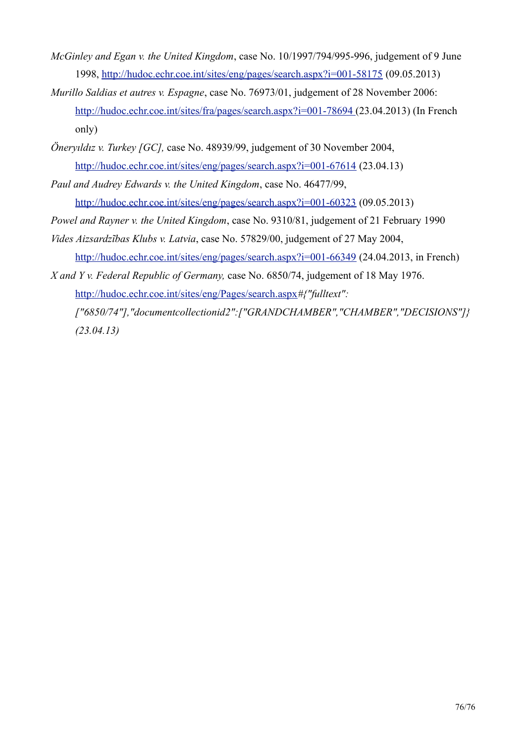*McGinley and Egan v. the United Kingdom*, case No. 10/1997/794/995-996, judgement of 9 June 1998, http://hudoc.echr.coe.int/sites/eng/pages/search.aspx?i=001-58175 (09.05.2013)

*Murillo Saldias et autres v. Espagne*, case No. 76973/01, judgement of 28 November 2006: http://hudoc.echr.coe.int/sites/fra/pages/search.aspx?i=001-78694 (23.04.2013) (In French only)

*Öneryıldız v. Turkey [GC],* case No. 48939/99, judgement of 30 November 2004, http://hudoc.echr.coe.int/sites/eng/pages/search.aspx?i=001-67614 (23.04.13)

*Paul and Audrey Edwards v. the United Kingdom*, case No. 46477/99, http://hudoc.echr.coe.int/sites/eng/pages/search.aspx?i=001-60323 (09.05.2013)

*Powel and Rayner v. the United Kingdom*, case No. 9310/81, judgement of 21 February 1990

*Vides Aizsardzības Klubs v. Latvia*, case No. 57829/00, judgement of 27 May 2004, http://hudoc.echr.coe.int/sites/eng/pages/search.aspx?i=001-66349 (24.04.2013, in French)

*X and Y v. Federal Republic of Germany,* case No. 6850/74, judgement of 18 May 1976. http://hudoc.echr.coe.int/sites/eng/Pages/search.aspx*#{"fulltext":["6850/74"],"documentcollectionid2":["GRANDCHAMBER","CHAMBER","DECISIONS"]} (23.04.13)*